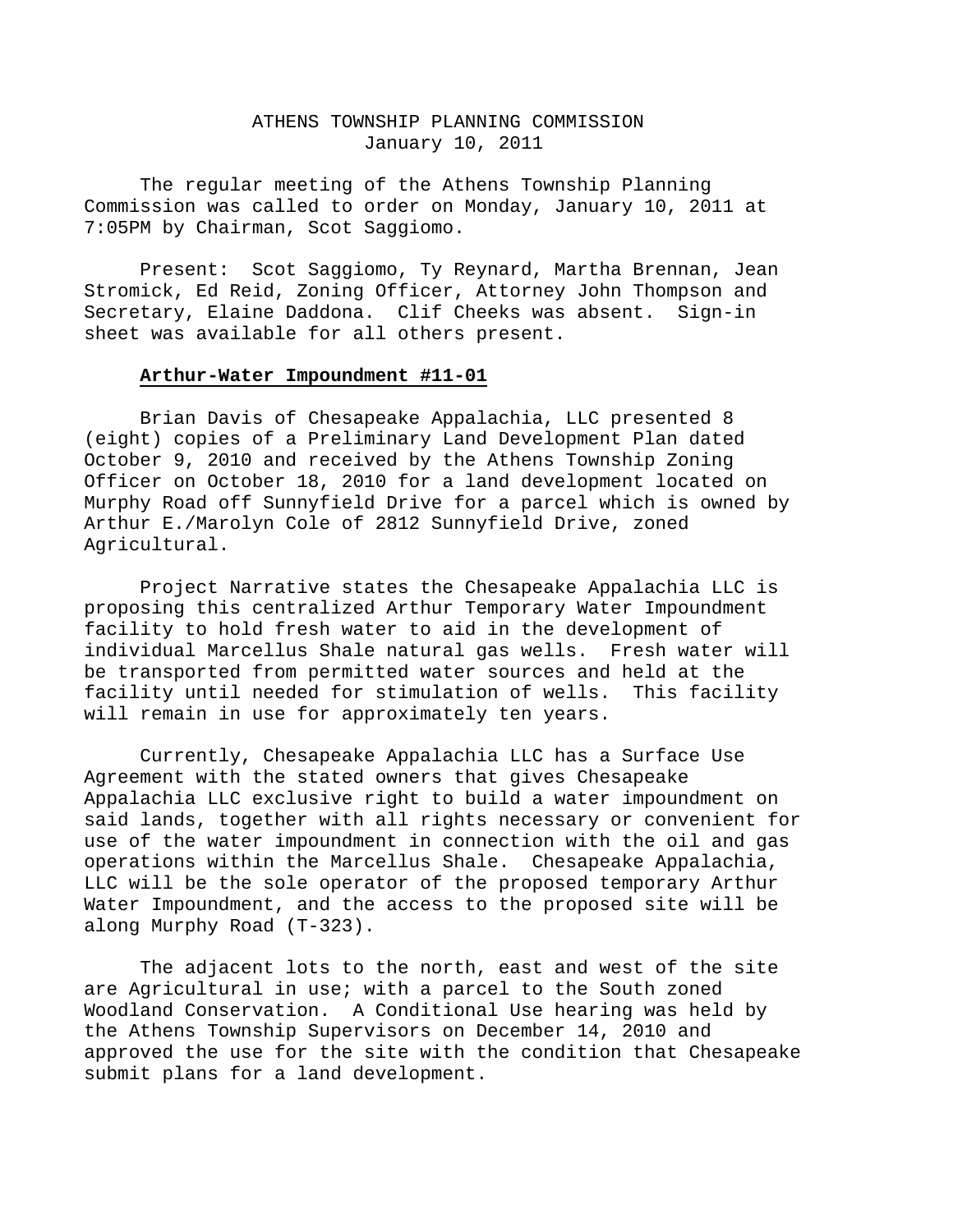# ATHENS TOWNSHIP PLANNING COMMISSION
January 10, 2011

The regular meeting of the Athens Township Planning Commission was called to order on Monday, January 10, 2011 at 7:05PM by Chairman, Scot Saggiomo.

Present: Scot Saggiomo, Ty Reynard, Martha Brennan, Jean Stromick, Ed Reid, Zoning Officer, Attorney John Thompson and Secretary, Elaine Daddona. Clif Cheeks was absent. Sign-in sheet was available for all others present.

**Arthur-Water Impoundment #11-01**

Brian Davis of Chesapeake Appalachia, LLC presented 8 (eight) copies of a Preliminary Land Development Plan dated October 9, 2010 and received by the Athens Township Zoning Officer on October 18, 2010 for a land development located on Murphy Road off Sunnyfield Drive for a parcel which is owned by Arthur E./Marolyn Cole of 2812 Sunnyfield Drive, zoned Agricultural.

Project Narrative states the Chesapeake Appalachia LLC is proposing this centralized Arthur Temporary Water Impoundment facility to hold fresh water to aid in the development of individual Marcellus Shale natural gas wells. Fresh water will be transported from permitted water sources and held at the facility until needed for stimulation of wells. This facility will remain in use for approximately ten years.

Currently, Chesapeake Appalachia LLC has a Surface Use Agreement with the stated owners that gives Chesapeake Appalachia LLC exclusive right to build a water impoundment on said lands, together with all rights necessary or convenient for use of the water impoundment in connection with the oil and gas operations within the Marcellus Shale. Chesapeake Appalachia, LLC will be the sole operator of the proposed temporary Arthur Water Impoundment, and the access to the proposed site will be along Murphy Road (T-323).

The adjacent lots to the north, east and west of the site are Agricultural in use; with a parcel to the South zoned Woodland Conservation. A Conditional Use hearing was held by the Athens Township Supervisors on December 14, 2010 and approved the use for the site with the condition that Chesapeake submit plans for a land development.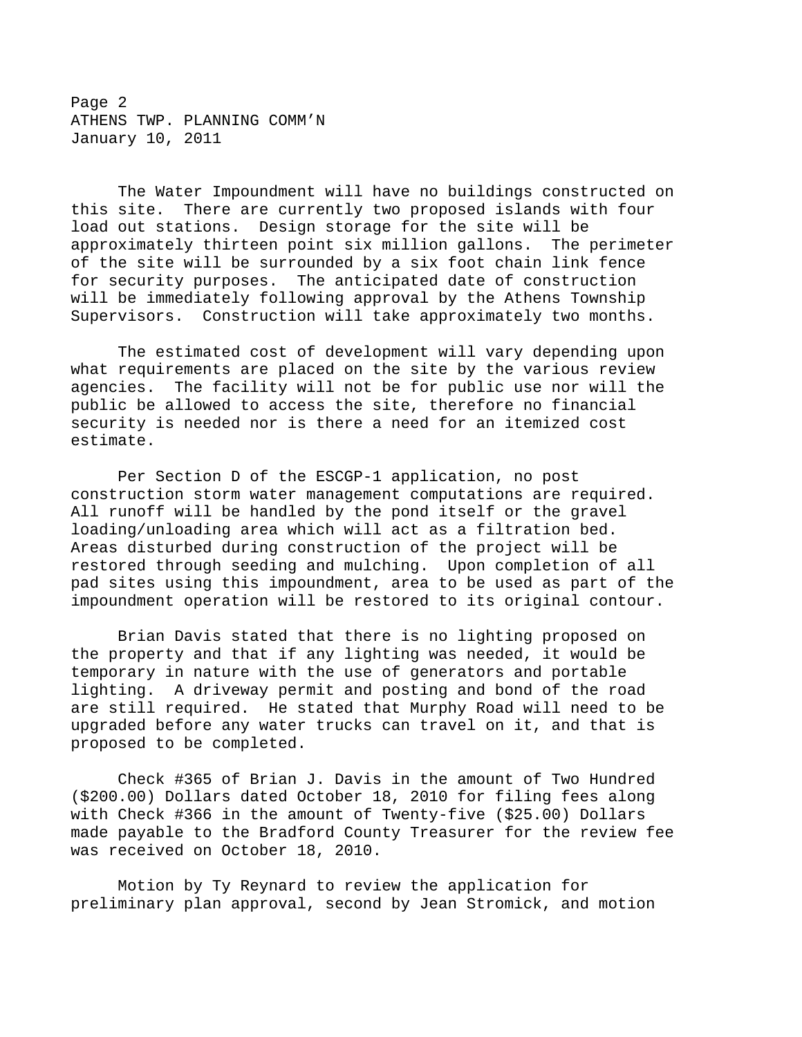The Water Impoundment will have no buildings constructed on this site. There are currently two proposed islands with four load out stations. Design storage for the site will be approximately thirteen point six million gallons. The perimeter of the site will be surrounded by a six foot chain link fence for security purposes. The anticipated date of construction will be immediately following approval by the Athens Township Supervisors. Construction will take approximately two months.

The estimated cost of development will vary depending upon what requirements are placed on the site by the various review agencies. The facility will not be for public use nor will the public be allowed to access the site, therefore no financial security is needed nor is there a need for an itemized cost estimate.

Per Section D of the ESCGP-1 application, no post construction storm water management computations are required. All runoff will be handled by the pond itself or the gravel loading/unloading area which will act as a filtration bed. Areas disturbed during construction of the project will be restored through seeding and mulching. Upon completion of all pad sites using this impoundment, area to be used as part of the impoundment operation will be restored to its original contour.

Brian Davis stated that there is no lighting proposed on the property and that if any lighting was needed, it would be temporary in nature with the use of generators and portable lighting. A driveway permit and posting and bond of the road are still required. He stated that Murphy Road will need to be upgraded before any water trucks can travel on it, and that is proposed to be completed.

Check #365 of Brian J. Davis in the amount of Two Hundred ($200.00) Dollars dated October 18, 2010 for filing fees along with Check #366 in the amount of Twenty-five ($25.00) Dollars made payable to the Bradford County Treasurer for the review fee was received on October 18, 2010.

Motion by Ty Reynard to review the application for preliminary plan approval, second by Jean Stromick, and motion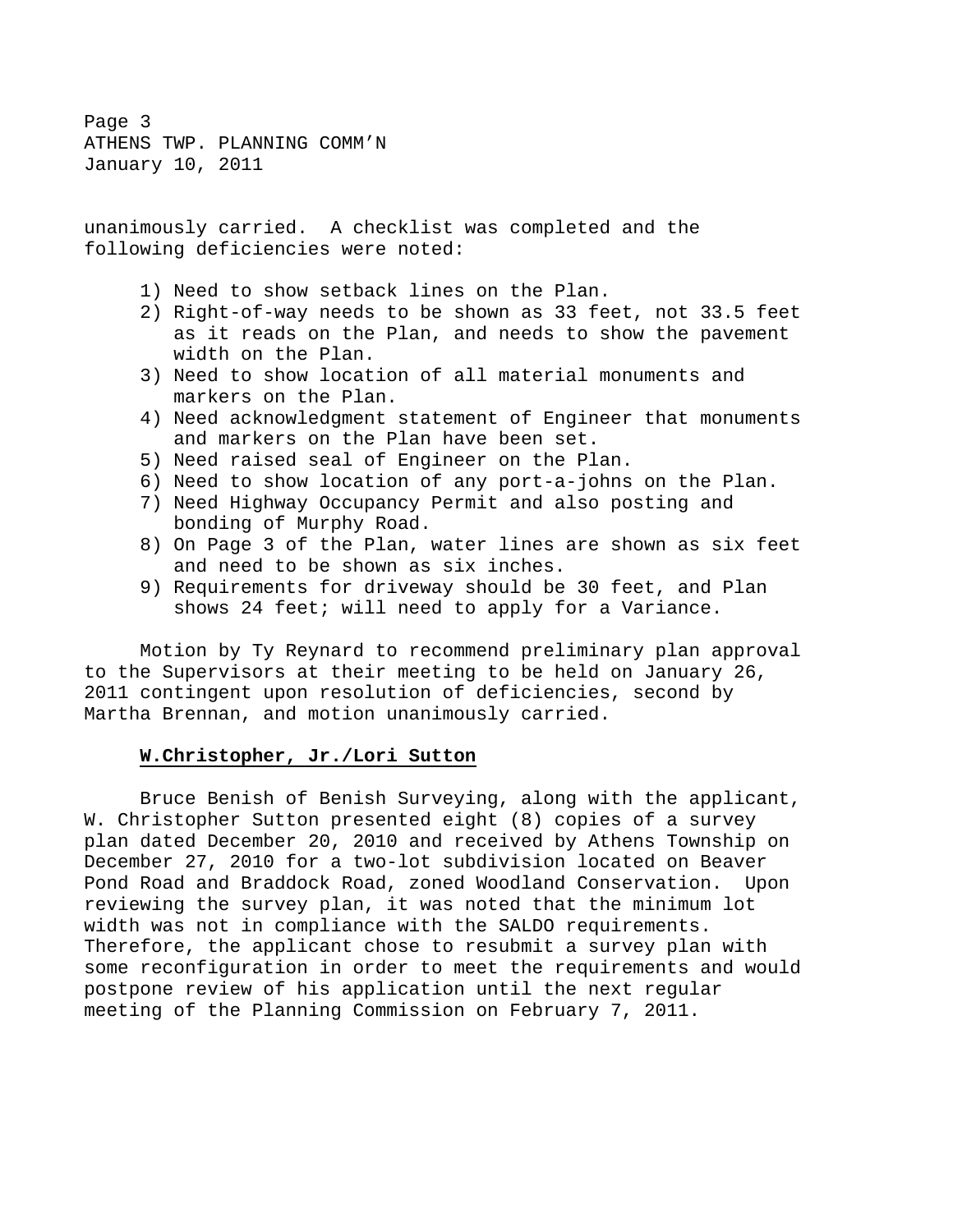unanimously carried. A checklist was completed and the following deficiencies were noted:

1) Need to show setback lines on the Plan.
2) Right-of-way needs to be shown as 33 feet, not 33.5 feet as it reads on the Plan, and needs to show the pavement width on the Plan.
3) Need to show location of all material monuments and markers on the Plan.
4) Need acknowledgment statement of Engineer that monuments and markers on the Plan have been set.
5) Need raised seal of Engineer on the Plan.
6) Need to show location of any port-a-johns on the Plan.
7) Need Highway Occupancy Permit and also posting and bonding of Murphy Road.
8) On Page 3 of the Plan, water lines are shown as six feet and need to be shown as six inches.
9) Requirements for driveway should be 30 feet, and Plan shows 24 feet; will need to apply for a Variance.

Motion by Ty Reynard to recommend preliminary plan approval to the Supervisors at their meeting to be held on January 26, 2011 contingent upon resolution of deficiencies, second by Martha Brennan, and motion unanimously carried.

**W.Christopher, Jr./Lori Sutton**

Bruce Benish of Benish Surveying, along with the applicant, W. Christopher Sutton presented eight (8) copies of a survey plan dated December 20, 2010 and received by Athens Township on December 27, 2010 for a two-lot subdivision located on Beaver Pond Road and Braddock Road, zoned Woodland Conservation. Upon reviewing the survey plan, it was noted that the minimum lot width was not in compliance with the SALDO requirements. Therefore, the applicant chose to resubmit a survey plan with some reconfiguration in order to meet the requirements and would postpone review of his application until the next regular meeting of the Planning Commission on February 7, 2011.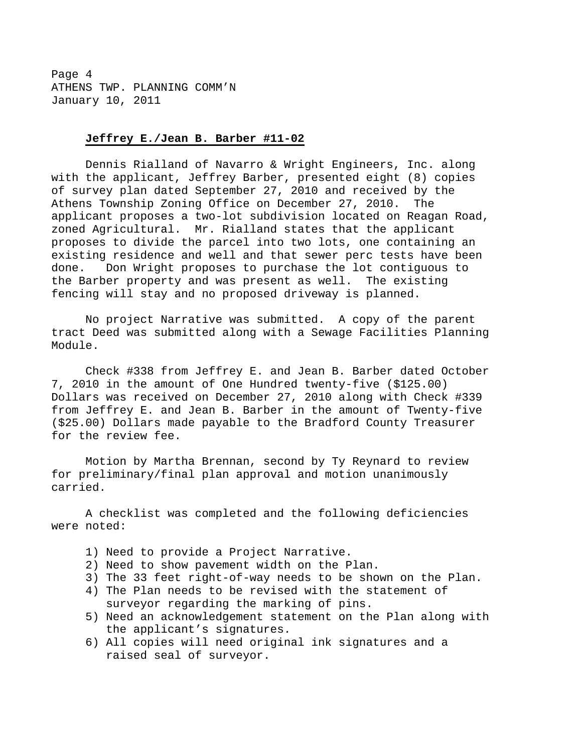**Jeffrey E./Jean B. Barber #11-02**

Dennis Rialland of Navarro & Wright Engineers, Inc. along with the applicant, Jeffrey Barber, presented eight (8) copies of survey plan dated September 27, 2010 and received by the Athens Township Zoning Office on December 27, 2010. The applicant proposes a two-lot subdivision located on Reagan Road, zoned Agricultural. Mr. Rialland states that the applicant proposes to divide the parcel into two lots, one containing an existing residence and well and that sewer perc tests have been done. Don Wright proposes to purchase the lot contiguous to the Barber property and was present as well. The existing fencing will stay and no proposed driveway is planned.

No project Narrative was submitted. A copy of the parent tract Deed was submitted along with a Sewage Facilities Planning Module.

Check #338 from Jeffrey E. and Jean B. Barber dated October 7, 2010 in the amount of One Hundred twenty-five ($125.00) Dollars was received on December 27, 2010 along with Check #339 from Jeffrey E. and Jean B. Barber in the amount of Twenty-five ($25.00) Dollars made payable to the Bradford County Treasurer for the review fee.

Motion by Martha Brennan, second by Ty Reynard to review for preliminary/final plan approval and motion unanimously carried.

A checklist was completed and the following deficiencies were noted:

1) Need to provide a Project Narrative.
2) Need to show pavement width on the Plan.
3) The 33 feet right-of-way needs to be shown on the Plan.
4) The Plan needs to be revised with the statement of surveyor regarding the marking of pins.
5) Need an acknowledgement statement on the Plan along with the applicant's signatures.
6) All copies will need original ink signatures and a raised seal of surveyor.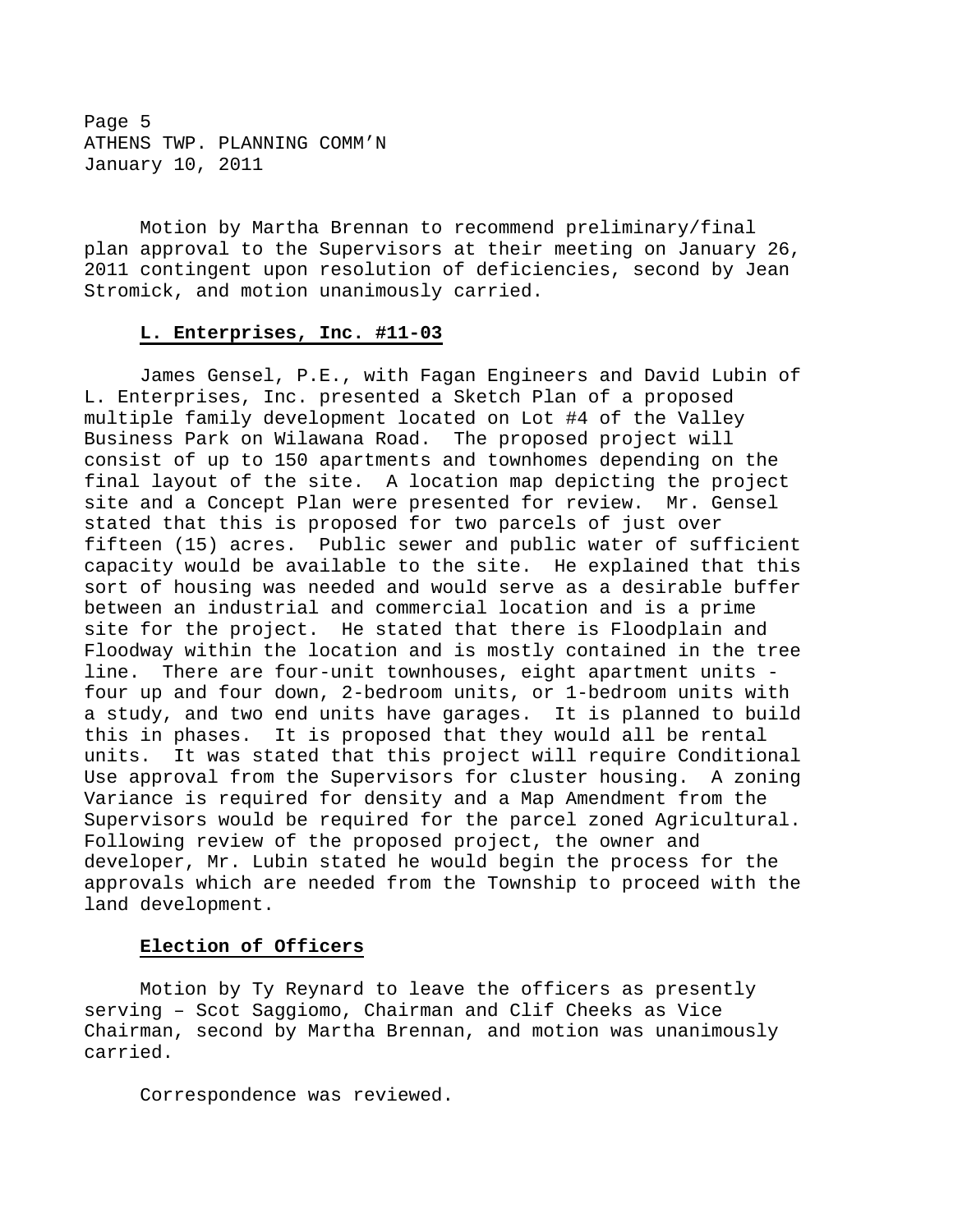Motion by Martha Brennan to recommend preliminary/final plan approval to the Supervisors at their meeting on January 26, 2011 contingent upon resolution of deficiencies, second by Jean Stromick, and motion unanimously carried.

**L. Enterprises, Inc. #11-03**

James Gensel, P.E., with Fagan Engineers and David Lubin of L. Enterprises, Inc. presented a Sketch Plan of a proposed multiple family development located on Lot #4 of the Valley Business Park on Wilawana Road. The proposed project will consist of up to 150 apartments and townhomes depending on the final layout of the site. A location map depicting the project site and a Concept Plan were presented for review. Mr. Gensel stated that this is proposed for two parcels of just over fifteen (15) acres. Public sewer and public water of sufficient capacity would be available to the site. He explained that this sort of housing was needed and would serve as a desirable buffer between an industrial and commercial location and is a prime site for the project. He stated that there is Floodplain and Floodway within the location and is mostly contained in the tree line. There are four-unit townhouses, eight apartment units - four up and four down, 2-bedroom units, or 1-bedroom units with a study, and two end units have garages. It is planned to build this in phases. It is proposed that they would all be rental units. It was stated that this project will require Conditional Use approval from the Supervisors for cluster housing. A zoning Variance is required for density and a Map Amendment from the Supervisors would be required for the parcel zoned Agricultural. Following review of the proposed project, the owner and developer, Mr. Lubin stated he would begin the process for the approvals which are needed from the Township to proceed with the land development.

**Election of Officers**

Motion by Ty Reynard to leave the officers as presently serving – Scot Saggiomo, Chairman and Clif Cheeks as Vice Chairman, second by Martha Brennan, and motion was unanimously carried.

Correspondence was reviewed.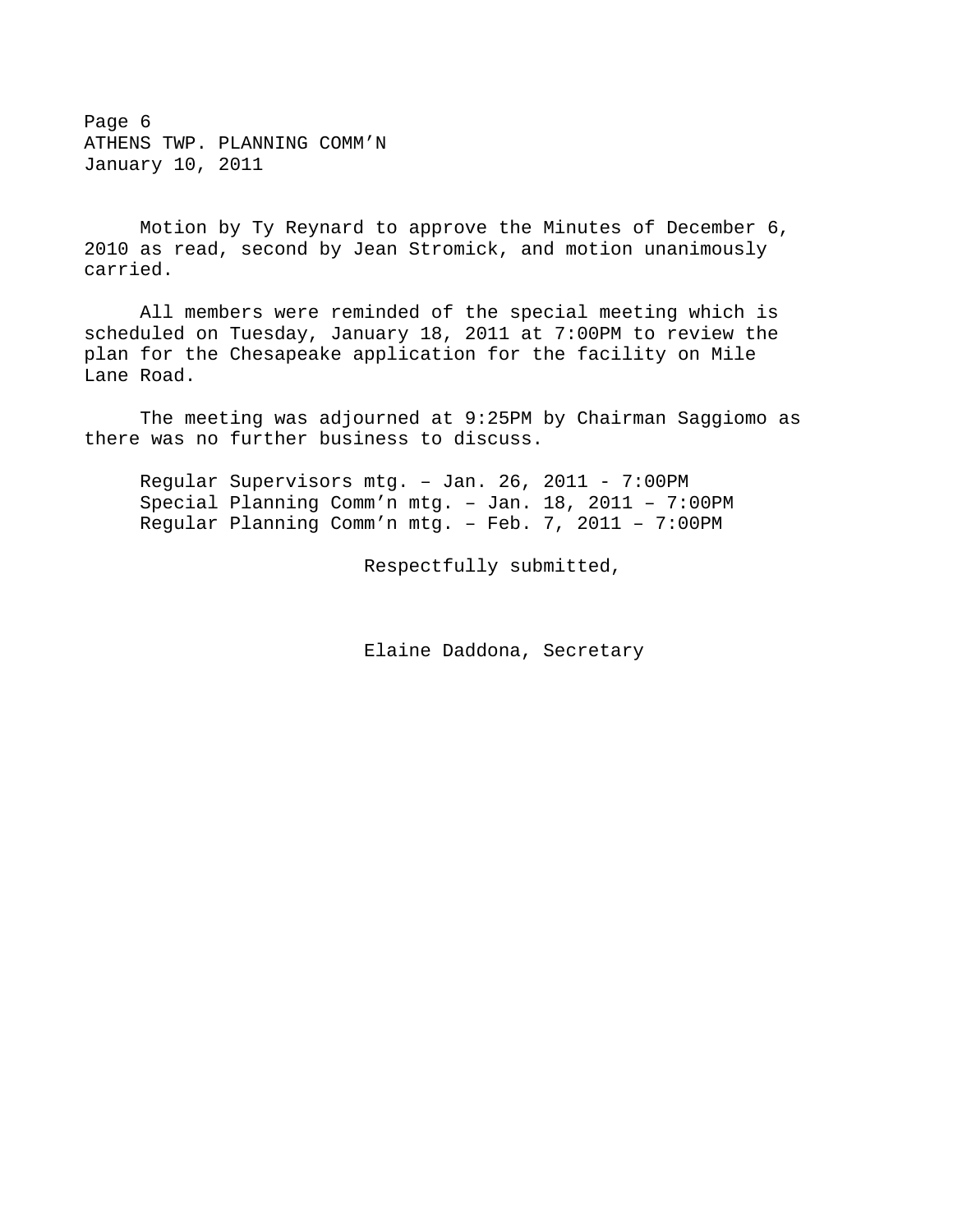Motion by Ty Reynard to approve the Minutes of December 6, 2010 as read, second by Jean Stromick, and motion unanimously carried.

All members were reminded of the special meeting which is scheduled on Tuesday, January 18, 2011 at 7:00PM to review the plan for the Chesapeake application for the facility on Mile Lane Road.

The meeting was adjourned at 9:25PM by Chairman Saggiomo as there was no further business to discuss.

Regular Supervisors mtg. – Jan. 26, 2011 - 7:00PM
Special Planning Comm'n mtg. – Jan. 18, 2011 – 7:00PM
Regular Planning Comm'n mtg. – Feb. 7, 2011 – 7:00PM

Respectfully submitted,

Elaine Daddona, Secretary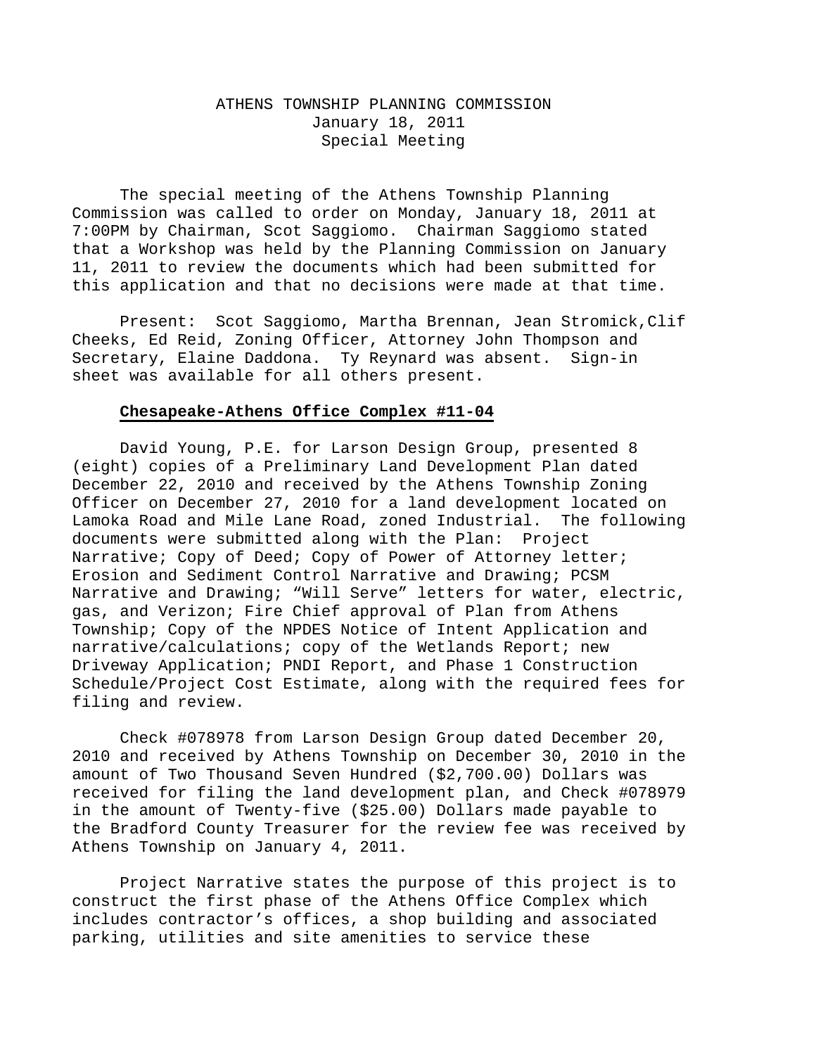ATHENS TOWNSHIP PLANNING COMMISSION
January 18, 2011
Special Meeting

The special meeting of the Athens Township Planning Commission was called to order on Monday, January 18, 2011 at 7:00PM by Chairman, Scot Saggiomo. Chairman Saggiomo stated that a Workshop was held by the Planning Commission on January 11, 2011 to review the documents which had been submitted for this application and that no decisions were made at that time.

Present: Scot Saggiomo, Martha Brennan, Jean Stromick,Clif Cheeks, Ed Reid, Zoning Officer, Attorney John Thompson and Secretary, Elaine Daddona. Ty Reynard was absent. Sign-in sheet was available for all others present.

**Chesapeake-Athens Office Complex #11-04**

David Young, P.E. for Larson Design Group, presented 8 (eight) copies of a Preliminary Land Development Plan dated December 22, 2010 and received by the Athens Township Zoning Officer on December 27, 2010 for a land development located on Lamoka Road and Mile Lane Road, zoned Industrial. The following documents were submitted along with the Plan: Project Narrative; Copy of Deed; Copy of Power of Attorney letter; Erosion and Sediment Control Narrative and Drawing; PCSM Narrative and Drawing; “Will Serve” letters for water, electric, gas, and Verizon; Fire Chief approval of Plan from Athens Township; Copy of the NPDES Notice of Intent Application and narrative/calculations; copy of the Wetlands Report; new Driveway Application; PNDI Report, and Phase 1 Construction Schedule/Project Cost Estimate, along with the required fees for filing and review.

Check #078978 from Larson Design Group dated December 20, 2010 and received by Athens Township on December 30, 2010 in the amount of Two Thousand Seven Hundred ($2,700.00) Dollars was received for filing the land development plan, and Check #078979 in the amount of Twenty-five ($25.00) Dollars made payable to the Bradford County Treasurer for the review fee was received by Athens Township on January 4, 2011.

Project Narrative states the purpose of this project is to construct the first phase of the Athens Office Complex which includes contractor’s offices, a shop building and associated parking, utilities and site amenities to service these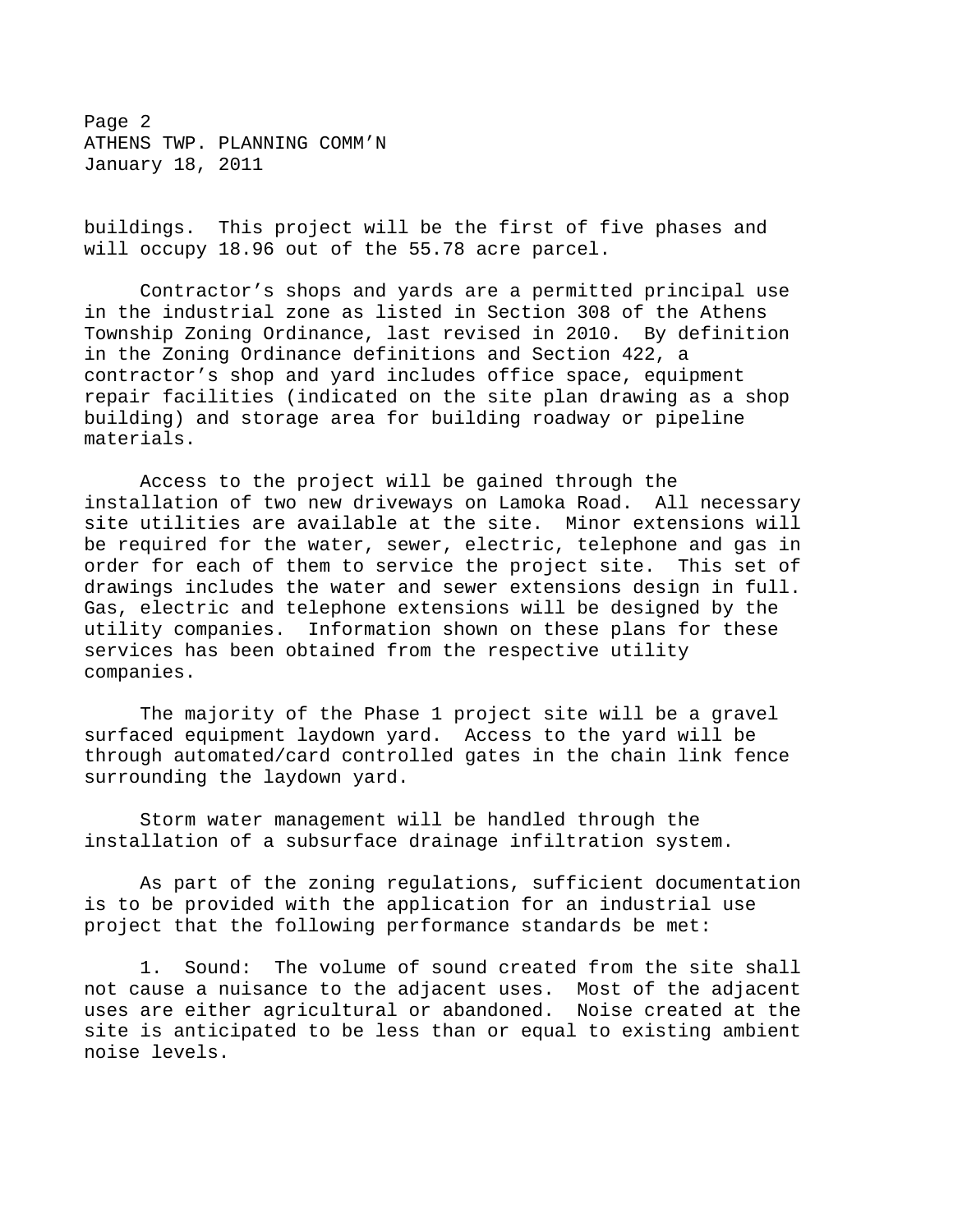buildings. This project will be the first of five phases and will occupy 18.96 out of the 55.78 acre parcel.

Contractor's shops and yards are a permitted principal use in the industrial zone as listed in Section 308 of the Athens Township Zoning Ordinance, last revised in 2010. By definition in the Zoning Ordinance definitions and Section 422, a contractor's shop and yard includes office space, equipment repair facilities (indicated on the site plan drawing as a shop building) and storage area for building roadway or pipeline materials.

Access to the project will be gained through the installation of two new driveways on Lamoka Road. All necessary site utilities are available at the site. Minor extensions will be required for the water, sewer, electric, telephone and gas in order for each of them to service the project site. This set of drawings includes the water and sewer extensions design in full. Gas, electric and telephone extensions will be designed by the utility companies. Information shown on these plans for these services has been obtained from the respective utility companies.

The majority of the Phase 1 project site will be a gravel surfaced equipment laydown yard. Access to the yard will be through automated/card controlled gates in the chain link fence surrounding the laydown yard.

Storm water management will be handled through the installation of a subsurface drainage infiltration system.

As part of the zoning regulations, sufficient documentation is to be provided with the application for an industrial use project that the following performance standards be met:

1. Sound: The volume of sound created from the site shall not cause a nuisance to the adjacent uses. Most of the adjacent uses are either agricultural or abandoned. Noise created at the site is anticipated to be less than or equal to existing ambient noise levels.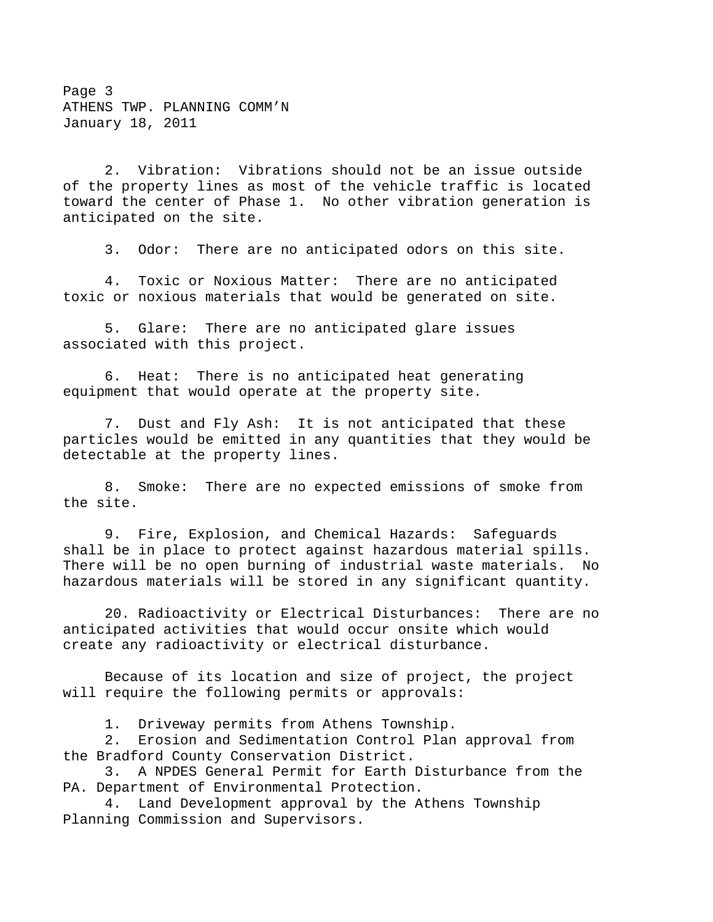2. Vibration: Vibrations should not be an issue outside of the property lines as most of the vehicle traffic is located toward the center of Phase 1. No other vibration generation is anticipated on the site.

3. Odor: There are no anticipated odors on this site.

4. Toxic or Noxious Matter: There are no anticipated toxic or noxious materials that would be generated on site.

5. Glare: There are no anticipated glare issues associated with this project.

6. Heat: There is no anticipated heat generating equipment that would operate at the property site.

7. Dust and Fly Ash: It is not anticipated that these particles would be emitted in any quantities that they would be detectable at the property lines.

8. Smoke: There are no expected emissions of smoke from the site.

9. Fire, Explosion, and Chemical Hazards: Safeguards shall be in place to protect against hazardous material spills. There will be no open burning of industrial waste materials. No hazardous materials will be stored in any significant quantity.

20. Radioactivity or Electrical Disturbances: There are no anticipated activities that would occur onsite which would create any radioactivity or electrical disturbance.

Because of its location and size of project, the project will require the following permits or approvals:

1. Driveway permits from Athens Township.
2. Erosion and Sedimentation Control Plan approval from the Bradford County Conservation District.
3. A NPDES General Permit for Earth Disturbance from the PA. Department of Environmental Protection.
4. Land Development approval by the Athens Township Planning Commission and Supervisors.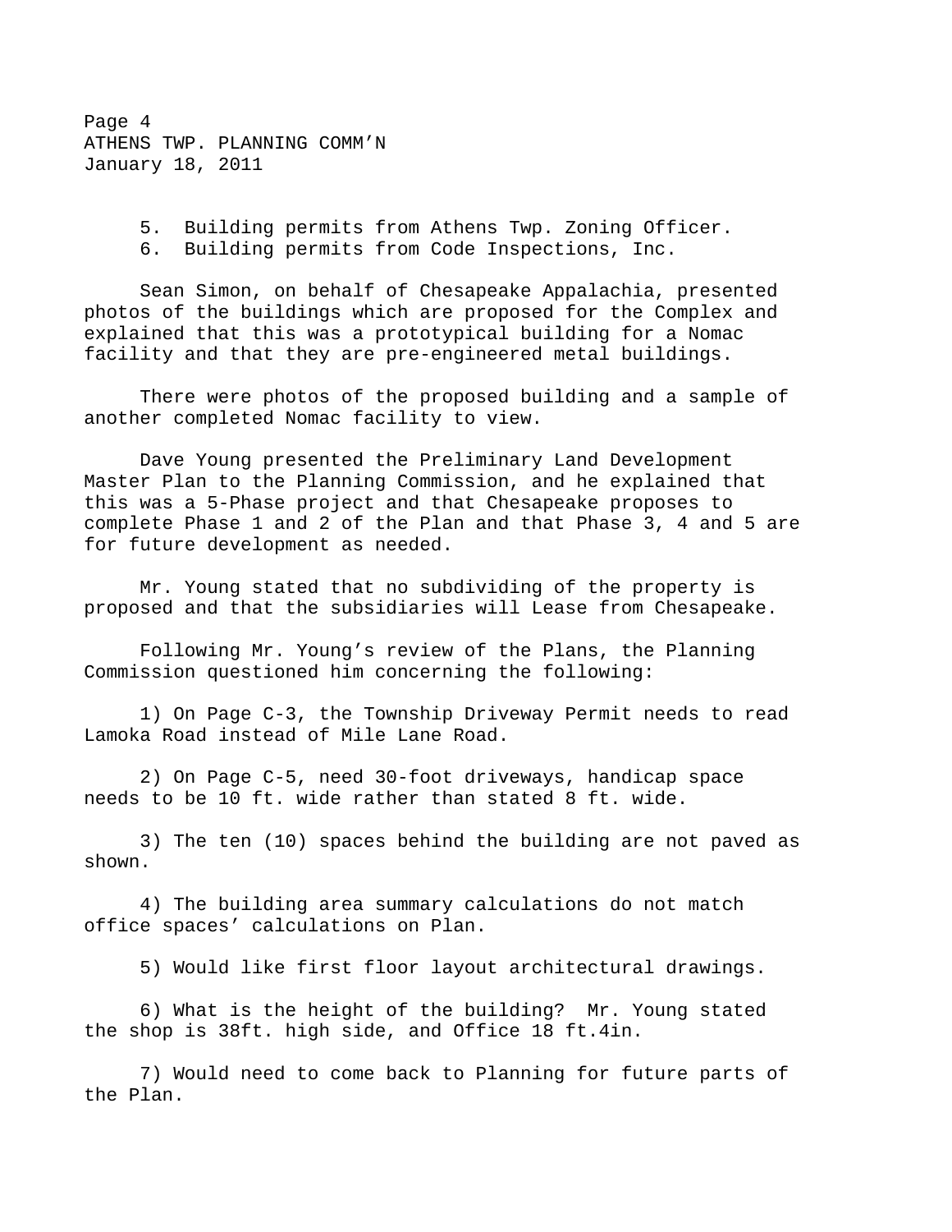5. Building permits from Athens Twp. Zoning Officer.
6. Building permits from Code Inspections, Inc.

Sean Simon, on behalf of Chesapeake Appalachia, presented photos of the buildings which are proposed for the Complex and explained that this was a prototypical building for a Nomac facility and that they are pre-engineered metal buildings.

There were photos of the proposed building and a sample of another completed Nomac facility to view.

Dave Young presented the Preliminary Land Development Master Plan to the Planning Commission, and he explained that this was a 5-Phase project and that Chesapeake proposes to complete Phase 1 and 2 of the Plan and that Phase 3, 4 and 5 are for future development as needed.

Mr. Young stated that no subdividing of the property is proposed and that the subsidiaries will Lease from Chesapeake.

Following Mr. Young's review of the Plans, the Planning Commission questioned him concerning the following:

1) On Page C-3, the Township Driveway Permit needs to read Lamoka Road instead of Mile Lane Road.

2) On Page C-5, need 30-foot driveways, handicap space needs to be 10 ft. wide rather than stated 8 ft. wide.

3) The ten (10) spaces behind the building are not paved as shown.

4) The building area summary calculations do not match office spaces' calculations on Plan.

5) Would like first floor layout architectural drawings.

6) What is the height of the building? Mr. Young stated the shop is 38ft. high side, and Office 18 ft.4in.

7) Would need to come back to Planning for future parts of the Plan.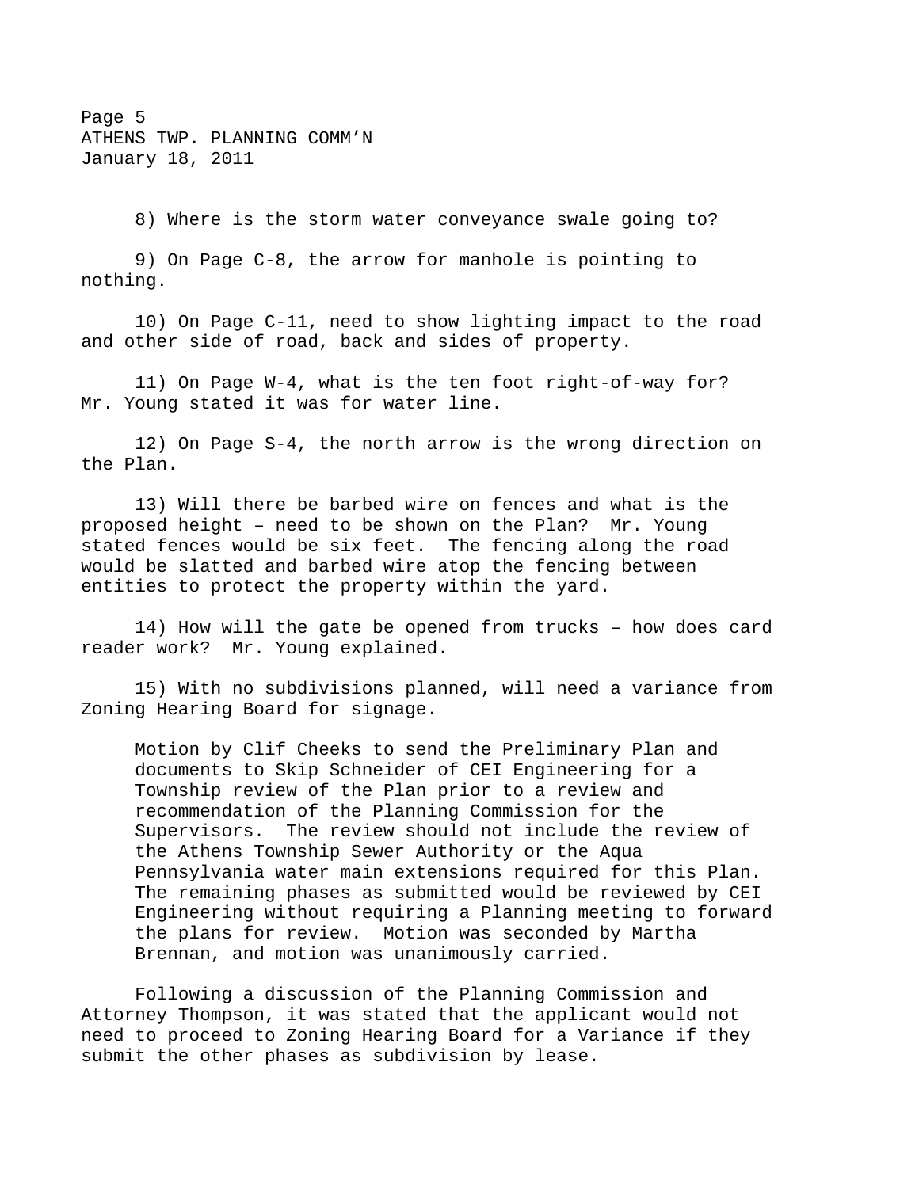8) Where is the storm water conveyance swale going to?

9) On Page C-8, the arrow for manhole is pointing to nothing.

10) On Page C-11, need to show lighting impact to the road and other side of road, back and sides of property.

11) On Page W-4, what is the ten foot right-of-way for? Mr. Young stated it was for water line.

12) On Page S-4, the north arrow is the wrong direction on the Plan.

13) Will there be barbed wire on fences and what is the proposed height – need to be shown on the Plan? Mr. Young stated fences would be six feet. The fencing along the road would be slatted and barbed wire atop the fencing between entities to protect the property within the yard.

14) How will the gate be opened from trucks – how does card reader work? Mr. Young explained.

15) With no subdivisions planned, will need a variance from Zoning Hearing Board for signage.

> Motion by Clif Cheeks to send the Preliminary Plan and documents to Skip Schneider of CEI Engineering for a Township review of the Plan prior to a review and recommendation of the Planning Commission for the Supervisors. The review should not include the review of the Athens Township Sewer Authority or the Aqua Pennsylvania water main extensions required for this Plan. The remaining phases as submitted would be reviewed by CEI Engineering without requiring a Planning meeting to forward the plans for review. Motion was seconded by Martha Brennan, and motion was unanimously carried.

Following a discussion of the Planning Commission and Attorney Thompson, it was stated that the applicant would not need to proceed to Zoning Hearing Board for a Variance if they submit the other phases as subdivision by lease.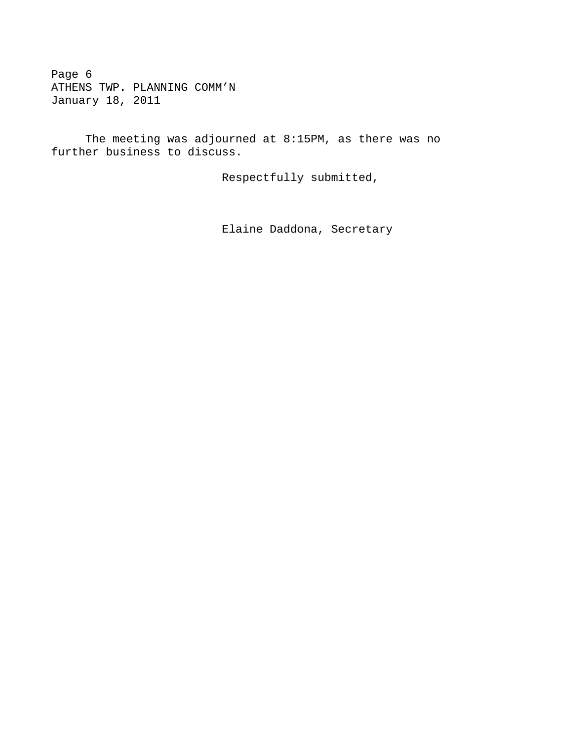The meeting was adjourned at 8:15PM, as there was no further business to discuss.

Respectfully submitted,

Elaine Daddona, Secretary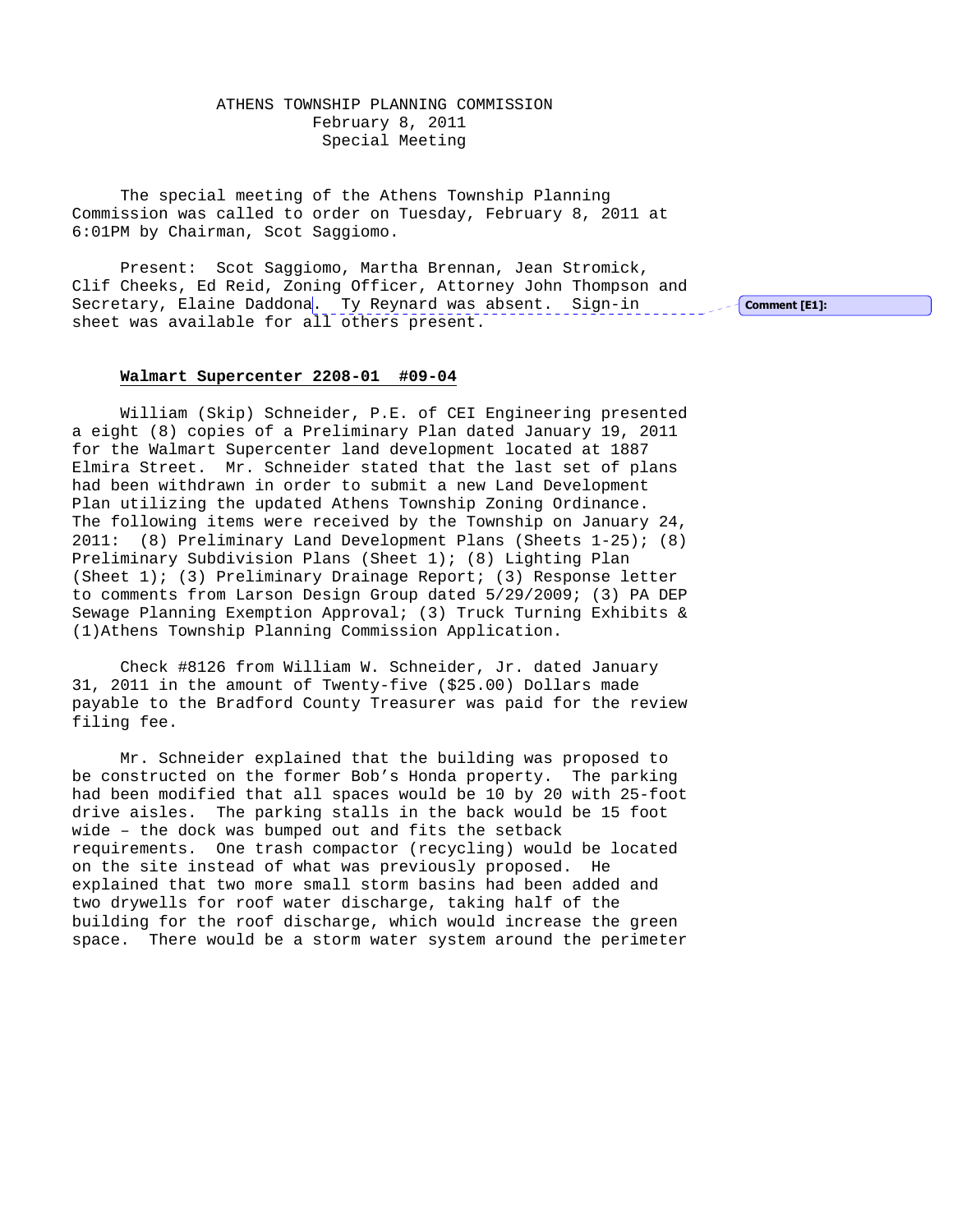ATHENS TOWNSHIP PLANNING COMMISSION
February 8, 2011
Special Meeting

The special meeting of the Athens Township Planning Commission was called to order on Tuesday, February 8, 2011 at 6:01PM by Chairman, Scot Saggiomo.

Present: Scot Saggiomo, Martha Brennan, Jean Stromick, Clif Cheeks, Ed Reid, Zoning Officer, Attorney John Thompson and Secretary, Elaine Daddona. Ty Reynard was absent. Sign-in sheet was available for all others present.

Comment [E1]:

**Walmart Supercenter 2208-01 #09-04**

William (Skip) Schneider, P.E. of CEI Engineering presented a eight (8) copies of a Preliminary Plan dated January 19, 2011 for the Walmart Supercenter land development located at 1887 Elmira Street. Mr. Schneider stated that the last set of plans had been withdrawn in order to submit a new Land Development Plan utilizing the updated Athens Township Zoning Ordinance. The following items were received by the Township on January 24, 2011: (8) Preliminary Land Development Plans (Sheets 1-25); (8) Preliminary Subdivision Plans (Sheet 1); (8) Lighting Plan (Sheet 1); (3) Preliminary Drainage Report; (3) Response letter to comments from Larson Design Group dated 5/29/2009; (3) PA DEP Sewage Planning Exemption Approval; (3) Truck Turning Exhibits & (1)Athens Township Planning Commission Application.

Check #8126 from William W. Schneider, Jr. dated January 31, 2011 in the amount of Twenty-five ($25.00) Dollars made payable to the Bradford County Treasurer was paid for the review filing fee.

Mr. Schneider explained that the building was proposed to be constructed on the former Bob's Honda property. The parking had been modified that all spaces would be 10 by 20 with 25-foot drive aisles. The parking stalls in the back would be 15 foot wide – the dock was bumped out and fits the setback requirements. One trash compactor (recycling) would be located on the site instead of what was previously proposed. He explained that two more small storm basins had been added and two drywells for roof water discharge, taking half of the building for the roof discharge, which would increase the green space. There would be a storm water system around the perimeter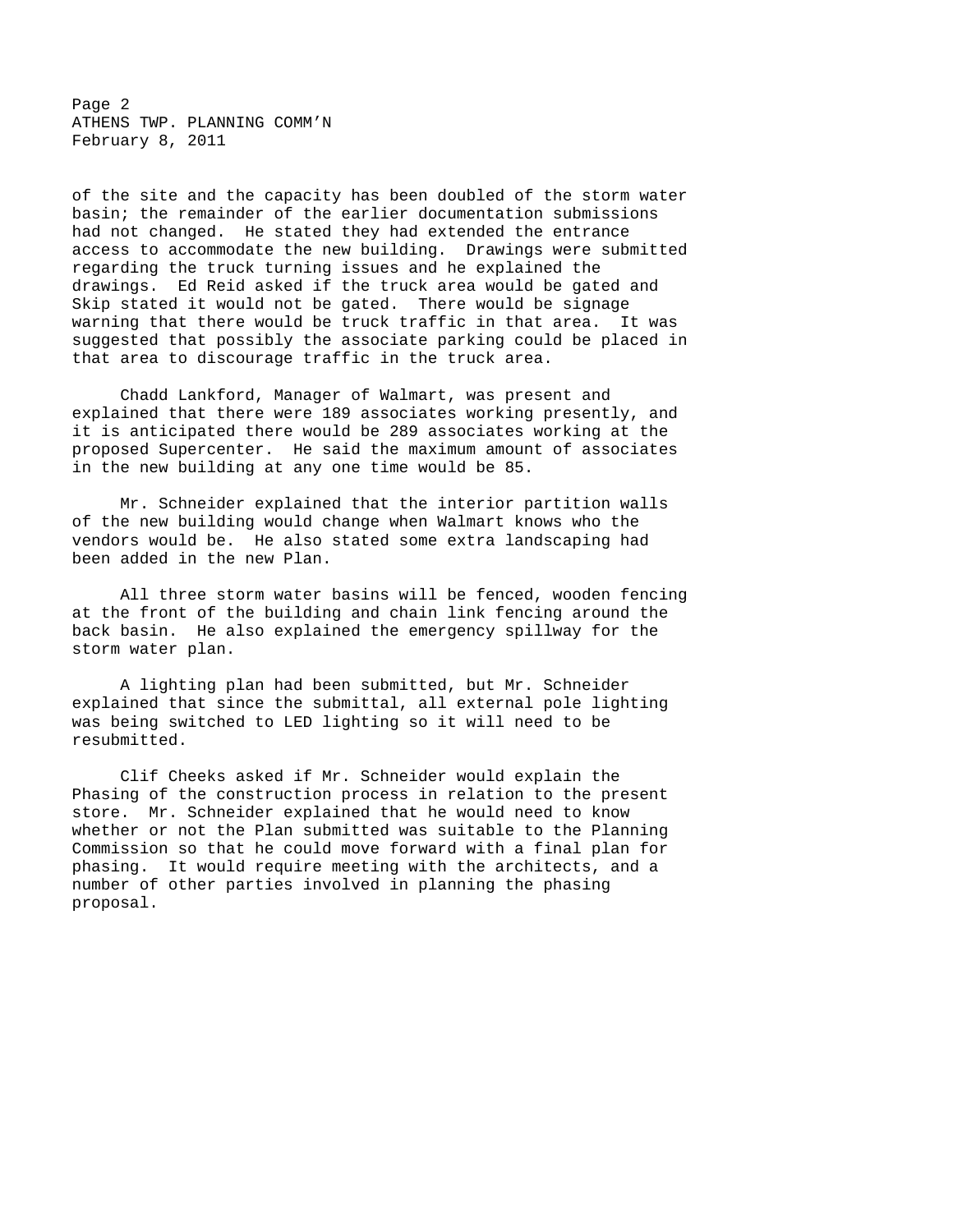of the site and the capacity has been doubled of the storm water basin; the remainder of the earlier documentation submissions had not changed. He stated they had extended the entrance access to accommodate the new building. Drawings were submitted regarding the truck turning issues and he explained the drawings. Ed Reid asked if the truck area would be gated and Skip stated it would not be gated. There would be signage warning that there would be truck traffic in that area. It was suggested that possibly the associate parking could be placed in that area to discourage traffic in the truck area.

Chadd Lankford, Manager of Walmart, was present and explained that there were 189 associates working presently, and it is anticipated there would be 289 associates working at the proposed Supercenter. He said the maximum amount of associates in the new building at any one time would be 85.

Mr. Schneider explained that the interior partition walls of the new building would change when Walmart knows who the vendors would be. He also stated some extra landscaping had been added in the new Plan.

All three storm water basins will be fenced, wooden fencing at the front of the building and chain link fencing around the back basin. He also explained the emergency spillway for the storm water plan.

A lighting plan had been submitted, but Mr. Schneider explained that since the submittal, all external pole lighting was being switched to LED lighting so it will need to be resubmitted.

Clif Cheeks asked if Mr. Schneider would explain the Phasing of the construction process in relation to the present store. Mr. Schneider explained that he would need to know whether or not the Plan submitted was suitable to the Planning Commission so that he could move forward with a final plan for phasing. It would require meeting with the architects, and a number of other parties involved in planning the phasing proposal.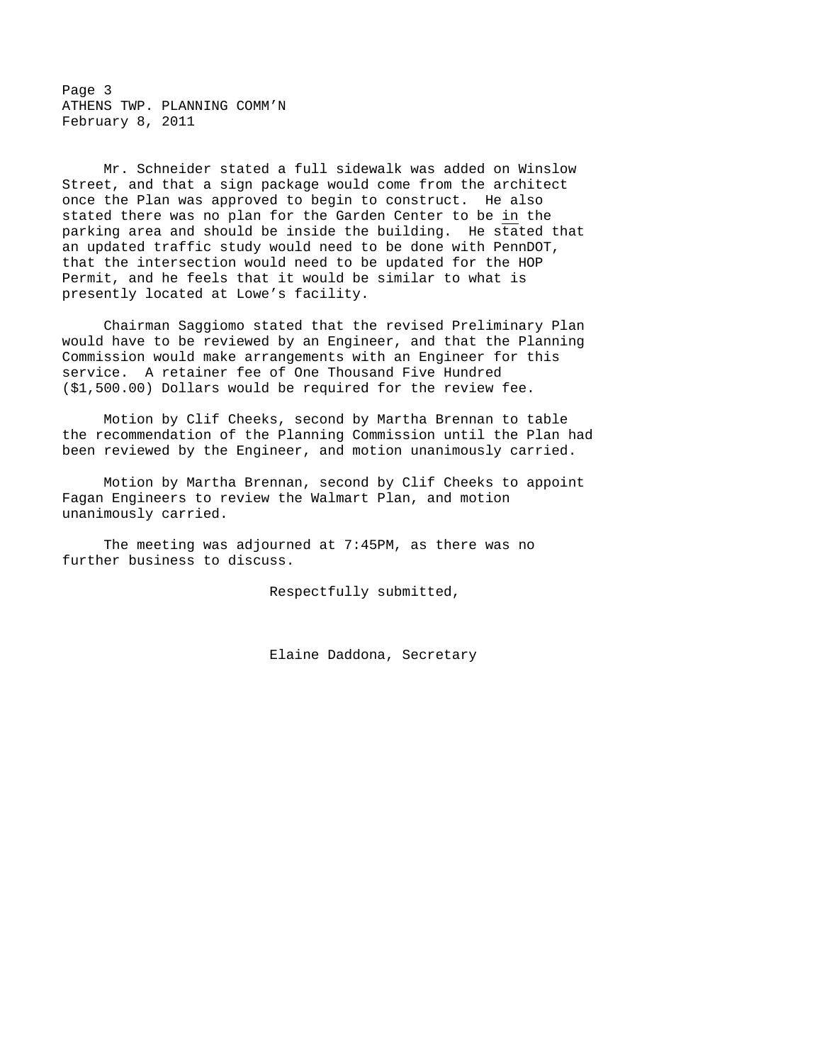Mr. Schneider stated a full sidewalk was added on Winslow Street, and that a sign package would come from the architect once the Plan was approved to begin to construct. He also stated there was no plan for the Garden Center to be <u>in</u> the parking area and should be inside the building. He stated that an updated traffic study would need to be done with PennDOT, that the intersection would need to be updated for the HOP Permit, and he feels that it would be similar to what is presently located at Lowe's facility.

Chairman Saggiomo stated that the revised Preliminary Plan would have to be reviewed by an Engineer, and that the Planning Commission would make arrangements with an Engineer for this service. A retainer fee of One Thousand Five Hundred ($1,500.00) Dollars would be required for the review fee.

Motion by Clif Cheeks, second by Martha Brennan to table the recommendation of the Planning Commission until the Plan had been reviewed by the Engineer, and motion unanimously carried.

Motion by Martha Brennan, second by Clif Cheeks to appoint Fagan Engineers to review the Walmart Plan, and motion unanimously carried.

The meeting was adjourned at 7:45PM, as there was no further business to discuss.

Respectfully submitted,

Elaine Daddona, Secretary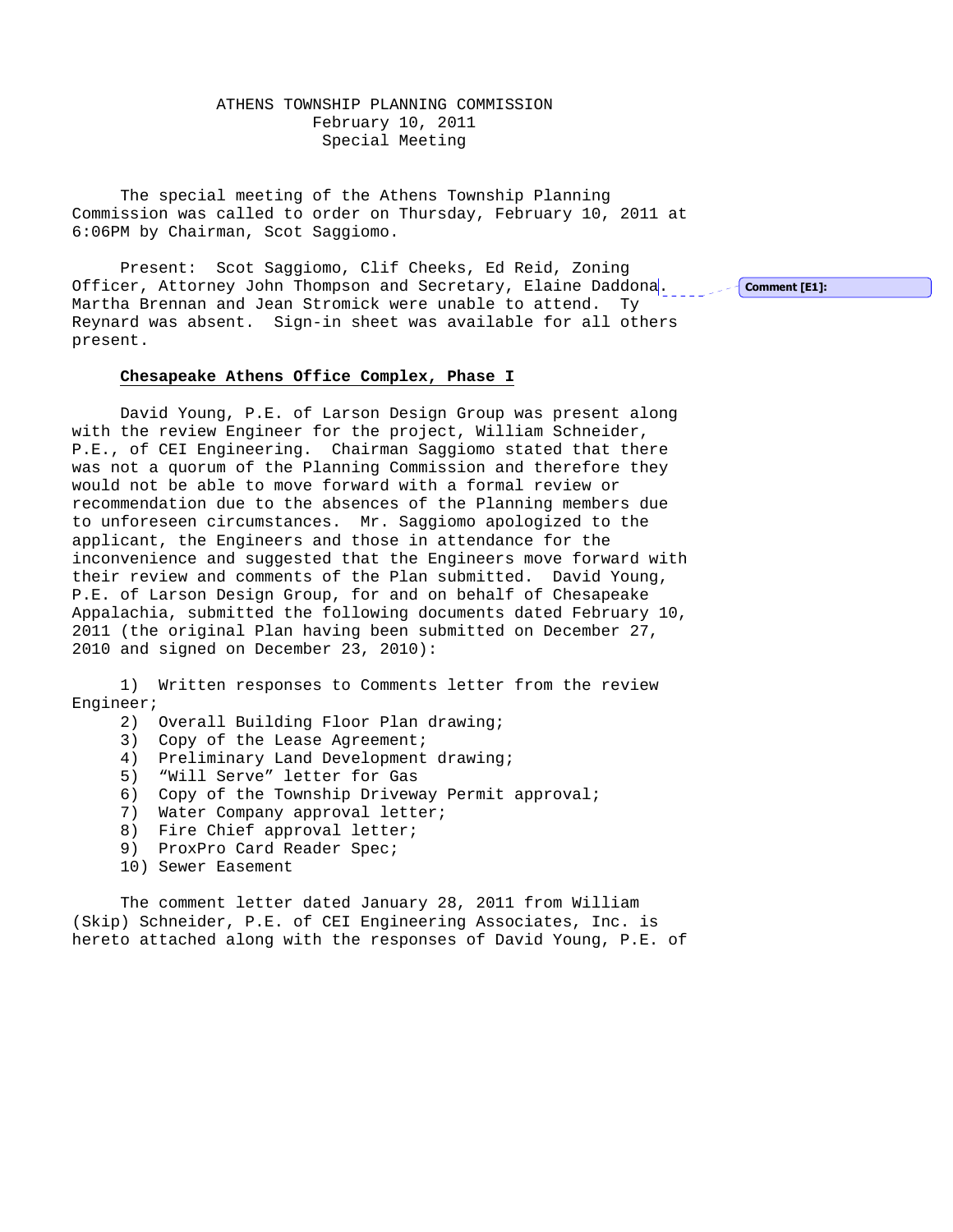ATHENS TOWNSHIP PLANNING COMMISSION
February 10, 2011
Special Meeting

The special meeting of the Athens Township Planning Commission was called to order on Thursday, February 10, 2011 at 6:06PM by Chairman, Scot Saggiomo.

Present: Scot Saggiomo, Clif Cheeks, Ed Reid, Zoning Officer, Attorney John Thompson and Secretary, Elaine Daddona. Martha Brennan and Jean Stromick were unable to attend. Ty Reynard was absent. Sign-in sheet was available for all others present.

Comment [E1]:

**Chesapeake Athens Office Complex, Phase I**

David Young, P.E. of Larson Design Group was present along with the review Engineer for the project, William Schneider, P.E., of CEI Engineering. Chairman Saggiomo stated that there was not a quorum of the Planning Commission and therefore they would not be able to move forward with a formal review or recommendation due to the absences of the Planning members due to unforeseen circumstances. Mr. Saggiomo apologized to the applicant, the Engineers and those in attendance for the inconvenience and suggested that the Engineers move forward with their review and comments of the Plan submitted. David Young, P.E. of Larson Design Group, for and on behalf of Chesapeake Appalachia, submitted the following documents dated February 10, 2011 (the original Plan having been submitted on December 27, 2010 and signed on December 23, 2010):

1) Written responses to Comments letter from the review Engineer;
2) Overall Building Floor Plan drawing;
3) Copy of the Lease Agreement;
4) Preliminary Land Development drawing;
5) "Will Serve" letter for Gas
6) Copy of the Township Driveway Permit approval;
7) Water Company approval letter;
8) Fire Chief approval letter;
9) ProxPro Card Reader Spec;
10) Sewer Easement

The comment letter dated January 28, 2011 from William (Skip) Schneider, P.E. of CEI Engineering Associates, Inc. is hereto attached along with the responses of David Young, P.E. of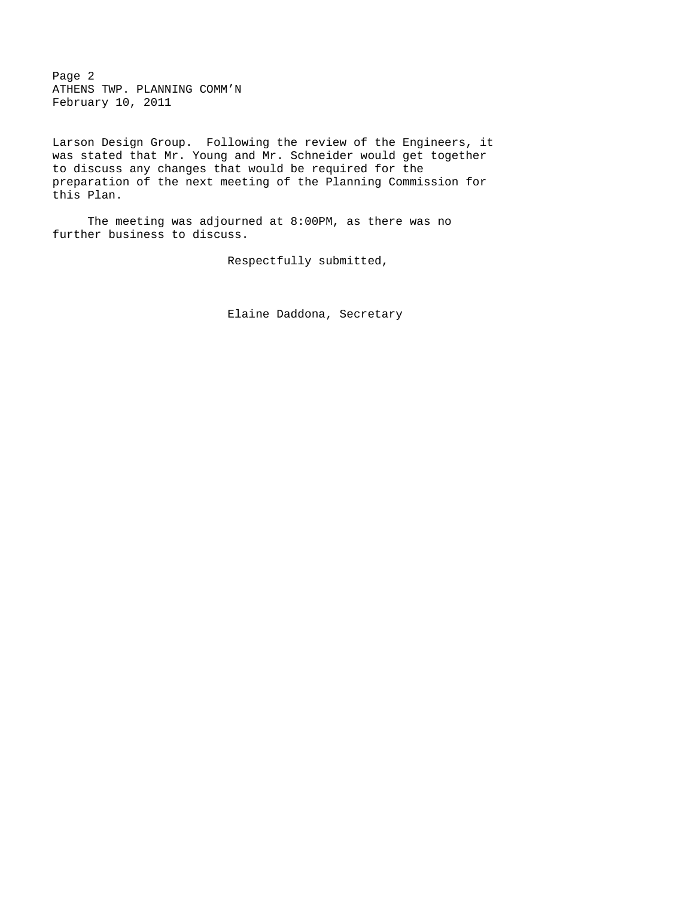Larson Design Group. Following the review of the Engineers, it was stated that Mr. Young and Mr. Schneider would get together to discuss any changes that would be required for the preparation of the next meeting of the Planning Commission for this Plan.

The meeting was adjourned at 8:00PM, as there was no further business to discuss.

Respectfully submitted,

Elaine Daddona, Secretary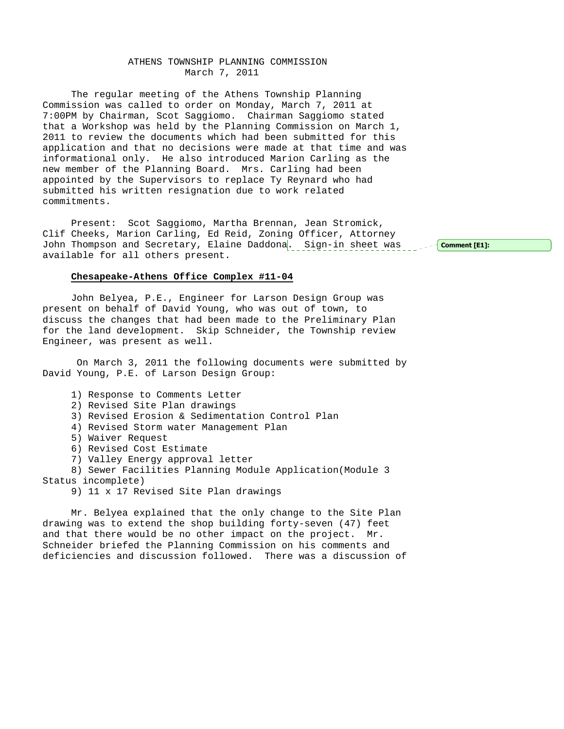ATHENS TOWNSHIP PLANNING COMMISSION
March 7, 2011

The regular meeting of the Athens Township Planning Commission was called to order on Monday, March 7, 2011 at 7:00PM by Chairman, Scot Saggiomo. Chairman Saggiomo stated that a Workshop was held by the Planning Commission on March 1, 2011 to review the documents which had been submitted for this application and that no decisions were made at that time and was informational only. He also introduced Marion Carling as the new member of the Planning Board. Mrs. Carling had been appointed by the Supervisors to replace Ty Reynard who had submitted his written resignation due to work related commitments.

Present: Scot Saggiomo, Martha Brennan, Jean Stromick, Clif Cheeks, Marion Carling, Ed Reid, Zoning Officer, Attorney John Thompson and Secretary, Elaine Daddona. Sign-in sheet was available for all others present.

Comment [E1]:

**Chesapeake-Athens Office Complex #11-04**

John Belyea, P.E., Engineer for Larson Design Group was present on behalf of David Young, who was out of town, to discuss the changes that had been made to the Preliminary Plan for the land development. Skip Schneider, the Township review Engineer, was present as well.

On March 3, 2011 the following documents were submitted by David Young, P.E. of Larson Design Group:

1) Response to Comments Letter
2) Revised Site Plan drawings
3) Revised Erosion & Sedimentation Control Plan
4) Revised Storm water Management Plan
5) Waiver Request
6) Revised Cost Estimate
7) Valley Energy approval letter
8) Sewer Facilities Planning Module Application(Module 3 Status incomplete)
9) 11 x 17 Revised Site Plan drawings

Mr. Belyea explained that the only change to the Site Plan drawing was to extend the shop building forty-seven (47) feet and that there would be no other impact on the project. Mr. Schneider briefed the Planning Commission on his comments and deficiencies and discussion followed. There was a discussion of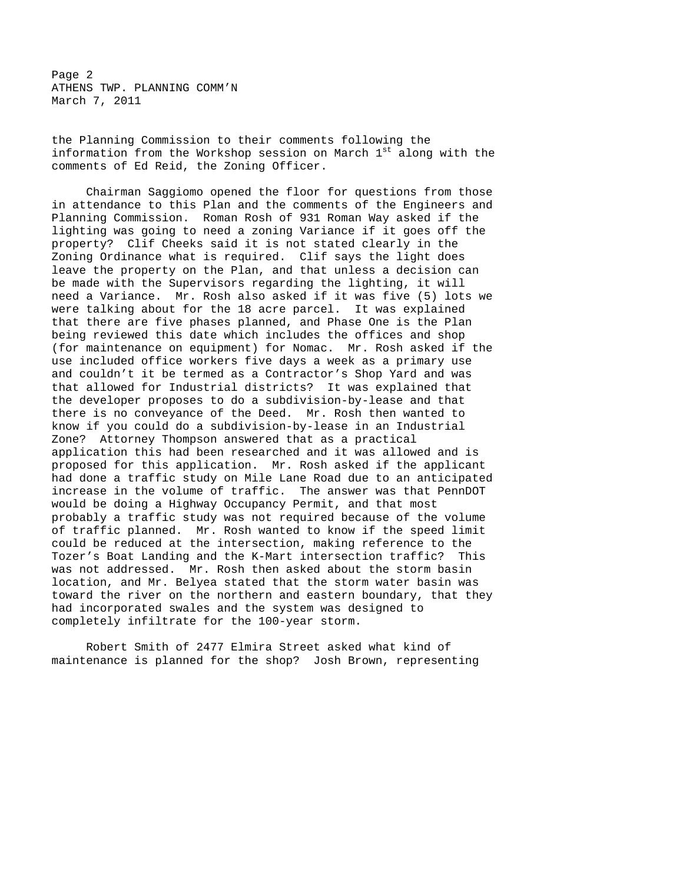the Planning Commission to their comments following the information from the Workshop session on March 1st along with the comments of Ed Reid, the Zoning Officer.

Chairman Saggiomo opened the floor for questions from those in attendance to this Plan and the comments of the Engineers and Planning Commission. Roman Rosh of 931 Roman Way asked if the lighting was going to need a zoning Variance if it goes off the property? Clif Cheeks said it is not stated clearly in the Zoning Ordinance what is required. Clif says the light does leave the property on the Plan, and that unless a decision can be made with the Supervisors regarding the lighting, it will need a Variance. Mr. Rosh also asked if it was five (5) lots we were talking about for the 18 acre parcel. It was explained that there are five phases planned, and Phase One is the Plan being reviewed this date which includes the offices and shop (for maintenance on equipment) for Nomac. Mr. Rosh asked if the use included office workers five days a week as a primary use and couldn't it be termed as a Contractor's Shop Yard and was that allowed for Industrial districts? It was explained that the developer proposes to do a subdivision-by-lease and that there is no conveyance of the Deed. Mr. Rosh then wanted to know if you could do a subdivision-by-lease in an Industrial Zone? Attorney Thompson answered that as a practical application this had been researched and it was allowed and is proposed for this application. Mr. Rosh asked if the applicant had done a traffic study on Mile Lane Road due to an anticipated increase in the volume of traffic. The answer was that PennDOT would be doing a Highway Occupancy Permit, and that most probably a traffic study was not required because of the volume of traffic planned. Mr. Rosh wanted to know if the speed limit could be reduced at the intersection, making reference to the Tozer's Boat Landing and the K-Mart intersection traffic? This was not addressed. Mr. Rosh then asked about the storm basin location, and Mr. Belyea stated that the storm water basin was toward the river on the northern and eastern boundary, that they had incorporated swales and the system was designed to completely infiltrate for the 100-year storm.

Robert Smith of 2477 Elmira Street asked what kind of maintenance is planned for the shop? Josh Brown, representing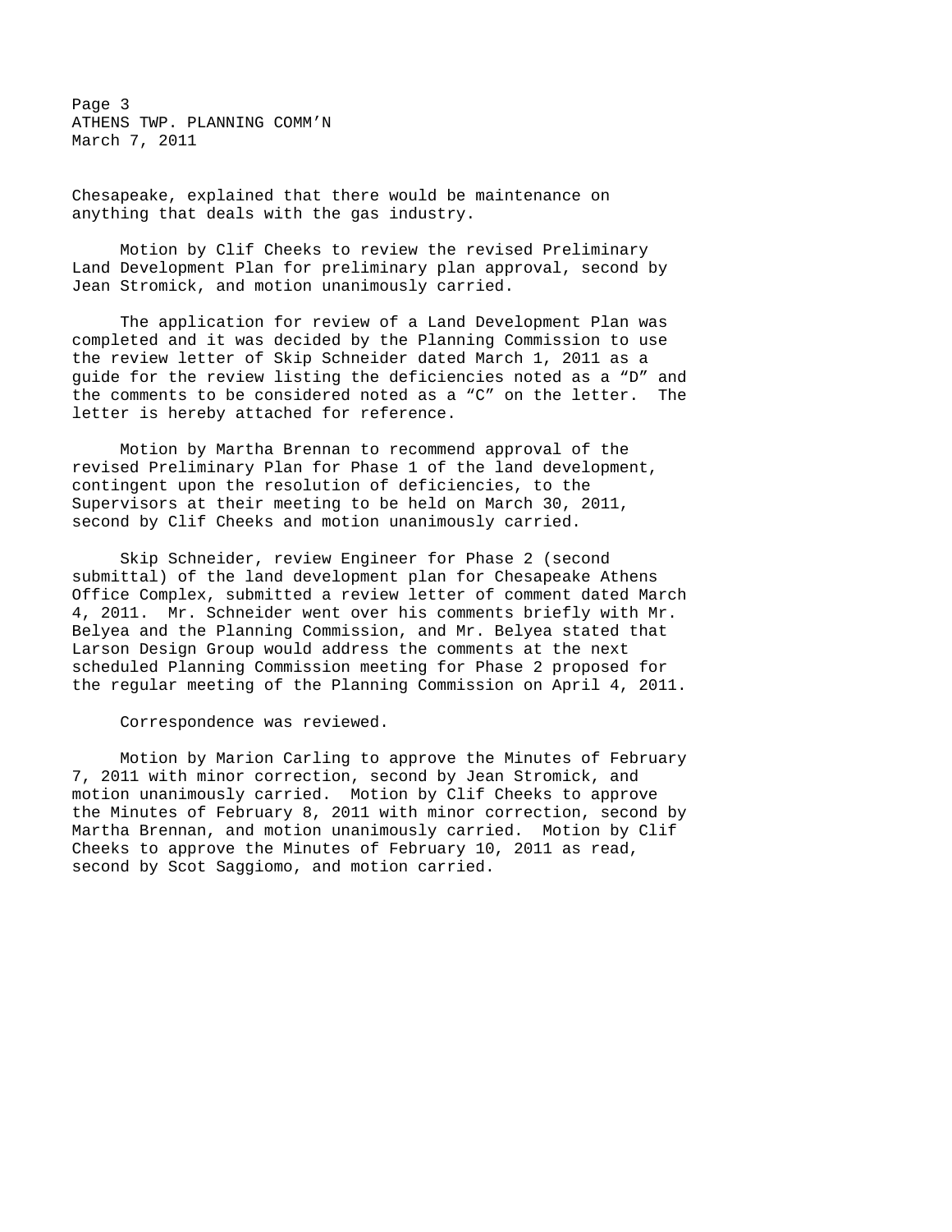Chesapeake, explained that there would be maintenance on anything that deals with the gas industry.

Motion by Clif Cheeks to review the revised Preliminary Land Development Plan for preliminary plan approval, second by Jean Stromick, and motion unanimously carried.

The application for review of a Land Development Plan was completed and it was decided by the Planning Commission to use the review letter of Skip Schneider dated March 1, 2011 as a guide for the review listing the deficiencies noted as a "D" and the comments to be considered noted as a "C" on the letter. The letter is hereby attached for reference.

Motion by Martha Brennan to recommend approval of the revised Preliminary Plan for Phase 1 of the land development, contingent upon the resolution of deficiencies, to the Supervisors at their meeting to be held on March 30, 2011, second by Clif Cheeks and motion unanimously carried.

Skip Schneider, review Engineer for Phase 2 (second submittal) of the land development plan for Chesapeake Athens Office Complex, submitted a review letter of comment dated March 4, 2011. Mr. Schneider went over his comments briefly with Mr. Belyea and the Planning Commission, and Mr. Belyea stated that Larson Design Group would address the comments at the next scheduled Planning Commission meeting for Phase 2 proposed for the regular meeting of the Planning Commission on April 4, 2011.

Correspondence was reviewed.

Motion by Marion Carling to approve the Minutes of February 7, 2011 with minor correction, second by Jean Stromick, and motion unanimously carried. Motion by Clif Cheeks to approve the Minutes of February 8, 2011 with minor correction, second by Martha Brennan, and motion unanimously carried. Motion by Clif Cheeks to approve the Minutes of February 10, 2011 as read, second by Scot Saggiomo, and motion carried.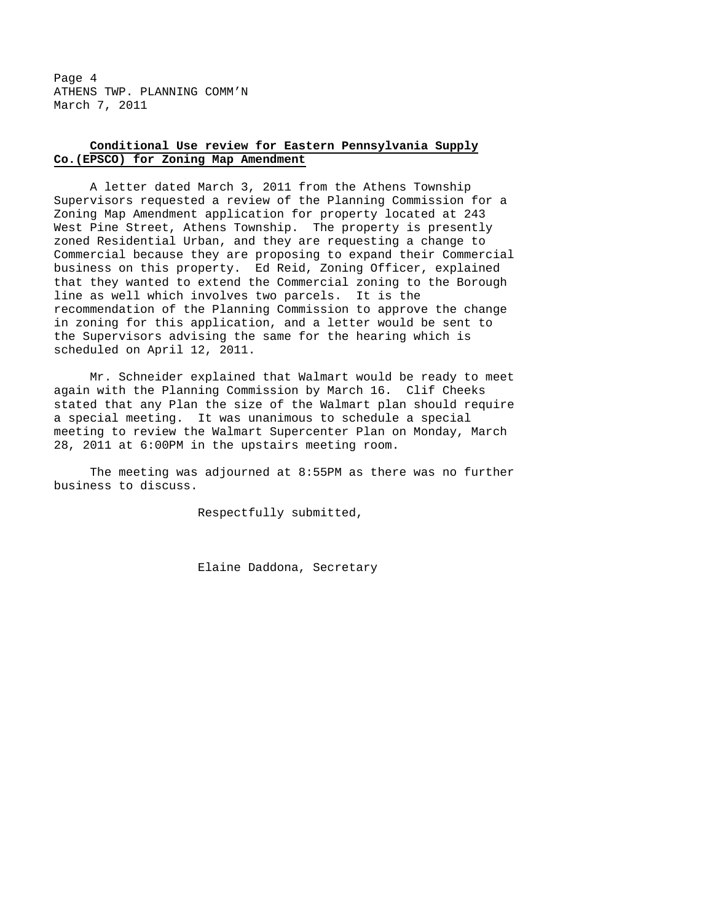**Conditional Use review for Eastern Pennsylvania Supply Co.(EPSCO) for Zoning Map Amendment**

A letter dated March 3, 2011 from the Athens Township Supervisors requested a review of the Planning Commission for a Zoning Map Amendment application for property located at 243 West Pine Street, Athens Township. The property is presently zoned Residential Urban, and they are requesting a change to Commercial because they are proposing to expand their Commercial business on this property. Ed Reid, Zoning Officer, explained that they wanted to extend the Commercial zoning to the Borough line as well which involves two parcels. It is the recommendation of the Planning Commission to approve the change in zoning for this application, and a letter would be sent to the Supervisors advising the same for the hearing which is scheduled on April 12, 2011.

Mr. Schneider explained that Walmart would be ready to meet again with the Planning Commission by March 16. Clif Cheeks stated that any Plan the size of the Walmart plan should require a special meeting. It was unanimous to schedule a special meeting to review the Walmart Supercenter Plan on Monday, March 28, 2011 at 6:00PM in the upstairs meeting room.

The meeting was adjourned at 8:55PM as there was no further business to discuss.

Respectfully submitted,

Elaine Daddona, Secretary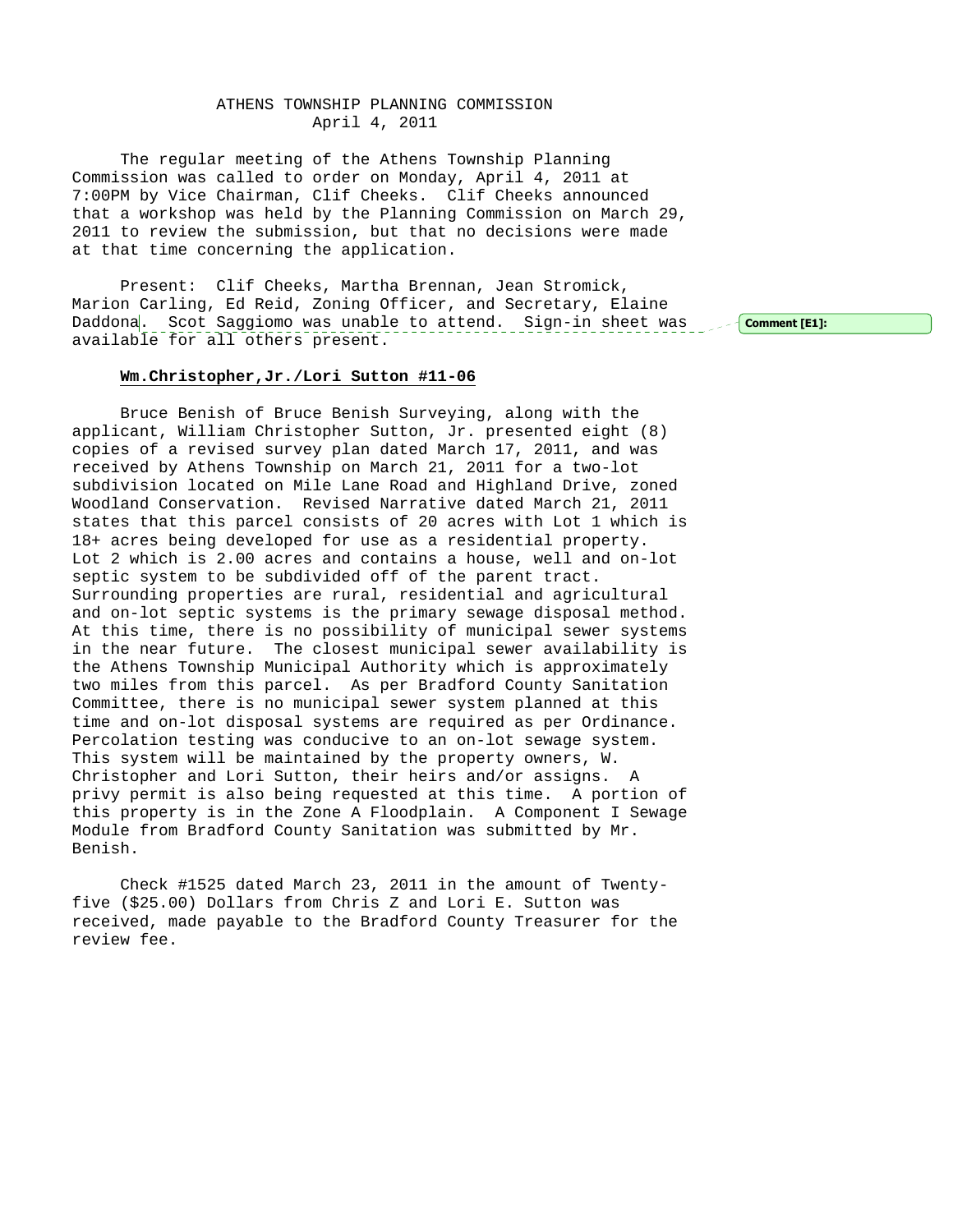ATHENS TOWNSHIP PLANNING COMMISSION
April 4, 2011

The regular meeting of the Athens Township Planning Commission was called to order on Monday, April 4, 2011 at 7:00PM by Vice Chairman, Clif Cheeks. Clif Cheeks announced that a workshop was held by the Planning Commission on March 29, 2011 to review the submission, but that no decisions were made at that time concerning the application.

Present: Clif Cheeks, Martha Brennan, Jean Stromick, Marion Carling, Ed Reid, Zoning Officer, and Secretary, Elaine Daddona. Scot Saggiomo was unable to attend. Sign-in sheet was available for all others present.

Comment [E1]:

**Wm.Christopher,Jr./Lori Sutton #11-06**

Bruce Benish of Bruce Benish Surveying, along with the applicant, William Christopher Sutton, Jr. presented eight (8) copies of a revised survey plan dated March 17, 2011, and was received by Athens Township on March 21, 2011 for a two-lot subdivision located on Mile Lane Road and Highland Drive, zoned Woodland Conservation. Revised Narrative dated March 21, 2011 states that this parcel consists of 20 acres with Lot 1 which is 18+ acres being developed for use as a residential property. Lot 2 which is 2.00 acres and contains a house, well and on-lot septic system to be subdivided off of the parent tract. Surrounding properties are rural, residential and agricultural and on-lot septic systems is the primary sewage disposal method. At this time, there is no possibility of municipal sewer systems in the near future. The closest municipal sewer availability is the Athens Township Municipal Authority which is approximately two miles from this parcel. As per Bradford County Sanitation Committee, there is no municipal sewer system planned at this time and on-lot disposal systems are required as per Ordinance. Percolation testing was conducive to an on-lot sewage system. This system will be maintained by the property owners, W. Christopher and Lori Sutton, their heirs and/or assigns. A privy permit is also being requested at this time. A portion of this property is in the Zone A Floodplain. A Component I Sewage Module from Bradford County Sanitation was submitted by Mr. Benish.

Check #1525 dated March 23, 2011 in the amount of Twenty-five ($25.00) Dollars from Chris Z and Lori E. Sutton was received, made payable to the Bradford County Treasurer for the review fee.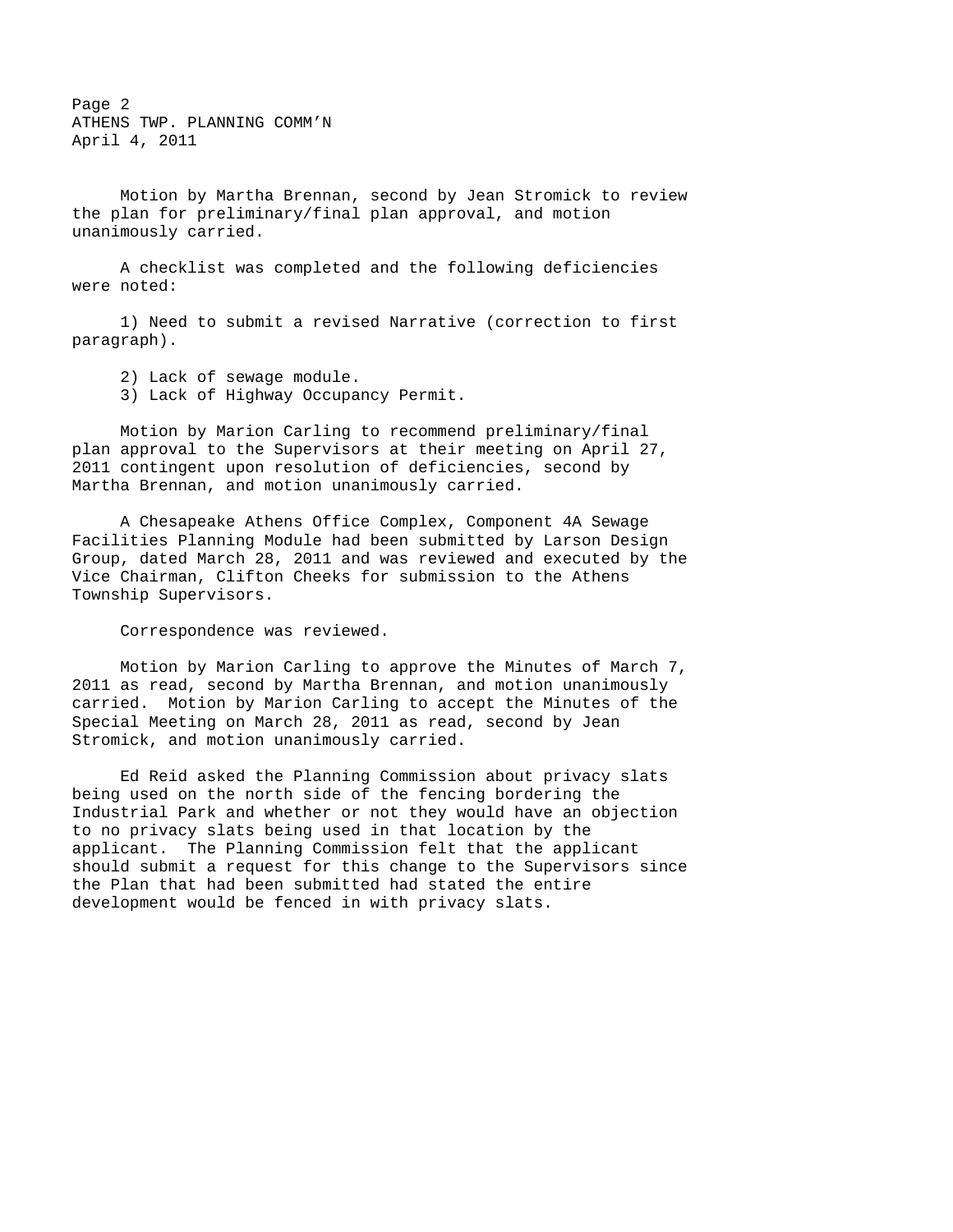Motion by Martha Brennan, second by Jean Stromick to review the plan for preliminary/final plan approval, and motion unanimously carried.

A checklist was completed and the following deficiencies were noted:

1) Need to submit a revised Narrative (correction to first paragraph).

2) Lack of sewage module.
3) Lack of Highway Occupancy Permit.

Motion by Marion Carling to recommend preliminary/final plan approval to the Supervisors at their meeting on April 27, 2011 contingent upon resolution of deficiencies, second by Martha Brennan, and motion unanimously carried.

A Chesapeake Athens Office Complex, Component 4A Sewage Facilities Planning Module had been submitted by Larson Design Group, dated March 28, 2011 and was reviewed and executed by the Vice Chairman, Clifton Cheeks for submission to the Athens Township Supervisors.

Correspondence was reviewed.

Motion by Marion Carling to approve the Minutes of March 7, 2011 as read, second by Martha Brennan, and motion unanimously carried. Motion by Marion Carling to accept the Minutes of the Special Meeting on March 28, 2011 as read, second by Jean Stromick, and motion unanimously carried.

Ed Reid asked the Planning Commission about privacy slats being used on the north side of the fencing bordering the Industrial Park and whether or not they would have an objection to no privacy slats being used in that location by the applicant. The Planning Commission felt that the applicant should submit a request for this change to the Supervisors since the Plan that had been submitted had stated the entire development would be fenced in with privacy slats.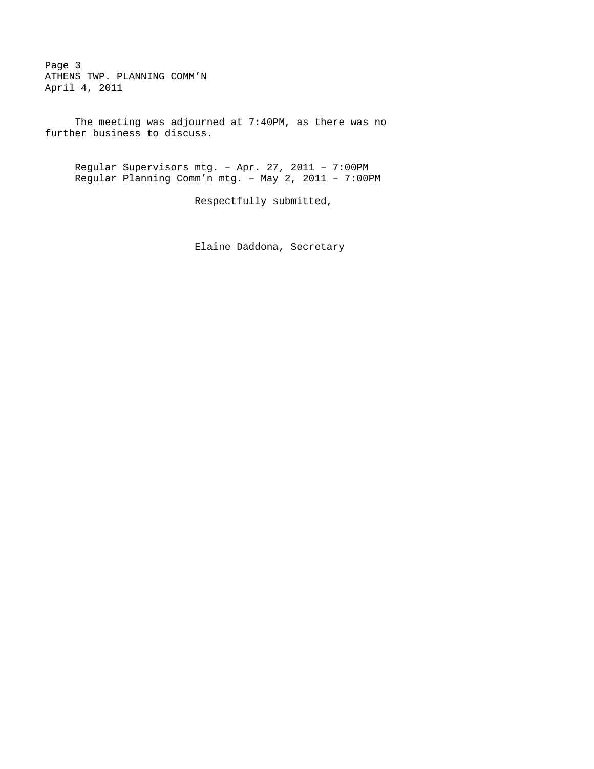The meeting was adjourned at 7:40PM, as there was no further business to discuss.

Regular Supervisors mtg. – Apr. 27, 2011 – 7:00PM
Regular Planning Comm'n mtg. – May 2, 2011 – 7:00PM

Respectfully submitted,

Elaine Daddona, Secretary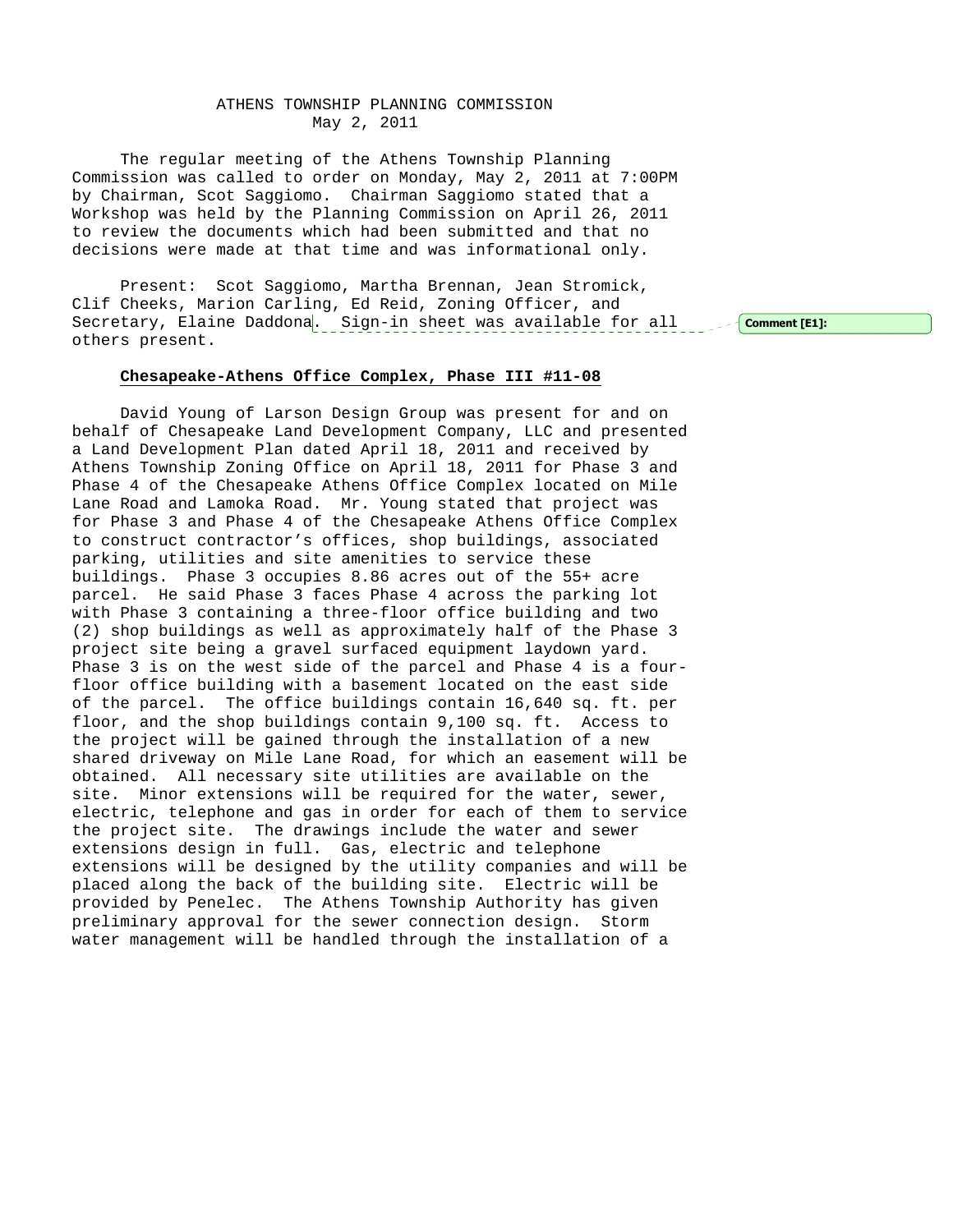ATHENS TOWNSHIP PLANNING COMMISSION
May 2, 2011

The regular meeting of the Athens Township Planning Commission was called to order on Monday, May 2, 2011 at 7:00PM by Chairman, Scot Saggiomo. Chairman Saggiomo stated that a Workshop was held by the Planning Commission on April 26, 2011 to review the documents which had been submitted and that no decisions were made at that time and was informational only.

Present: Scot Saggiomo, Martha Brennan, Jean Stromick, Clif Cheeks, Marion Carling, Ed Reid, Zoning Officer, and Secretary, Elaine Daddona. Sign-in sheet was available for all others present.

**Comment [E1]:**

**Chesapeake-Athens Office Complex, Phase III #11-08**

David Young of Larson Design Group was present for and on behalf of Chesapeake Land Development Company, LLC and presented a Land Development Plan dated April 18, 2011 and received by Athens Township Zoning Office on April 18, 2011 for Phase 3 and Phase 4 of the Chesapeake Athens Office Complex located on Mile Lane Road and Lamoka Road. Mr. Young stated that project was for Phase 3 and Phase 4 of the Chesapeake Athens Office Complex to construct contractor's offices, shop buildings, associated parking, utilities and site amenities to service these buildings. Phase 3 occupies 8.86 acres out of the 55+ acre parcel. He said Phase 3 faces Phase 4 across the parking lot with Phase 3 containing a three-floor office building and two (2) shop buildings as well as approximately half of the Phase 3 project site being a gravel surfaced equipment laydown yard. Phase 3 is on the west side of the parcel and Phase 4 is a four-floor office building with a basement located on the east side of the parcel. The office buildings contain 16,640 sq. ft. per floor, and the shop buildings contain 9,100 sq. ft. Access to the project will be gained through the installation of a new shared driveway on Mile Lane Road, for which an easement will be obtained. All necessary site utilities are available on the site. Minor extensions will be required for the water, sewer, electric, telephone and gas in order for each of them to service the project site. The drawings include the water and sewer extensions design in full. Gas, electric and telephone extensions will be designed by the utility companies and will be placed along the back of the building site. Electric will be provided by Penelec. The Athens Township Authority has given preliminary approval for the sewer connection design. Storm water management will be handled through the installation of a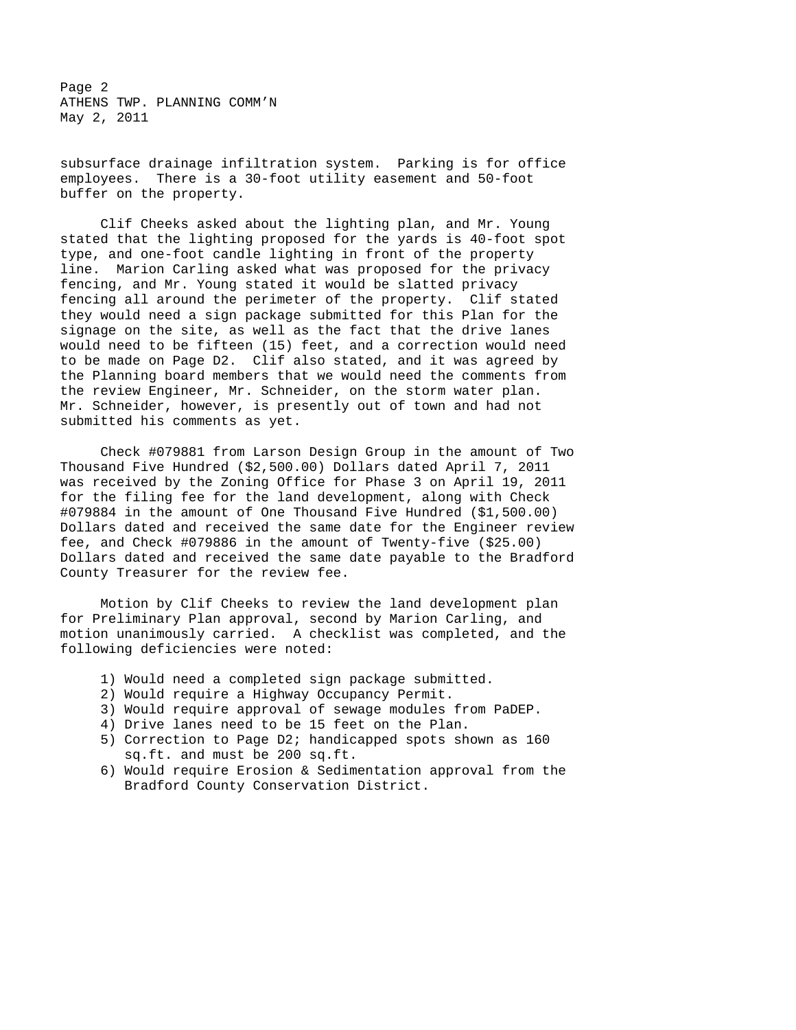subsurface drainage infiltration system. Parking is for office employees. There is a 30-foot utility easement and 50-foot buffer on the property.

Clif Cheeks asked about the lighting plan, and Mr. Young stated that the lighting proposed for the yards is 40-foot spot type, and one-foot candle lighting in front of the property line. Marion Carling asked what was proposed for the privacy fencing, and Mr. Young stated it would be slatted privacy fencing all around the perimeter of the property. Clif stated they would need a sign package submitted for this Plan for the signage on the site, as well as the fact that the drive lanes would need to be fifteen (15) feet, and a correction would need to be made on Page D2. Clif also stated, and it was agreed by the Planning board members that we would need the comments from the review Engineer, Mr. Schneider, on the storm water plan. Mr. Schneider, however, is presently out of town and had not submitted his comments as yet.

Check #079881 from Larson Design Group in the amount of Two Thousand Five Hundred ($2,500.00) Dollars dated April 7, 2011 was received by the Zoning Office for Phase 3 on April 19, 2011 for the filing fee for the land development, along with Check #079884 in the amount of One Thousand Five Hundred ($1,500.00) Dollars dated and received the same date for the Engineer review fee, and Check #079886 in the amount of Twenty-five ($25.00) Dollars dated and received the same date payable to the Bradford County Treasurer for the review fee.

Motion by Clif Cheeks to review the land development plan for Preliminary Plan approval, second by Marion Carling, and motion unanimously carried. A checklist was completed, and the following deficiencies were noted:

1) Would need a completed sign package submitted.
2) Would require a Highway Occupancy Permit.
3) Would require approval of sewage modules from PaDEP.
4) Drive lanes need to be 15 feet on the Plan.
5) Correction to Page D2; handicapped spots shown as 160 sq.ft. and must be 200 sq.ft.
6) Would require Erosion & Sedimentation approval from the Bradford County Conservation District.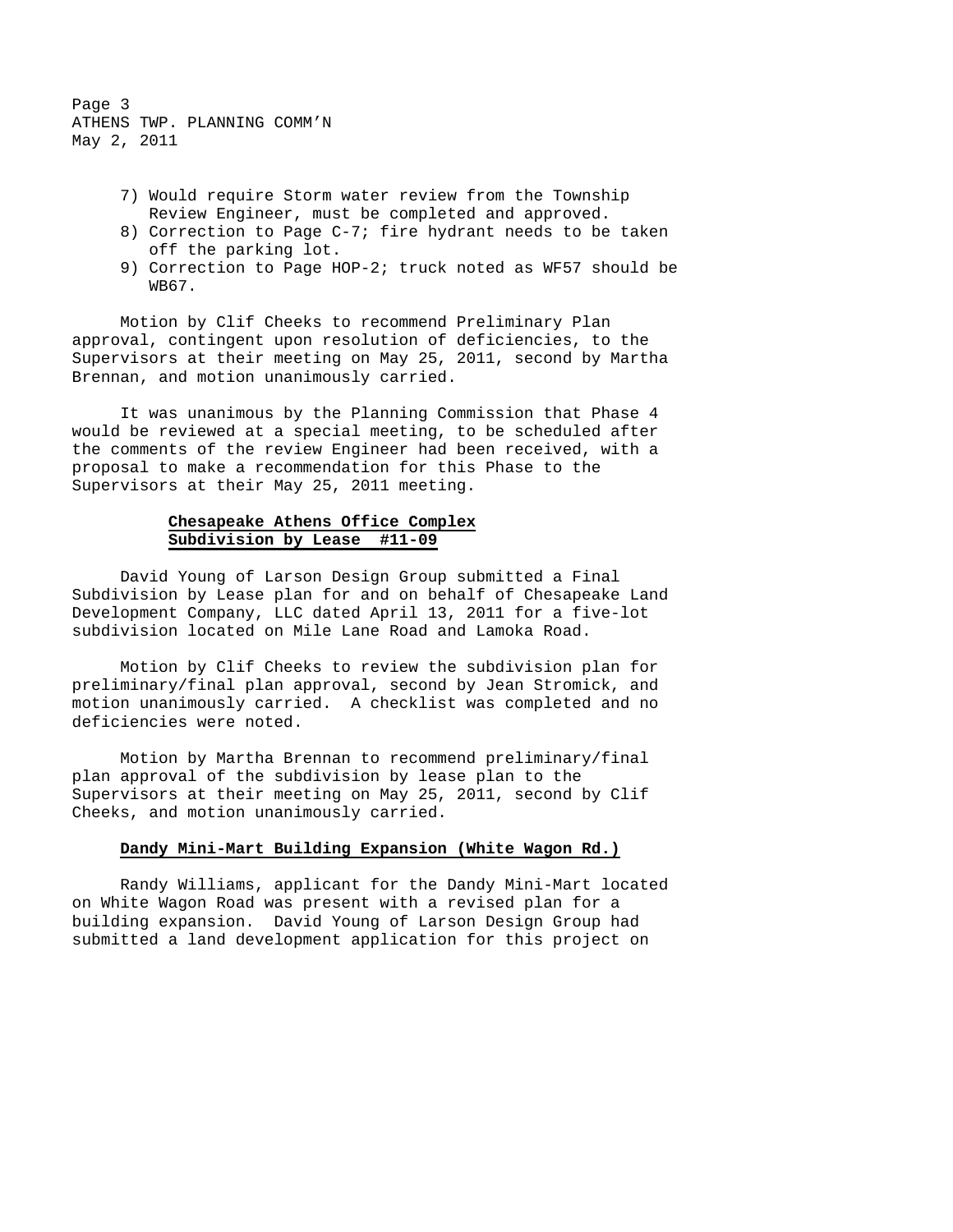7) Would require Storm water review from the Township Review Engineer, must be completed and approved.
8) Correction to Page C-7; fire hydrant needs to be taken off the parking lot.
9) Correction to Page HOP-2; truck noted as WF57 should be WB67.

Motion by Clif Cheeks to recommend Preliminary Plan approval, contingent upon resolution of deficiencies, to the Supervisors at their meeting on May 25, 2011, second by Martha Brennan, and motion unanimously carried.

It was unanimous by the Planning Commission that Phase 4 would be reviewed at a special meeting, to be scheduled after the comments of the review Engineer had been received, with a proposal to make a recommendation for this Phase to the Supervisors at their May 25, 2011 meeting.

**Chesapeake Athens Office Complex**
**Subdivision by Lease #11-09**

David Young of Larson Design Group submitted a Final Subdivision by Lease plan for and on behalf of Chesapeake Land Development Company, LLC dated April 13, 2011 for a five-lot subdivision located on Mile Lane Road and Lamoka Road.

Motion by Clif Cheeks to review the subdivision plan for preliminary/final plan approval, second by Jean Stromick, and motion unanimously carried. A checklist was completed and no deficiencies were noted.

Motion by Martha Brennan to recommend preliminary/final plan approval of the subdivision by lease plan to the Supervisors at their meeting on May 25, 2011, second by Clif Cheeks, and motion unanimously carried.

**Dandy Mini-Mart Building Expansion (White Wagon Rd.)**

Randy Williams, applicant for the Dandy Mini-Mart located on White Wagon Road was present with a revised plan for a building expansion. David Young of Larson Design Group had submitted a land development application for this project on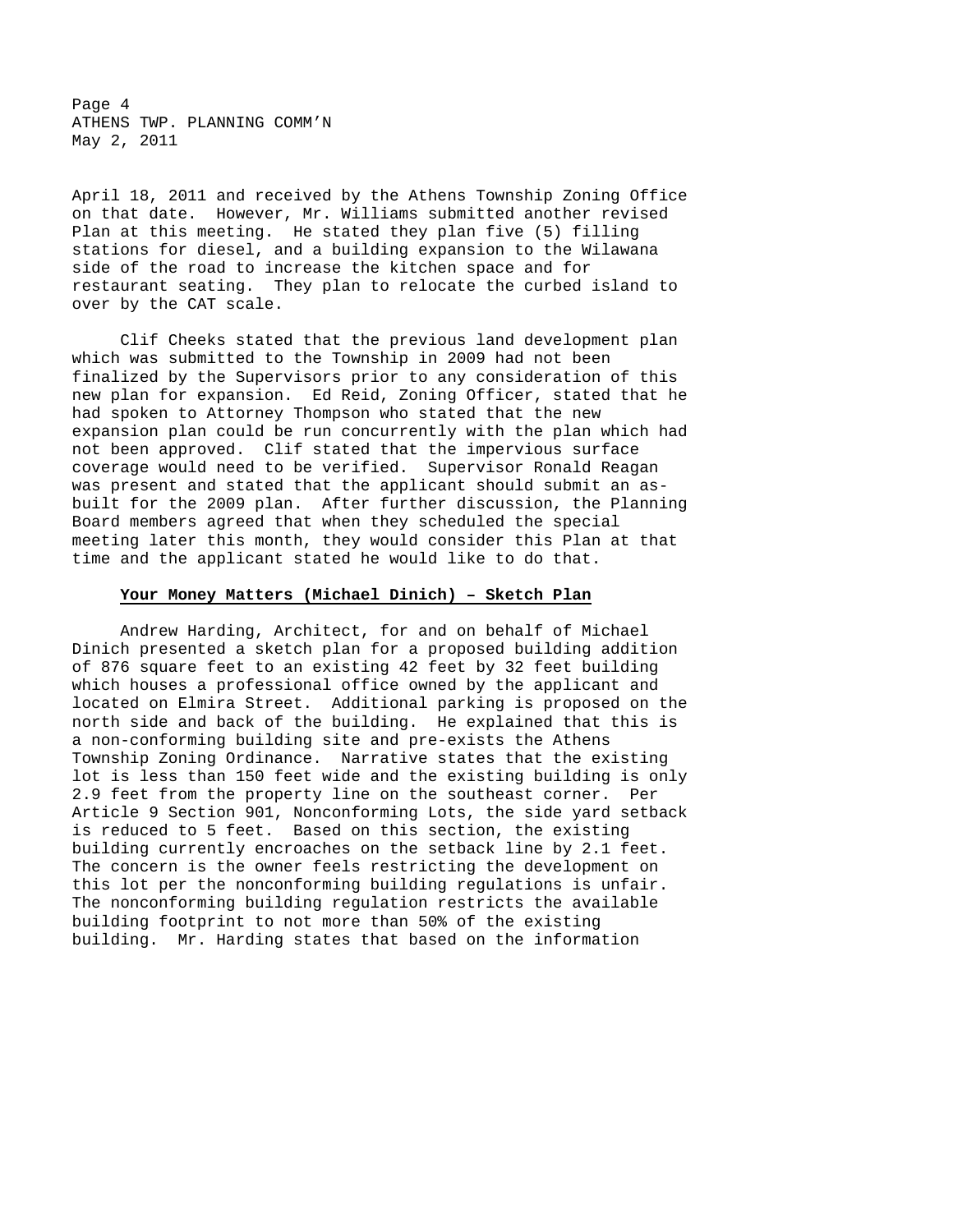April 18, 2011 and received by the Athens Township Zoning Office on that date. However, Mr. Williams submitted another revised Plan at this meeting. He stated they plan five (5) filling stations for diesel, and a building expansion to the Wilawana side of the road to increase the kitchen space and for restaurant seating. They plan to relocate the curbed island to over by the CAT scale.

Clif Cheeks stated that the previous land development plan which was submitted to the Township in 2009 had not been finalized by the Supervisors prior to any consideration of this new plan for expansion. Ed Reid, Zoning Officer, stated that he had spoken to Attorney Thompson who stated that the new expansion plan could be run concurrently with the plan which had not been approved. Clif stated that the impervious surface coverage would need to be verified. Supervisor Ronald Reagan was present and stated that the applicant should submit an as-built for the 2009 plan. After further discussion, the Planning Board members agreed that when they scheduled the special meeting later this month, they would consider this Plan at that time and the applicant stated he would like to do that.

**Your Money Matters (Michael Dinich) – Sketch Plan**

Andrew Harding, Architect, for and on behalf of Michael Dinich presented a sketch plan for a proposed building addition of 876 square feet to an existing 42 feet by 32 feet building which houses a professional office owned by the applicant and located on Elmira Street. Additional parking is proposed on the north side and back of the building. He explained that this is a non-conforming building site and pre-exists the Athens Township Zoning Ordinance. Narrative states that the existing lot is less than 150 feet wide and the existing building is only 2.9 feet from the property line on the southeast corner. Per Article 9 Section 901, Nonconforming Lots, the side yard setback is reduced to 5 feet. Based on this section, the existing building currently encroaches on the setback line by 2.1 feet. The concern is the owner feels restricting the development on this lot per the nonconforming building regulations is unfair. The nonconforming building regulation restricts the available building footprint to not more than 50% of the existing building. Mr. Harding states that based on the information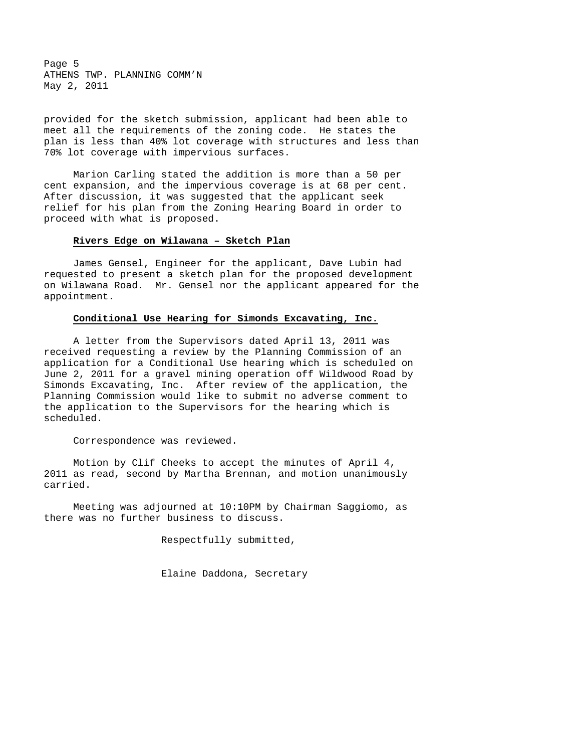provided for the sketch submission, applicant had been able to meet all the requirements of the zoning code. He states the plan is less than 40% lot coverage with structures and less than 70% lot coverage with impervious surfaces.

Marion Carling stated the addition is more than a 50 per cent expansion, and the impervious coverage is at 68 per cent. After discussion, it was suggested that the applicant seek relief for his plan from the Zoning Hearing Board in order to proceed with what is proposed.

**Rivers Edge on Wilawana – Sketch Plan**

James Gensel, Engineer for the applicant, Dave Lubin had requested to present a sketch plan for the proposed development on Wilawana Road. Mr. Gensel nor the applicant appeared for the appointment.

**Conditional Use Hearing for Simonds Excavating, Inc.**

A letter from the Supervisors dated April 13, 2011 was received requesting a review by the Planning Commission of an application for a Conditional Use hearing which is scheduled on June 2, 2011 for a gravel mining operation off Wildwood Road by Simonds Excavating, Inc. After review of the application, the Planning Commission would like to submit no adverse comment to the application to the Supervisors for the hearing which is scheduled.

Correspondence was reviewed.

Motion by Clif Cheeks to accept the minutes of April 4, 2011 as read, second by Martha Brennan, and motion unanimously carried.

Meeting was adjourned at 10:10PM by Chairman Saggiomo, as there was no further business to discuss.

Respectfully submitted,

Elaine Daddona, Secretary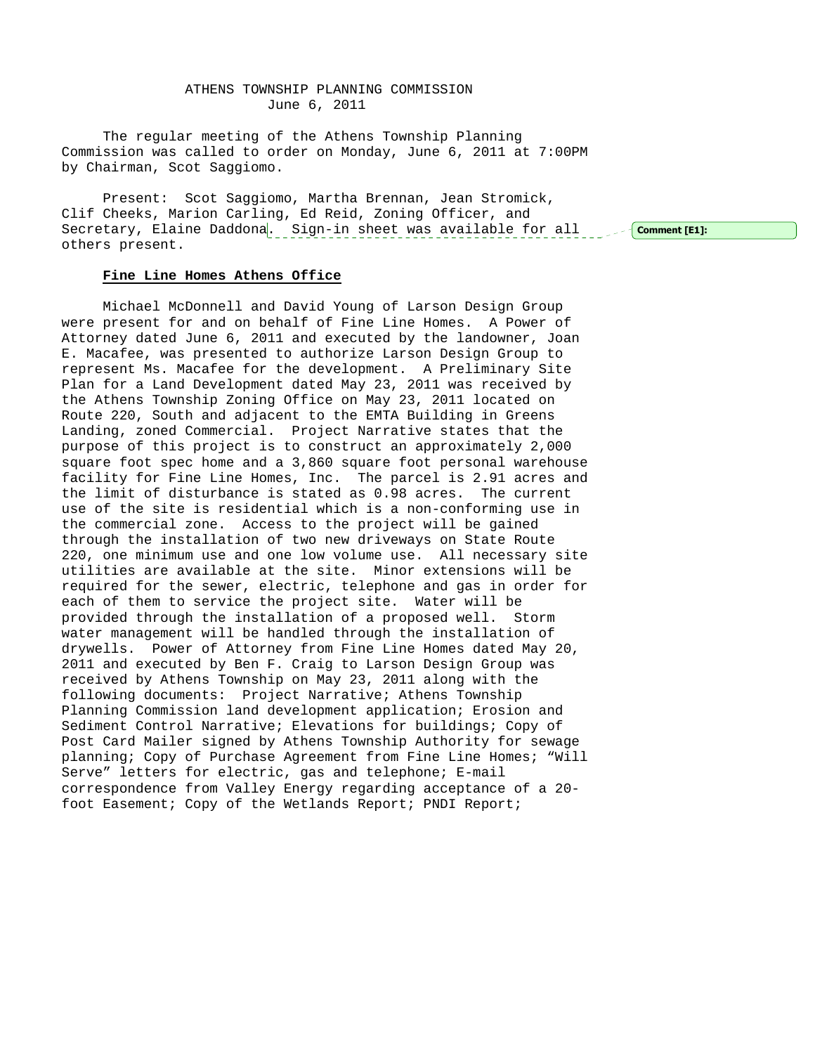ATHENS TOWNSHIP PLANNING COMMISSION
June 6, 2011

The regular meeting of the Athens Township Planning Commission was called to order on Monday, June 6, 2011 at 7:00PM by Chairman, Scot Saggiomo.

Present: Scot Saggiomo, Martha Brennan, Jean Stromick, Clif Cheeks, Marion Carling, Ed Reid, Zoning Officer, and Secretary, Elaine Daddona. Sign-in sheet was available for all others present.

**Comment [E1]:**

**Fine Line Homes Athens Office**

Michael McDonnell and David Young of Larson Design Group were present for and on behalf of Fine Line Homes. A Power of Attorney dated June 6, 2011 and executed by the landowner, Joan E. Macafee, was presented to authorize Larson Design Group to represent Ms. Macafee for the development. A Preliminary Site Plan for a Land Development dated May 23, 2011 was received by the Athens Township Zoning Office on May 23, 2011 located on Route 220, South and adjacent to the EMTA Building in Greens Landing, zoned Commercial. Project Narrative states that the purpose of this project is to construct an approximately 2,000 square foot spec home and a 3,860 square foot personal warehouse facility for Fine Line Homes, Inc. The parcel is 2.91 acres and the limit of disturbance is stated as 0.98 acres. The current use of the site is residential which is a non-conforming use in the commercial zone. Access to the project will be gained through the installation of two new driveways on State Route 220, one minimum use and one low volume use. All necessary site utilities are available at the site. Minor extensions will be required for the sewer, electric, telephone and gas in order for each of them to service the project site. Water will be provided through the installation of a proposed well. Storm water management will be handled through the installation of drywells. Power of Attorney from Fine Line Homes dated May 20, 2011 and executed by Ben F. Craig to Larson Design Group was received by Athens Township on May 23, 2011 along with the following documents: Project Narrative; Athens Township Planning Commission land development application; Erosion and Sediment Control Narrative; Elevations for buildings; Copy of Post Card Mailer signed by Athens Township Authority for sewage planning; Copy of Purchase Agreement from Fine Line Homes; "Will Serve" letters for electric, gas and telephone; E-mail correspondence from Valley Energy regarding acceptance of a 20-foot Easement; Copy of the Wetlands Report; PNDI Report;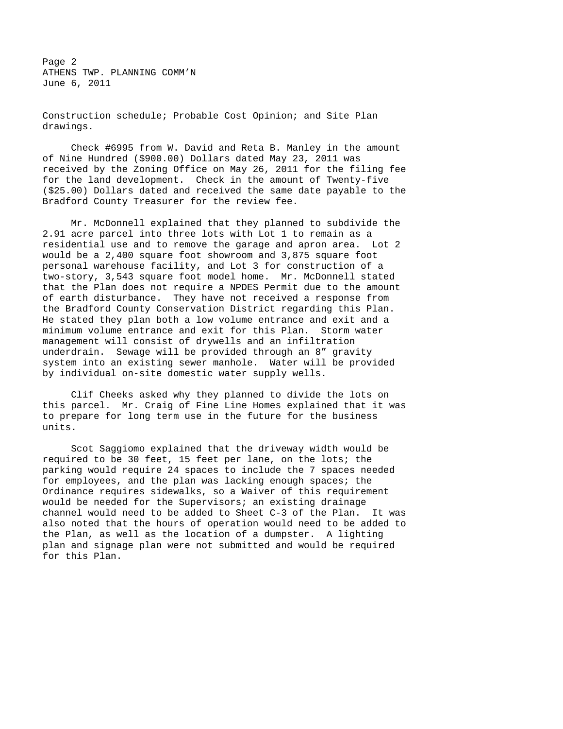Construction schedule; Probable Cost Opinion; and Site Plan drawings.

Check #6995 from W. David and Reta B. Manley in the amount of Nine Hundred ($900.00) Dollars dated May 23, 2011 was received by the Zoning Office on May 26, 2011 for the filing fee for the land development. Check in the amount of Twenty-five ($25.00) Dollars dated and received the same date payable to the Bradford County Treasurer for the review fee.

Mr. McDonnell explained that they planned to subdivide the 2.91 acre parcel into three lots with Lot 1 to remain as a residential use and to remove the garage and apron area. Lot 2 would be a 2,400 square foot showroom and 3,875 square foot personal warehouse facility, and Lot 3 for construction of a two-story, 3,543 square foot model home. Mr. McDonnell stated that the Plan does not require a NPDES Permit due to the amount of earth disturbance. They have not received a response from the Bradford County Conservation District regarding this Plan. He stated they plan both a low volume entrance and exit and a minimum volume entrance and exit for this Plan. Storm water management will consist of drywells and an infiltration underdrain. Sewage will be provided through an 8” gravity system into an existing sewer manhole. Water will be provided by individual on-site domestic water supply wells.

Clif Cheeks asked why they planned to divide the lots on this parcel. Mr. Craig of Fine Line Homes explained that it was to prepare for long term use in the future for the business units.

Scot Saggiomo explained that the driveway width would be required to be 30 feet, 15 feet per lane, on the lots; the parking would require 24 spaces to include the 7 spaces needed for employees, and the plan was lacking enough spaces; the Ordinance requires sidewalks, so a Waiver of this requirement would be needed for the Supervisors; an existing drainage channel would need to be added to Sheet C-3 of the Plan. It was also noted that the hours of operation would need to be added to the Plan, as well as the location of a dumpster. A lighting plan and signage plan were not submitted and would be required for this Plan.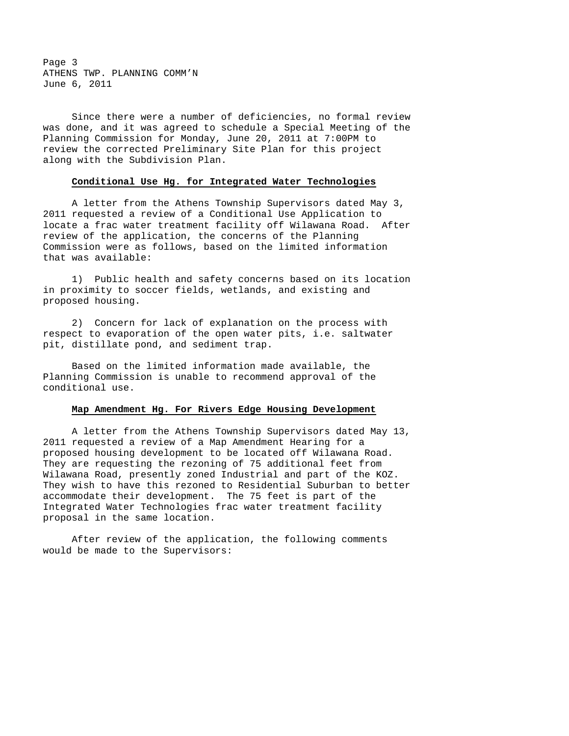Since there were a number of deficiencies, no formal review was done, and it was agreed to schedule a Special Meeting of the Planning Commission for Monday, June 20, 2011 at 7:00PM to review the corrected Preliminary Site Plan for this project along with the Subdivision Plan.

**Conditional Use Hg. for Integrated Water Technologies**

A letter from the Athens Township Supervisors dated May 3, 2011 requested a review of a Conditional Use Application to locate a frac water treatment facility off Wilawana Road. After review of the application, the concerns of the Planning Commission were as follows, based on the limited information that was available:

1) Public health and safety concerns based on its location in proximity to soccer fields, wetlands, and existing and proposed housing.

2) Concern for lack of explanation on the process with respect to evaporation of the open water pits, i.e. saltwater pit, distillate pond, and sediment trap.

Based on the limited information made available, the Planning Commission is unable to recommend approval of the conditional use.

**Map Amendment Hg. For Rivers Edge Housing Development**

A letter from the Athens Township Supervisors dated May 13, 2011 requested a review of a Map Amendment Hearing for a proposed housing development to be located off Wilawana Road. They are requesting the rezoning of 75 additional feet from Wilawana Road, presently zoned Industrial and part of the KOZ. They wish to have this rezoned to Residential Suburban to better accommodate their development. The 75 feet is part of the Integrated Water Technologies frac water treatment facility proposal in the same location.

After review of the application, the following comments would be made to the Supervisors: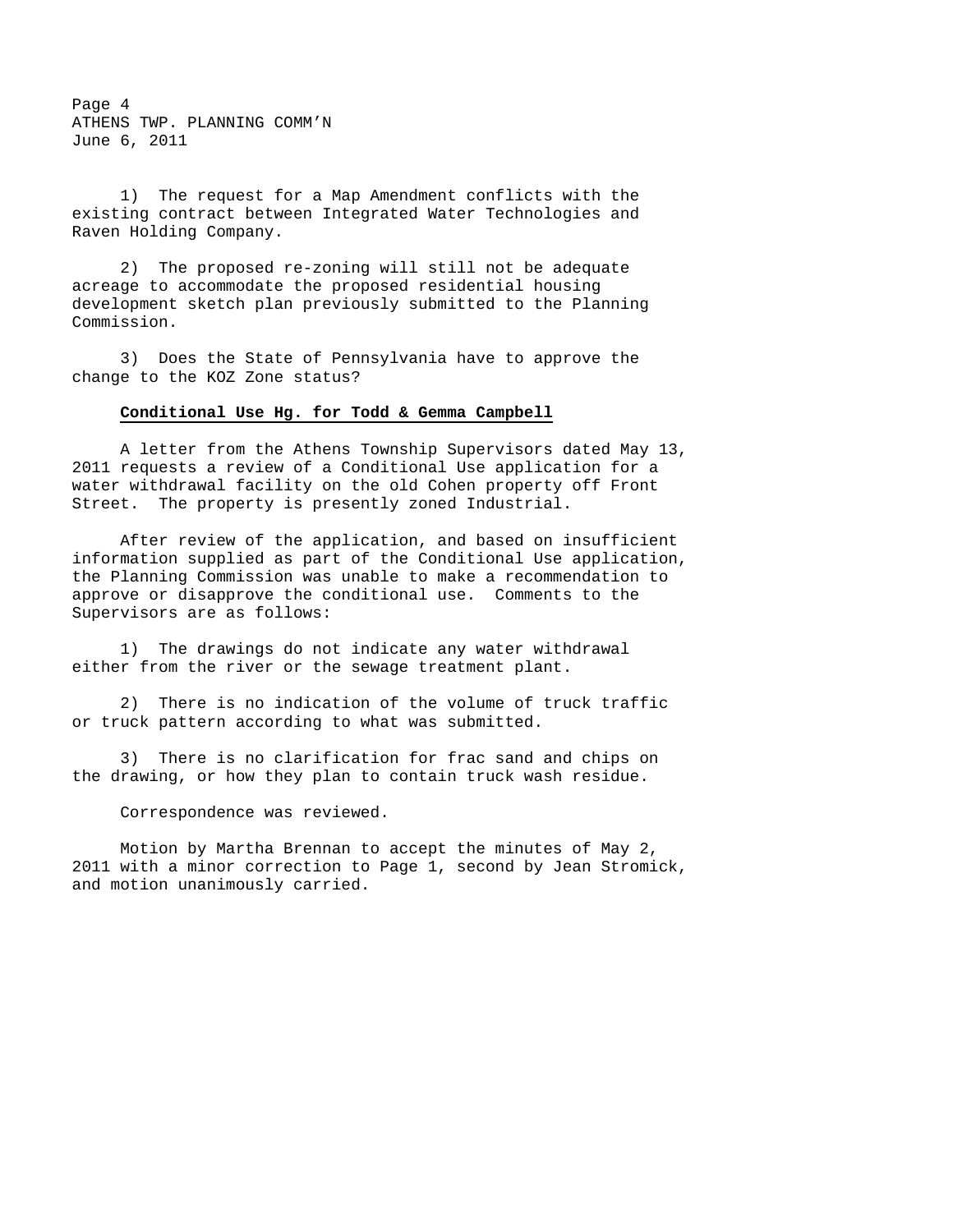1) The request for a Map Amendment conflicts with the existing contract between Integrated Water Technologies and Raven Holding Company.

2) The proposed re-zoning will still not be adequate acreage to accommodate the proposed residential housing development sketch plan previously submitted to the Planning Commission.

3) Does the State of Pennsylvania have to approve the change to the KOZ Zone status?

**Conditional Use Hg. for Todd & Gemma Campbell**

A letter from the Athens Township Supervisors dated May 13, 2011 requests a review of a Conditional Use application for a water withdrawal facility on the old Cohen property off Front Street. The property is presently zoned Industrial.

After review of the application, and based on insufficient information supplied as part of the Conditional Use application, the Planning Commission was unable to make a recommendation to approve or disapprove the conditional use. Comments to the Supervisors are as follows:

1) The drawings do not indicate any water withdrawal either from the river or the sewage treatment plant.

2) There is no indication of the volume of truck traffic or truck pattern according to what was submitted.

3) There is no clarification for frac sand and chips on the drawing, or how they plan to contain truck wash residue.

Correspondence was reviewed.

Motion by Martha Brennan to accept the minutes of May 2, 2011 with a minor correction to Page 1, second by Jean Stromick, and motion unanimously carried.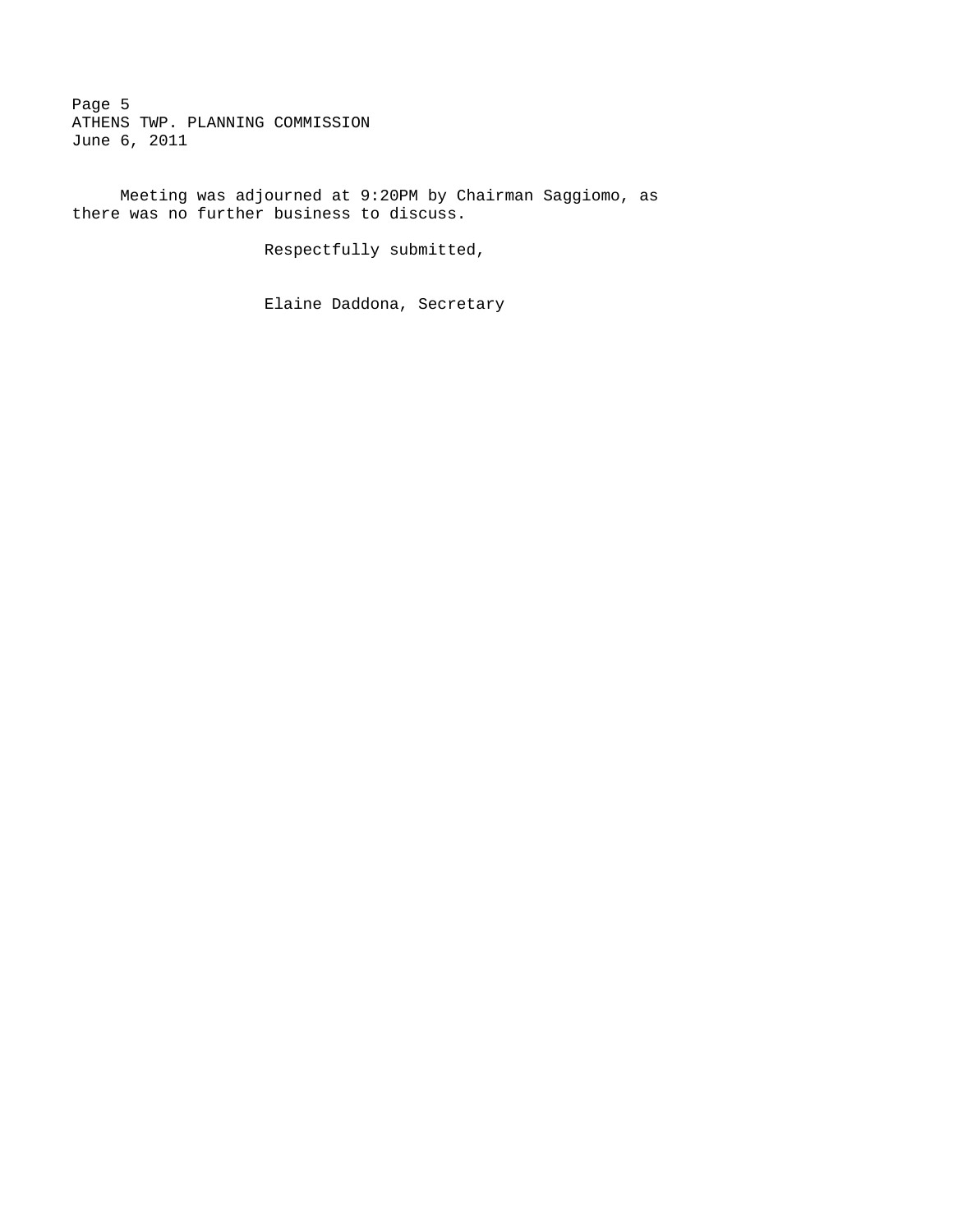Meeting was adjourned at 9:20PM by Chairman Saggiomo, as there was no further business to discuss.

Respectfully submitted,

Elaine Daddona, Secretary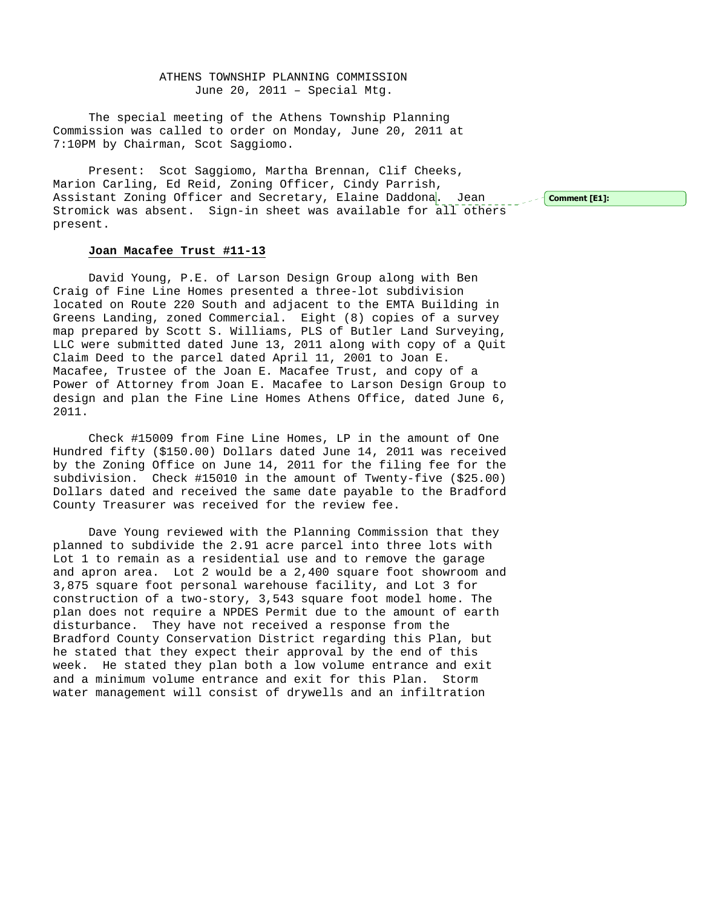ATHENS TOWNSHIP PLANNING COMMISSION
June 20, 2011 – Special Mtg.

The special meeting of the Athens Township Planning Commission was called to order on Monday, June 20, 2011 at 7:10PM by Chairman, Scot Saggiomo.

Present: Scot Saggiomo, Martha Brennan, Clif Cheeks, Marion Carling, Ed Reid, Zoning Officer, Cindy Parrish, Assistant Zoning Officer and Secretary, Elaine Daddona. Jean Stromick was absent. Sign-in sheet was available for all others present.

Comment [E1]:

**Joan Macafee Trust #11-13**

David Young, P.E. of Larson Design Group along with Ben Craig of Fine Line Homes presented a three-lot subdivision located on Route 220 South and adjacent to the EMTA Building in Greens Landing, zoned Commercial. Eight (8) copies of a survey map prepared by Scott S. Williams, PLS of Butler Land Surveying, LLC were submitted dated June 13, 2011 along with copy of a Quit Claim Deed to the parcel dated April 11, 2001 to Joan E. Macafee, Trustee of the Joan E. Macafee Trust, and copy of a Power of Attorney from Joan E. Macafee to Larson Design Group to design and plan the Fine Line Homes Athens Office, dated June 6, 2011.

Check #15009 from Fine Line Homes, LP in the amount of One Hundred fifty ($150.00) Dollars dated June 14, 2011 was received by the Zoning Office on June 14, 2011 for the filing fee for the subdivision. Check #15010 in the amount of Twenty-five ($25.00) Dollars dated and received the same date payable to the Bradford County Treasurer was received for the review fee.

Dave Young reviewed with the Planning Commission that they planned to subdivide the 2.91 acre parcel into three lots with Lot 1 to remain as a residential use and to remove the garage and apron area. Lot 2 would be a 2,400 square foot showroom and 3,875 square foot personal warehouse facility, and Lot 3 for construction of a two-story, 3,543 square foot model home. The plan does not require a NPDES Permit due to the amount of earth disturbance. They have not received a response from the Bradford County Conservation District regarding this Plan, but he stated that they expect their approval by the end of this week. He stated they plan both a low volume entrance and exit and a minimum volume entrance and exit for this Plan. Storm water management will consist of drywells and an infiltration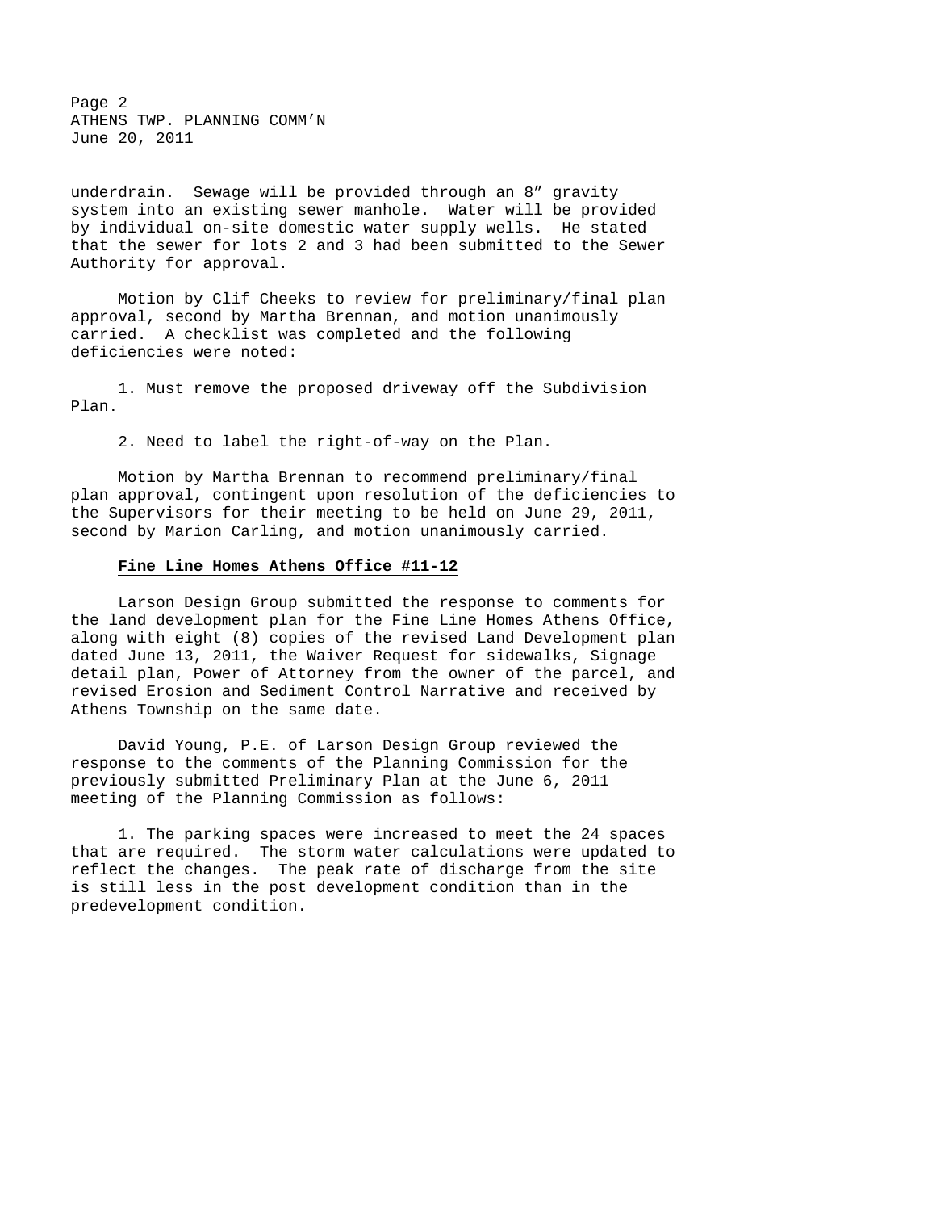underdrain. Sewage will be provided through an 8" gravity system into an existing sewer manhole. Water will be provided by individual on-site domestic water supply wells. He stated that the sewer for lots 2 and 3 had been submitted to the Sewer Authority for approval.

Motion by Clif Cheeks to review for preliminary/final plan approval, second by Martha Brennan, and motion unanimously carried. A checklist was completed and the following deficiencies were noted:

1. Must remove the proposed driveway off the Subdivision Plan.

2. Need to label the right-of-way on the Plan.

Motion by Martha Brennan to recommend preliminary/final plan approval, contingent upon resolution of the deficiencies to the Supervisors for their meeting to be held on June 29, 2011, second by Marion Carling, and motion unanimously carried.

**Fine Line Homes Athens Office #11-12**

Larson Design Group submitted the response to comments for the land development plan for the Fine Line Homes Athens Office, along with eight (8) copies of the revised Land Development plan dated June 13, 2011, the Waiver Request for sidewalks, Signage detail plan, Power of Attorney from the owner of the parcel, and revised Erosion and Sediment Control Narrative and received by Athens Township on the same date.

David Young, P.E. of Larson Design Group reviewed the response to the comments of the Planning Commission for the previously submitted Preliminary Plan at the June 6, 2011 meeting of the Planning Commission as follows:

1. The parking spaces were increased to meet the 24 spaces that are required. The storm water calculations were updated to reflect the changes. The peak rate of discharge from the site is still less in the post development condition than in the predevelopment condition.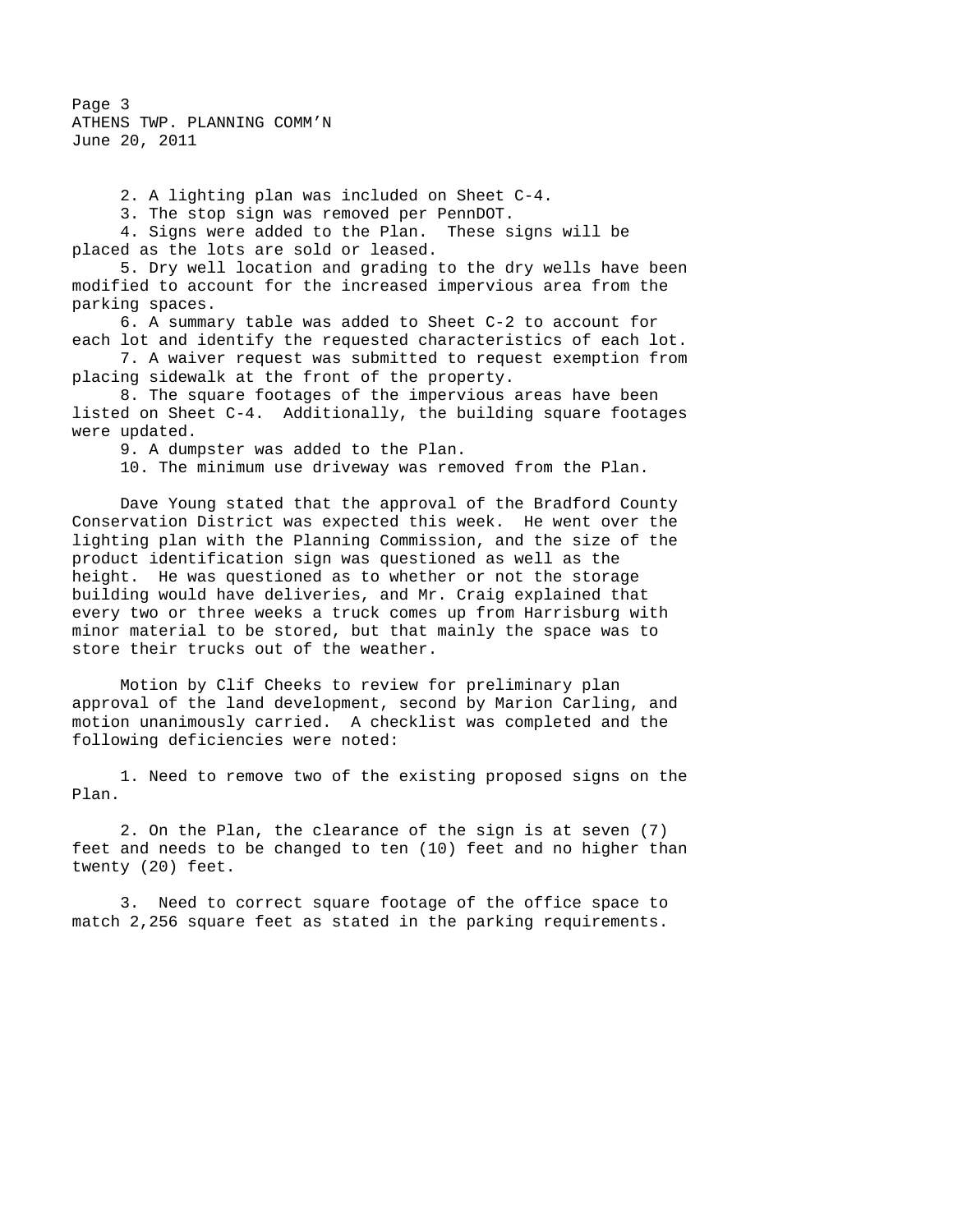2. A lighting plan was included on Sheet C-4.
3. The stop sign was removed per PennDOT.
4. Signs were added to the Plan. These signs will be placed as the lots are sold or leased.
5. Dry well location and grading to the dry wells have been modified to account for the increased impervious area from the parking spaces.
6. A summary table was added to Sheet C-2 to account for each lot and identify the requested characteristics of each lot.
7. A waiver request was submitted to request exemption from placing sidewalk at the front of the property.
8. The square footages of the impervious areas have been listed on Sheet C-4. Additionally, the building square footages were updated.
9. A dumpster was added to the Plan.
10. The minimum use driveway was removed from the Plan.

Dave Young stated that the approval of the Bradford County Conservation District was expected this week. He went over the lighting plan with the Planning Commission, and the size of the product identification sign was questioned as well as the height. He was questioned as to whether or not the storage building would have deliveries, and Mr. Craig explained that every two or three weeks a truck comes up from Harrisburg with minor material to be stored, but that mainly the space was to store their trucks out of the weather.

Motion by Clif Cheeks to review for preliminary plan approval of the land development, second by Marion Carling, and motion unanimously carried. A checklist was completed and the following deficiencies were noted:

1. Need to remove two of the existing proposed signs on the Plan.

2. On the Plan, the clearance of the sign is at seven (7) feet and needs to be changed to ten (10) feet and no higher than twenty (20) feet.

3. Need to correct square footage of the office space to match 2,256 square feet as stated in the parking requirements.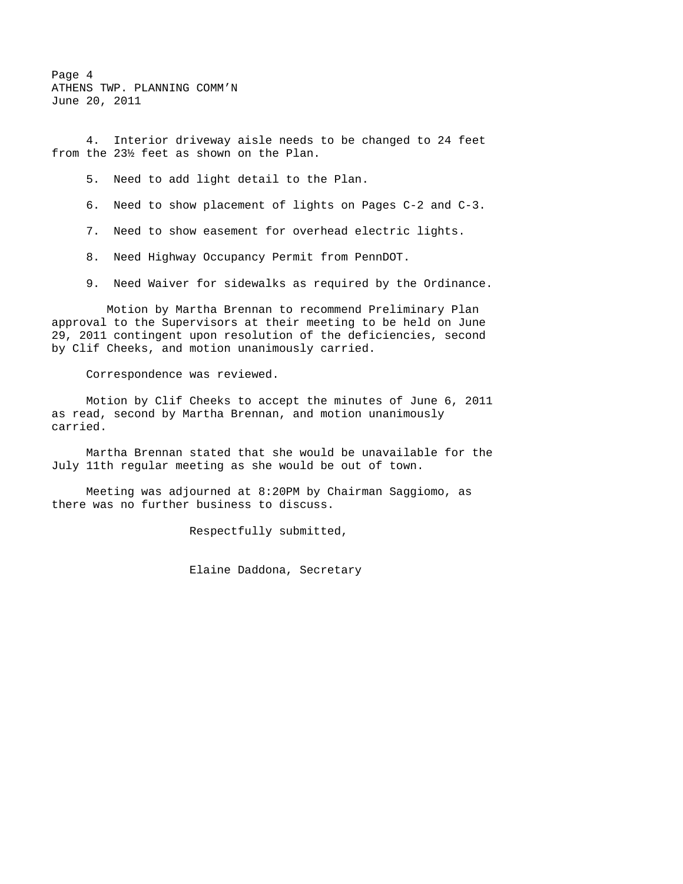4. Interior driveway aisle needs to be changed to 24 feet from the 23½ feet as shown on the Plan.

5. Need to add light detail to the Plan.

6. Need to show placement of lights on Pages C-2 and C-3.

7. Need to show easement for overhead electric lights.

8. Need Highway Occupancy Permit from PennDOT.

9. Need Waiver for sidewalks as required by the Ordinance.

Motion by Martha Brennan to recommend Preliminary Plan approval to the Supervisors at their meeting to be held on June 29, 2011 contingent upon resolution of the deficiencies, second by Clif Cheeks, and motion unanimously carried.

Correspondence was reviewed.

Motion by Clif Cheeks to accept the minutes of June 6, 2011 as read, second by Martha Brennan, and motion unanimously carried.

Martha Brennan stated that she would be unavailable for the July 11th regular meeting as she would be out of town.

Meeting was adjourned at 8:20PM by Chairman Saggiomo, as there was no further business to discuss.

Respectfully submitted,

Elaine Daddona, Secretary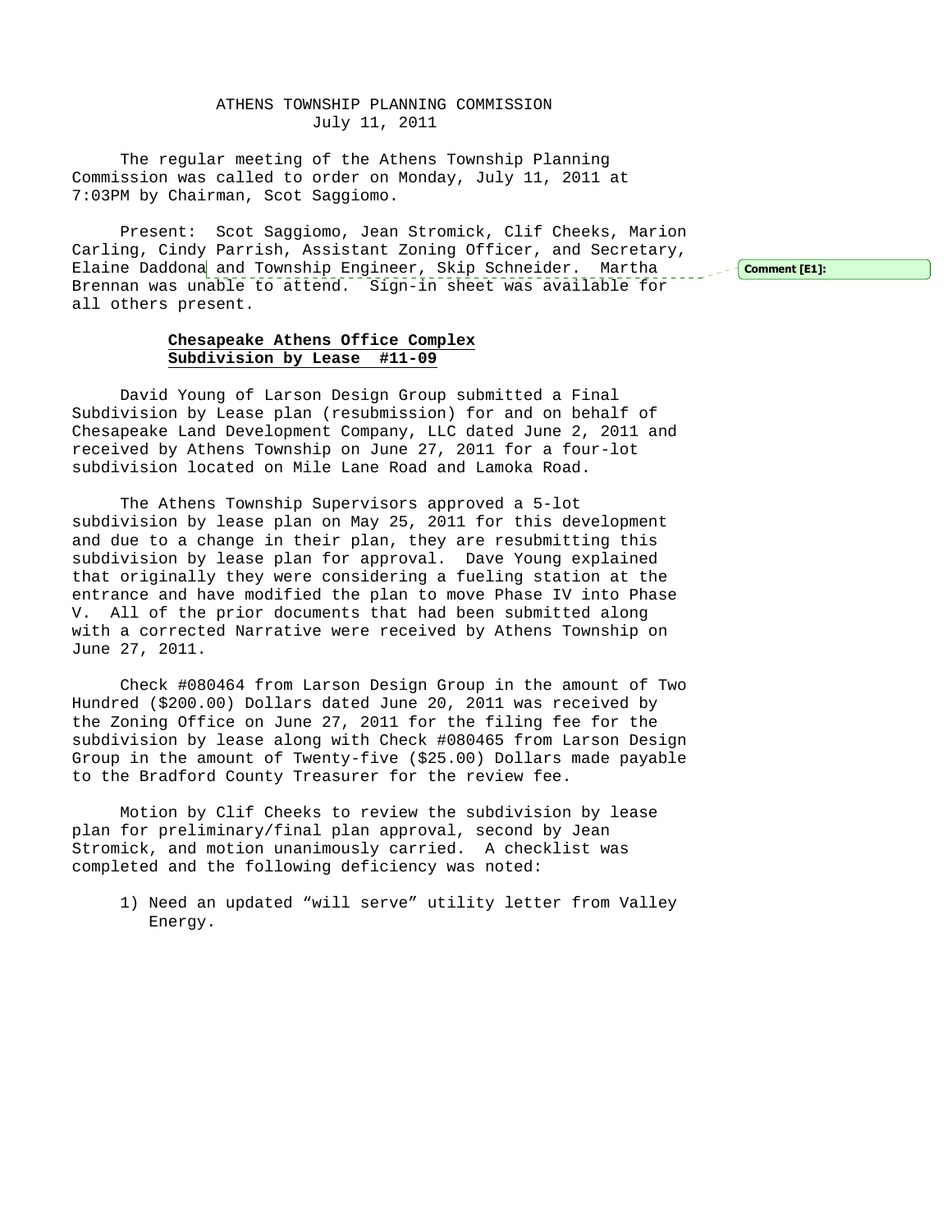ATHENS TOWNSHIP PLANNING COMMISSION
July 11, 2011

The regular meeting of the Athens Township Planning Commission was called to order on Monday, July 11, 2011 at 7:03PM by Chairman, Scot Saggiomo.

Present: Scot Saggiomo, Jean Stromick, Clif Cheeks, Marion Carling, Cindy Parrish, Assistant Zoning Officer, and Secretary, Elaine Daddona and Township Engineer, Skip Schneider. Martha Brennan was unable to attend. Sign-in sheet was available for all others present.

**Comment [E1]:**

**Chesapeake Athens Office Complex**
**Subdivision by Lease #11-09**

David Young of Larson Design Group submitted a Final Subdivision by Lease plan (resubmission) for and on behalf of Chesapeake Land Development Company, LLC dated June 2, 2011 and received by Athens Township on June 27, 2011 for a four-lot subdivision located on Mile Lane Road and Lamoka Road.

The Athens Township Supervisors approved a 5-lot subdivision by lease plan on May 25, 2011 for this development and due to a change in their plan, they are resubmitting this subdivision by lease plan for approval. Dave Young explained that originally they were considering a fueling station at the entrance and have modified the plan to move Phase IV into Phase V. All of the prior documents that had been submitted along with a corrected Narrative were received by Athens Township on June 27, 2011.

Check #080464 from Larson Design Group in the amount of Two Hundred ($200.00) Dollars dated June 20, 2011 was received by the Zoning Office on June 27, 2011 for the filing fee for the subdivision by lease along with Check #080465 from Larson Design Group in the amount of Twenty-five ($25.00) Dollars made payable to the Bradford County Treasurer for the review fee.

Motion by Clif Cheeks to review the subdivision by lease plan for preliminary/final plan approval, second by Jean Stromick, and motion unanimously carried. A checklist was completed and the following deficiency was noted:

1) Need an updated "will serve" utility letter from Valley Energy.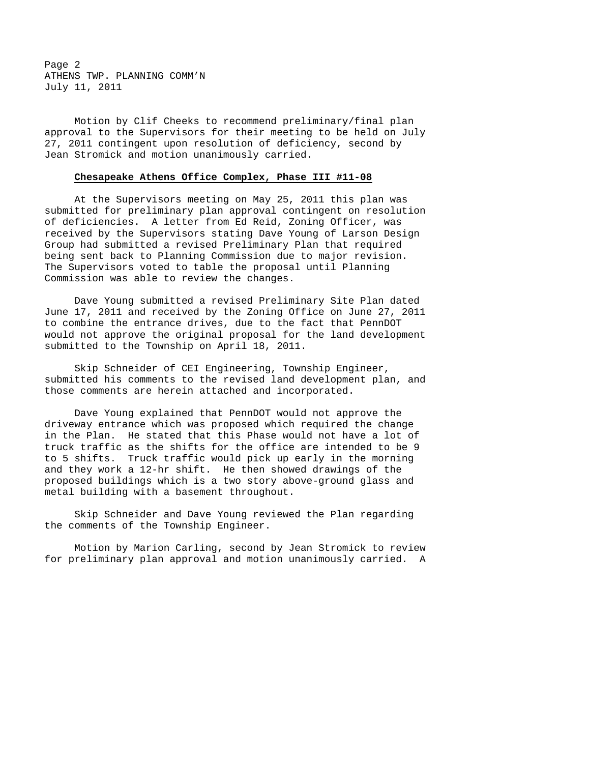Motion by Clif Cheeks to recommend preliminary/final plan approval to the Supervisors for their meeting to be held on July 27, 2011 contingent upon resolution of deficiency, second by Jean Stromick and motion unanimously carried.

**Chesapeake Athens Office Complex, Phase III #11-08**

At the Supervisors meeting on May 25, 2011 this plan was submitted for preliminary plan approval contingent on resolution of deficiencies. A letter from Ed Reid, Zoning Officer, was received by the Supervisors stating Dave Young of Larson Design Group had submitted a revised Preliminary Plan that required being sent back to Planning Commission due to major revision. The Supervisors voted to table the proposal until Planning Commission was able to review the changes.

Dave Young submitted a revised Preliminary Site Plan dated June 17, 2011 and received by the Zoning Office on June 27, 2011 to combine the entrance drives, due to the fact that PennDOT would not approve the original proposal for the land development submitted to the Township on April 18, 2011.

Skip Schneider of CEI Engineering, Township Engineer, submitted his comments to the revised land development plan, and those comments are herein attached and incorporated.

Dave Young explained that PennDOT would not approve the driveway entrance which was proposed which required the change in the Plan. He stated that this Phase would not have a lot of truck traffic as the shifts for the office are intended to be 9 to 5 shifts. Truck traffic would pick up early in the morning and they work a 12-hr shift. He then showed drawings of the proposed buildings which is a two story above-ground glass and metal building with a basement throughout.

Skip Schneider and Dave Young reviewed the Plan regarding the comments of the Township Engineer.

Motion by Marion Carling, second by Jean Stromick to review for preliminary plan approval and motion unanimously carried. A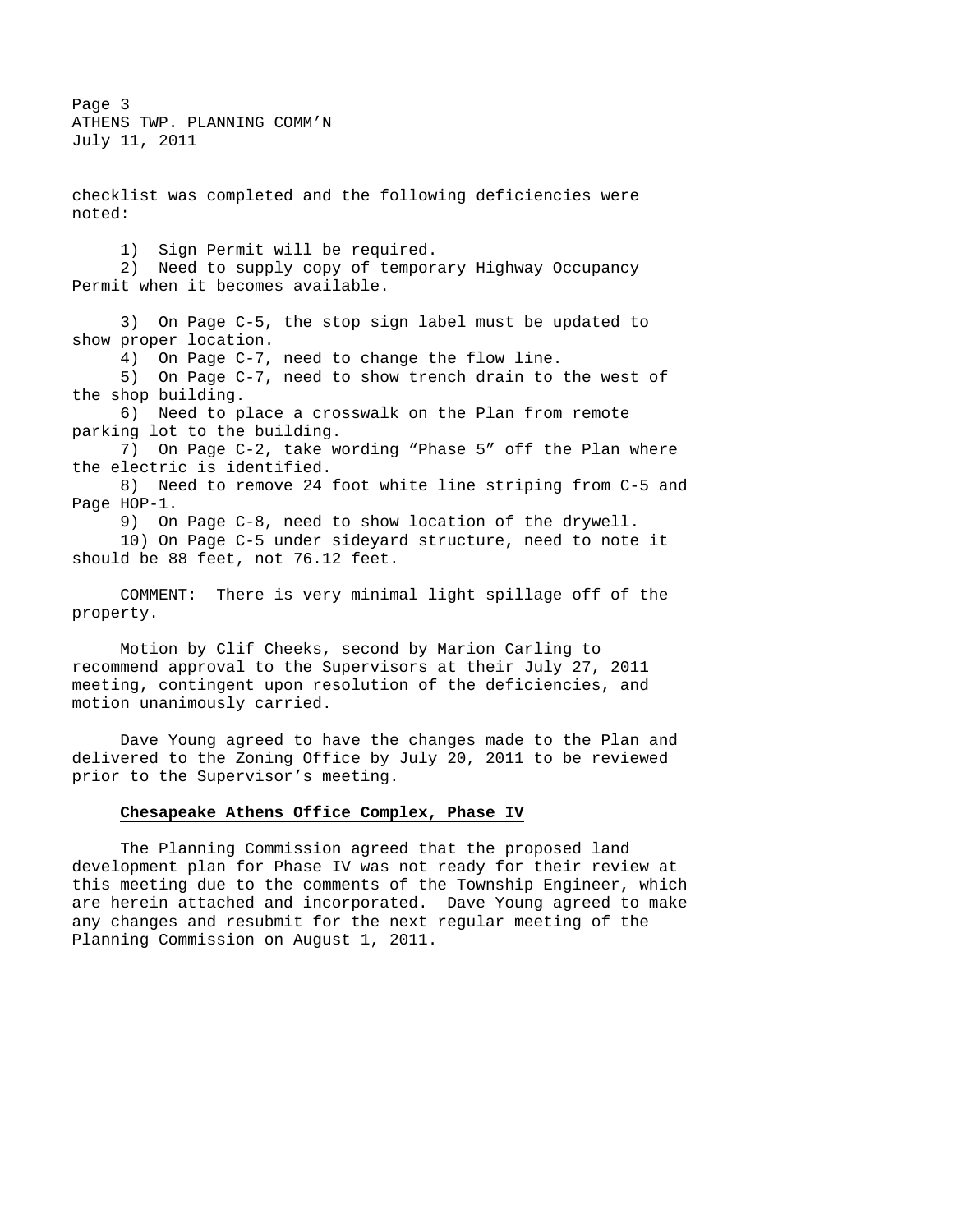checklist was completed and the following deficiencies were noted:

1) Sign Permit will be required.
2) Need to supply copy of temporary Highway Occupancy Permit when it becomes available.
3) On Page C-5, the stop sign label must be updated to show proper location.
4) On Page C-7, need to change the flow line.
5) On Page C-7, need to show trench drain to the west of the shop building.
6) Need to place a crosswalk on the Plan from remote parking lot to the building.
7) On Page C-2, take wording "Phase 5" off the Plan where the electric is identified.
8) Need to remove 24 foot white line striping from C-5 and Page HOP-1.
9) On Page C-8, need to show location of the drywell.
10) On Page C-5 under sideyard structure, need to note it should be 88 feet, not 76.12 feet.

COMMENT: There is very minimal light spillage off of the property.

Motion by Clif Cheeks, second by Marion Carling to recommend approval to the Supervisors at their July 27, 2011 meeting, contingent upon resolution of the deficiencies, and motion unanimously carried.

Dave Young agreed to have the changes made to the Plan and delivered to the Zoning Office by July 20, 2011 to be reviewed prior to the Supervisor's meeting.

**Chesapeake Athens Office Complex, Phase IV**

The Planning Commission agreed that the proposed land development plan for Phase IV was not ready for their review at this meeting due to the comments of the Township Engineer, which are herein attached and incorporated. Dave Young agreed to make any changes and resubmit for the next regular meeting of the Planning Commission on August 1, 2011.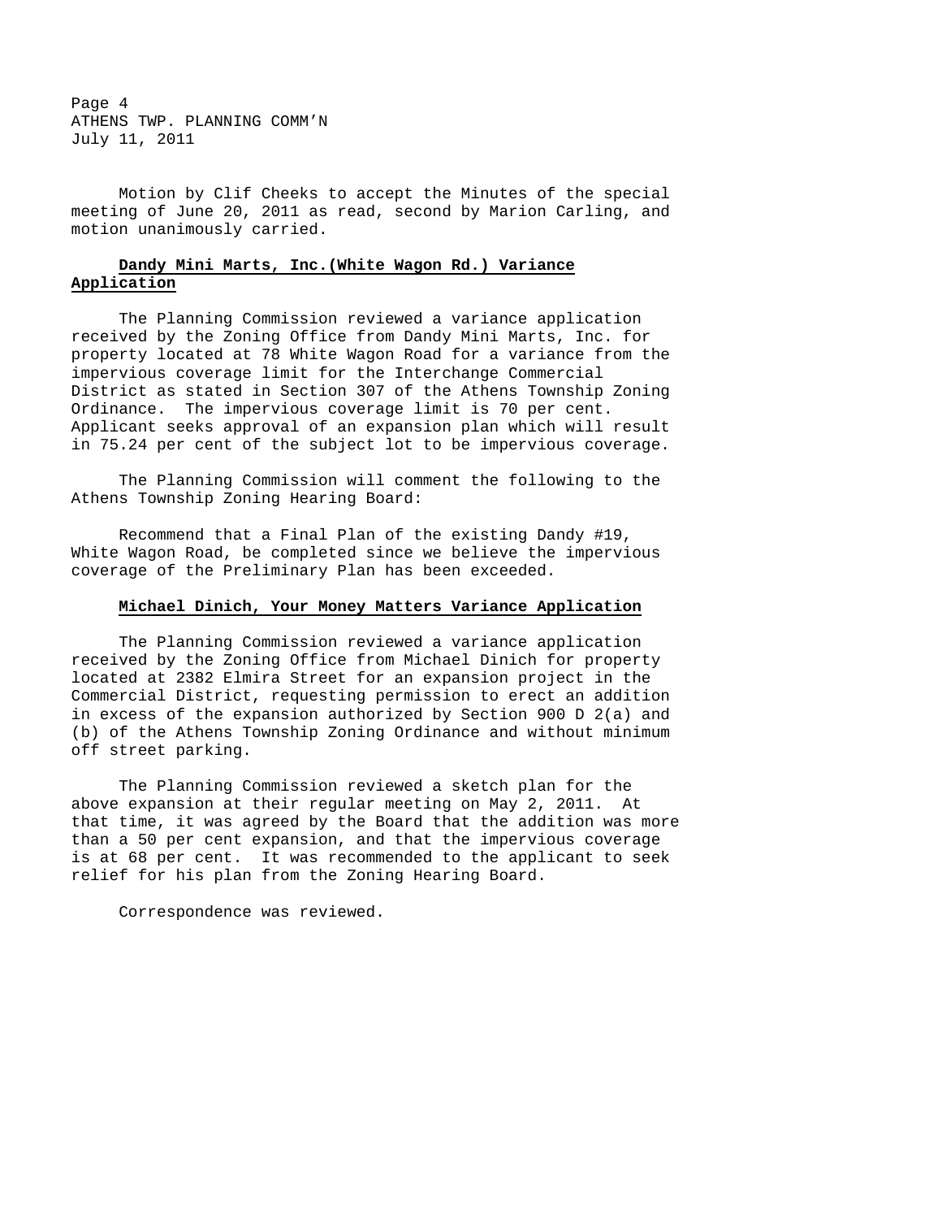Motion by Clif Cheeks to accept the Minutes of the special meeting of June 20, 2011 as read, second by Marion Carling, and motion unanimously carried.

**Dandy Mini Marts, Inc.(White Wagon Rd.) Variance Application**

The Planning Commission reviewed a variance application received by the Zoning Office from Dandy Mini Marts, Inc. for property located at 78 White Wagon Road for a variance from the impervious coverage limit for the Interchange Commercial District as stated in Section 307 of the Athens Township Zoning Ordinance. The impervious coverage limit is 70 per cent. Applicant seeks approval of an expansion plan which will result in 75.24 per cent of the subject lot to be impervious coverage.

The Planning Commission will comment the following to the Athens Township Zoning Hearing Board:

Recommend that a Final Plan of the existing Dandy #19, White Wagon Road, be completed since we believe the impervious coverage of the Preliminary Plan has been exceeded.

**Michael Dinich, Your Money Matters Variance Application**

The Planning Commission reviewed a variance application received by the Zoning Office from Michael Dinich for property located at 2382 Elmira Street for an expansion project in the Commercial District, requesting permission to erect an addition in excess of the expansion authorized by Section 900 D 2(a) and (b) of the Athens Township Zoning Ordinance and without minimum off street parking.

The Planning Commission reviewed a sketch plan for the above expansion at their regular meeting on May 2, 2011. At that time, it was agreed by the Board that the addition was more than a 50 per cent expansion, and that the impervious coverage is at 68 per cent. It was recommended to the applicant to seek relief for his plan from the Zoning Hearing Board.

Correspondence was reviewed.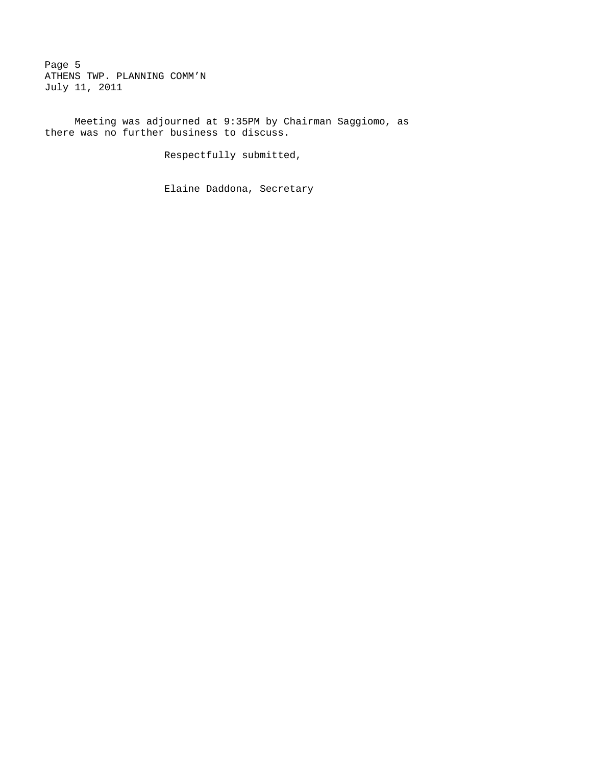Meeting was adjourned at 9:35PM by Chairman Saggiomo, as there was no further business to discuss.

Respectfully submitted,

Elaine Daddona, Secretary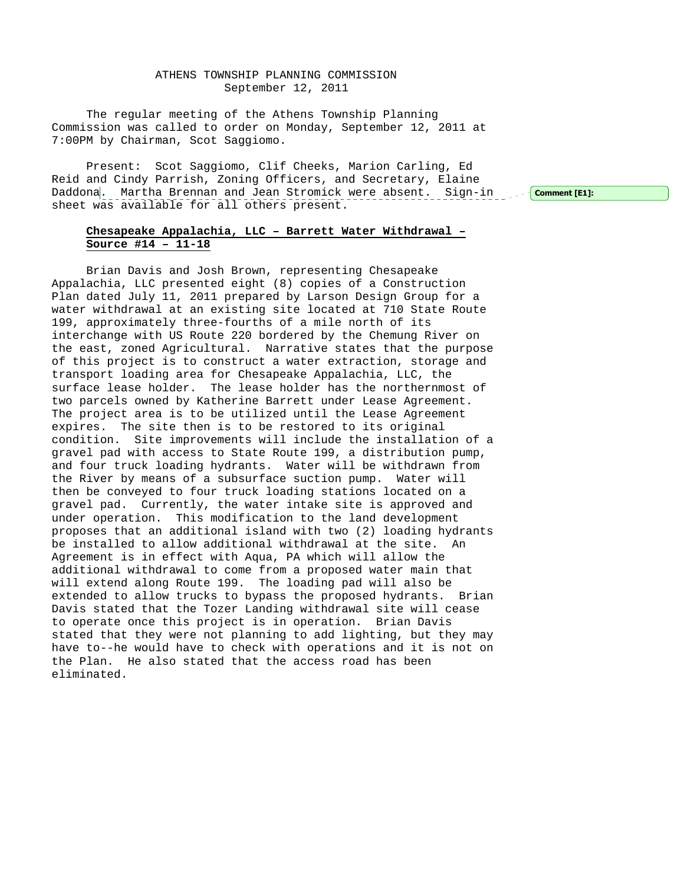ATHENS TOWNSHIP PLANNING COMMISSION
September 12, 2011

The regular meeting of the Athens Township Planning Commission was called to order on Monday, September 12, 2011 at 7:00PM by Chairman, Scot Saggiomo.

Present: Scot Saggiomo, Clif Cheeks, Marion Carling, Ed Reid and Cindy Parrish, Zoning Officers, and Secretary, Elaine Daddona. Martha Brennan and Jean Stromick were absent. Sign-in sheet was available for all others present.

Comment [E1]:

**Chesapeake Appalachia, LLC – Barrett Water Withdrawal – Source #14 – 11-18**

Brian Davis and Josh Brown, representing Chesapeake Appalachia, LLC presented eight (8) copies of a Construction Plan dated July 11, 2011 prepared by Larson Design Group for a water withdrawal at an existing site located at 710 State Route 199, approximately three-fourths of a mile north of its interchange with US Route 220 bordered by the Chemung River on the east, zoned Agricultural. Narrative states that the purpose of this project is to construct a water extraction, storage and transport loading area for Chesapeake Appalachia, LLC, the surface lease holder. The lease holder has the northernmost of two parcels owned by Katherine Barrett under Lease Agreement. The project area is to be utilized until the Lease Agreement expires. The site then is to be restored to its original condition. Site improvements will include the installation of a gravel pad with access to State Route 199, a distribution pump, and four truck loading hydrants. Water will be withdrawn from the River by means of a subsurface suction pump. Water will then be conveyed to four truck loading stations located on a gravel pad. Currently, the water intake site is approved and under operation. This modification to the land development proposes that an additional island with two (2) loading hydrants be installed to allow additional withdrawal at the site. An Agreement is in effect with Aqua, PA which will allow the additional withdrawal to come from a proposed water main that will extend along Route 199. The loading pad will also be extended to allow trucks to bypass the proposed hydrants. Brian Davis stated that the Tozer Landing withdrawal site will cease to operate once this project is in operation. Brian Davis stated that they were not planning to add lighting, but they may have to--he would have to check with operations and it is not on the Plan. He also stated that the access road has been eliminated.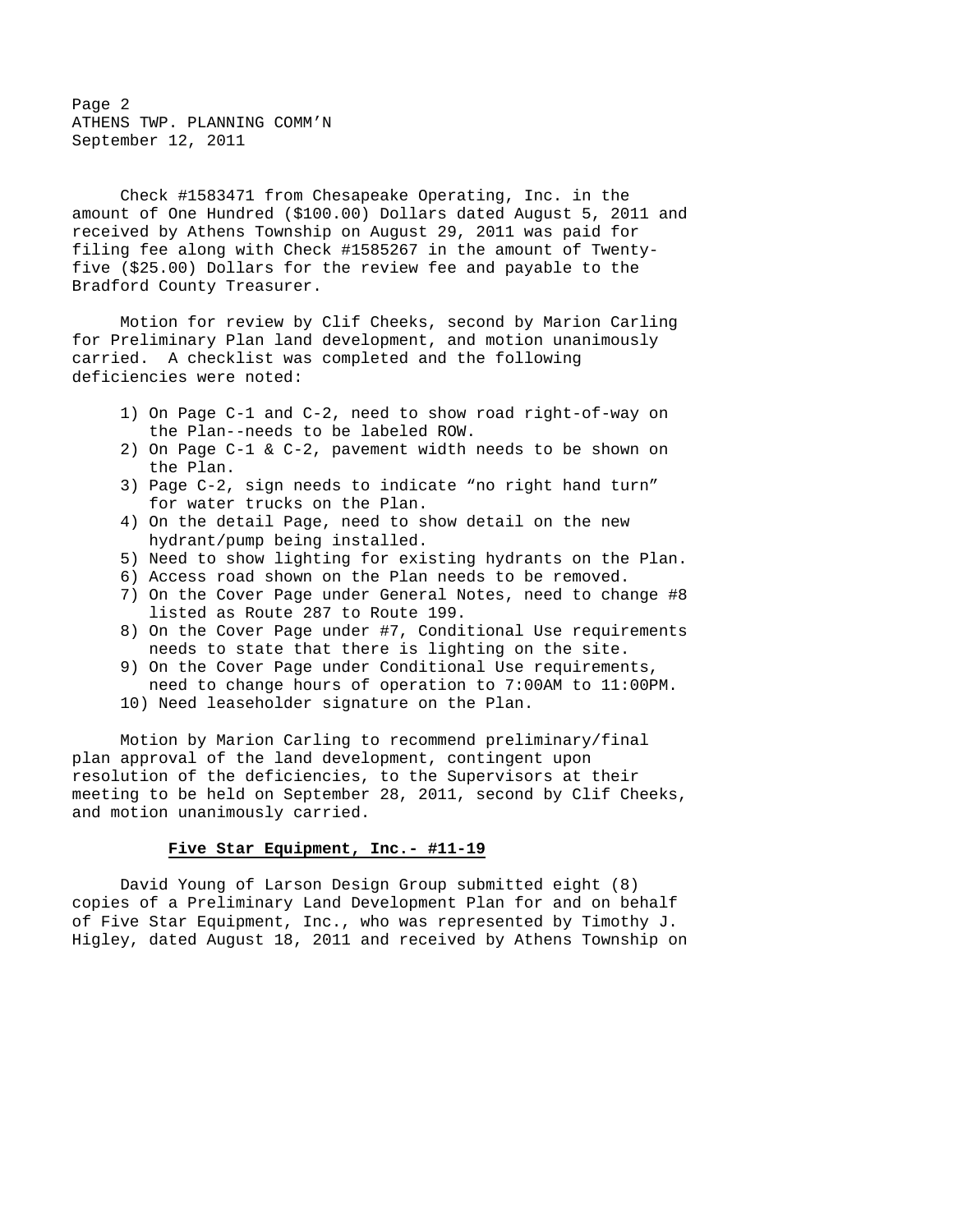Check #1583471 from Chesapeake Operating, Inc. in the amount of One Hundred ($100.00) Dollars dated August 5, 2011 and received by Athens Township on August 29, 2011 was paid for filing fee along with Check #1585267 in the amount of Twenty-five ($25.00) Dollars for the review fee and payable to the Bradford County Treasurer.

Motion for review by Clif Cheeks, second by Marion Carling for Preliminary Plan land development, and motion unanimously carried. A checklist was completed and the following deficiencies were noted:

1) On Page C-1 and C-2, need to show road right-of-way on the Plan--needs to be labeled ROW.
2) On Page C-1 & C-2, pavement width needs to be shown on the Plan.
3) Page C-2, sign needs to indicate "no right hand turn" for water trucks on the Plan.
4) On the detail Page, need to show detail on the new hydrant/pump being installed.
5) Need to show lighting for existing hydrants on the Plan.
6) Access road shown on the Plan needs to be removed.
7) On the Cover Page under General Notes, need to change #8 listed as Route 287 to Route 199.
8) On the Cover Page under #7, Conditional Use requirements needs to state that there is lighting on the site.
9) On the Cover Page under Conditional Use requirements, need to change hours of operation to 7:00AM to 11:00PM.
10) Need leaseholder signature on the Plan.

Motion by Marion Carling to recommend preliminary/final plan approval of the land development, contingent upon resolution of the deficiencies, to the Supervisors at their meeting to be held on September 28, 2011, second by Clif Cheeks, and motion unanimously carried.

**Five Star Equipment, Inc.- #11-19**

David Young of Larson Design Group submitted eight (8) copies of a Preliminary Land Development Plan for and on behalf of Five Star Equipment, Inc., who was represented by Timothy J. Higley, dated August 18, 2011 and received by Athens Township on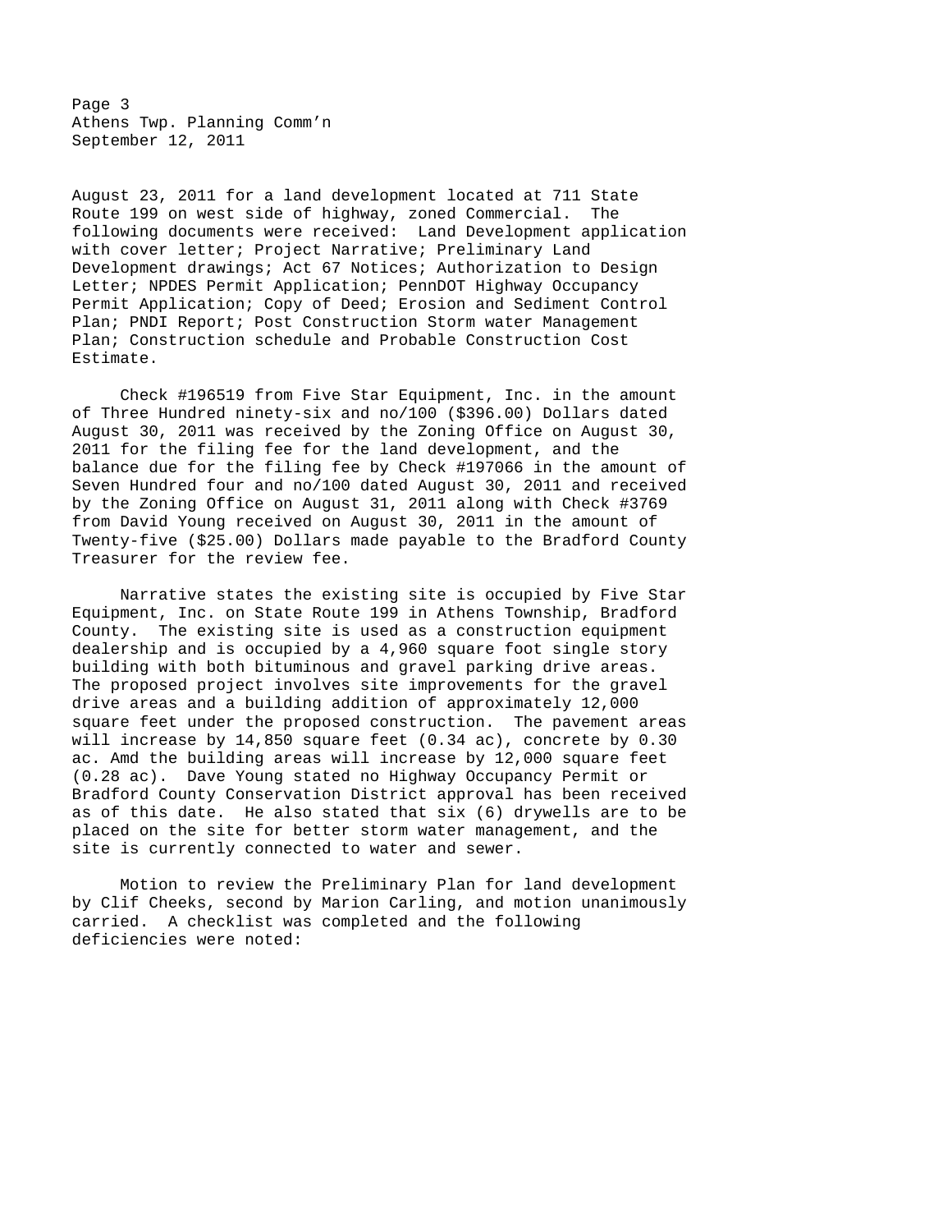August 23, 2011 for a land development located at 711 State Route 199 on west side of highway, zoned Commercial. The following documents were received: Land Development application with cover letter; Project Narrative; Preliminary Land Development drawings; Act 67 Notices; Authorization to Design Letter; NPDES Permit Application; PennDOT Highway Occupancy Permit Application; Copy of Deed; Erosion and Sediment Control Plan; PNDI Report; Post Construction Storm water Management Plan; Construction schedule and Probable Construction Cost Estimate.

Check #196519 from Five Star Equipment, Inc. in the amount of Three Hundred ninety-six and no/100 ($396.00) Dollars dated August 30, 2011 was received by the Zoning Office on August 30, 2011 for the filing fee for the land development, and the balance due for the filing fee by Check #197066 in the amount of Seven Hundred four and no/100 dated August 30, 2011 and received by the Zoning Office on August 31, 2011 along with Check #3769 from David Young received on August 30, 2011 in the amount of Twenty-five ($25.00) Dollars made payable to the Bradford County Treasurer for the review fee.

Narrative states the existing site is occupied by Five Star Equipment, Inc. on State Route 199 in Athens Township, Bradford County. The existing site is used as a construction equipment dealership and is occupied by a 4,960 square foot single story building with both bituminous and gravel parking drive areas. The proposed project involves site improvements for the gravel drive areas and a building addition of approximately 12,000 square feet under the proposed construction. The pavement areas will increase by 14,850 square feet (0.34 ac), concrete by 0.30 ac. Amd the building areas will increase by 12,000 square feet (0.28 ac). Dave Young stated no Highway Occupancy Permit or Bradford County Conservation District approval has been received as of this date. He also stated that six (6) drywells are to be placed on the site for better storm water management, and the site is currently connected to water and sewer.

Motion to review the Preliminary Plan for land development by Clif Cheeks, second by Marion Carling, and motion unanimously carried. A checklist was completed and the following deficiencies were noted: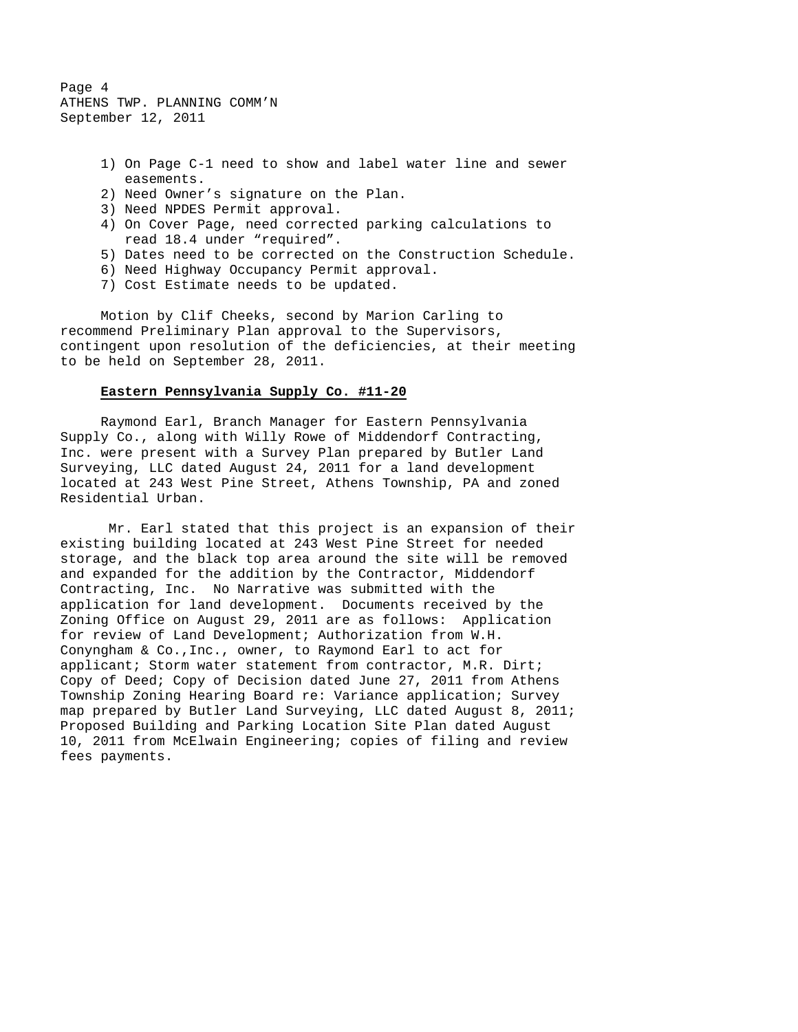1) On Page C-1 need to show and label water line and sewer easements.
2) Need Owner's signature on the Plan.
3) Need NPDES Permit approval.
4) On Cover Page, need corrected parking calculations to read 18.4 under "required".
5) Dates need to be corrected on the Construction Schedule.
6) Need Highway Occupancy Permit approval.
7) Cost Estimate needs to be updated.

Motion by Clif Cheeks, second by Marion Carling to recommend Preliminary Plan approval to the Supervisors, contingent upon resolution of the deficiencies, at their meeting to be held on September 28, 2011.

**Eastern Pennsylvania Supply Co. #11-20**

Raymond Earl, Branch Manager for Eastern Pennsylvania Supply Co., along with Willy Rowe of Middendorf Contracting, Inc. were present with a Survey Plan prepared by Butler Land Surveying, LLC dated August 24, 2011 for a land development located at 243 West Pine Street, Athens Township, PA and zoned Residential Urban.

Mr. Earl stated that this project is an expansion of their existing building located at 243 West Pine Street for needed storage, and the black top area around the site will be removed and expanded for the addition by the Contractor, Middendorf Contracting, Inc. No Narrative was submitted with the application for land development. Documents received by the Zoning Office on August 29, 2011 are as follows: Application for review of Land Development; Authorization from W.H. Conyngham & Co.,Inc., owner, to Raymond Earl to act for applicant; Storm water statement from contractor, M.R. Dirt; Copy of Deed; Copy of Decision dated June 27, 2011 from Athens Township Zoning Hearing Board re: Variance application; Survey map prepared by Butler Land Surveying, LLC dated August 8, 2011; Proposed Building and Parking Location Site Plan dated August 10, 2011 from McElwain Engineering; copies of filing and review fees payments.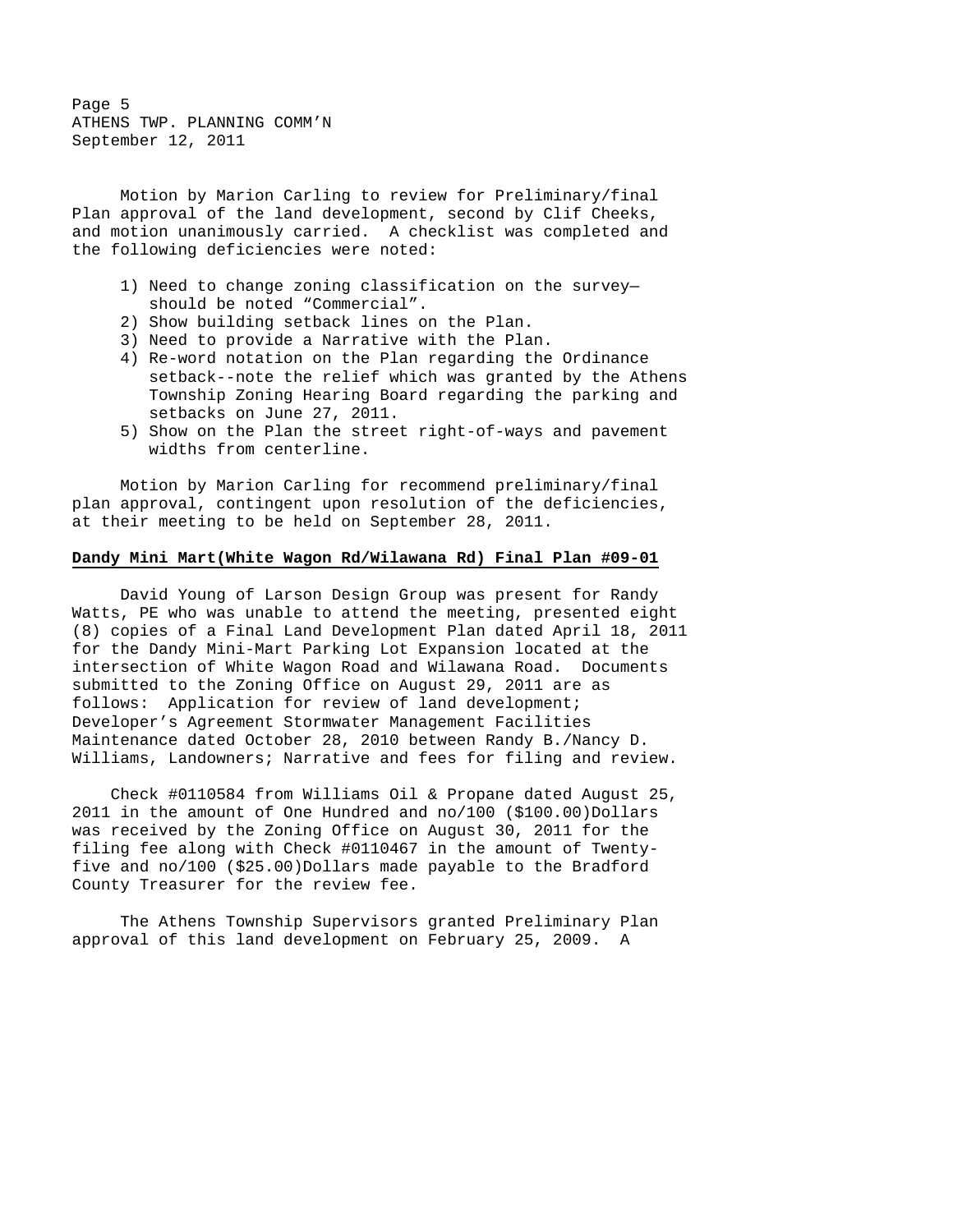Motion by Marion Carling to review for Preliminary/final Plan approval of the land development, second by Clif Cheeks, and motion unanimously carried. A checklist was completed and the following deficiencies were noted:

1) Need to change zoning classification on the survey—should be noted "Commercial".
2) Show building setback lines on the Plan.
3) Need to provide a Narrative with the Plan.
4) Re-word notation on the Plan regarding the Ordinance setback--note the relief which was granted by the Athens Township Zoning Hearing Board regarding the parking and setbacks on June 27, 2011.
5) Show on the Plan the street right-of-ways and pavement widths from centerline.

Motion by Marion Carling for recommend preliminary/final plan approval, contingent upon resolution of the deficiencies, at their meeting to be held on September 28, 2011.

**Dandy Mini Mart(White Wagon Rd/Wilawana Rd) Final Plan #09-01**

David Young of Larson Design Group was present for Randy Watts, PE who was unable to attend the meeting, presented eight (8) copies of a Final Land Development Plan dated April 18, 2011 for the Dandy Mini-Mart Parking Lot Expansion located at the intersection of White Wagon Road and Wilawana Road. Documents submitted to the Zoning Office on August 29, 2011 are as follows: Application for review of land development; Developer's Agreement Stormwater Management Facilities Maintenance dated October 28, 2010 between Randy B./Nancy D. Williams, Landowners; Narrative and fees for filing and review.

Check #0110584 from Williams Oil & Propane dated August 25, 2011 in the amount of One Hundred and no/100 ($100.00)Dollars was received by the Zoning Office on August 30, 2011 for the filing fee along with Check #0110467 in the amount of Twenty-five and no/100 ($25.00)Dollars made payable to the Bradford County Treasurer for the review fee.

The Athens Township Supervisors granted Preliminary Plan approval of this land development on February 25, 2009. A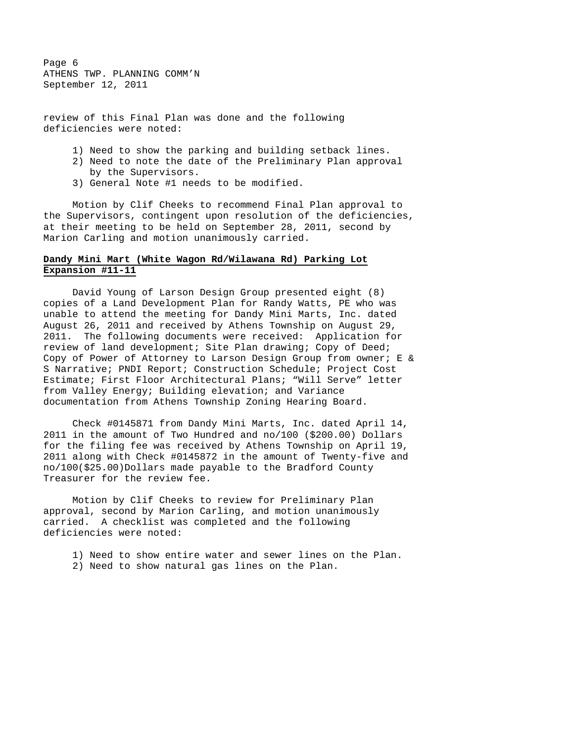review of this Final Plan was done and the following deficiencies were noted:

1) Need to show the parking and building setback lines.
2) Need to note the date of the Preliminary Plan approval by the Supervisors.
3) General Note #1 needs to be modified.

Motion by Clif Cheeks to recommend Final Plan approval to the Supervisors, contingent upon resolution of the deficiencies, at their meeting to be held on September 28, 2011, second by Marion Carling and motion unanimously carried.

**Dandy Mini Mart (White Wagon Rd/Wilawana Rd) Parking Lot Expansion #11-11**

David Young of Larson Design Group presented eight (8) copies of a Land Development Plan for Randy Watts, PE who was unable to attend the meeting for Dandy Mini Marts, Inc. dated August 26, 2011 and received by Athens Township on August 29, 2011. The following documents were received: Application for review of land development; Site Plan drawing; Copy of Deed; Copy of Power of Attorney to Larson Design Group from owner; E & S Narrative; PNDI Report; Construction Schedule; Project Cost Estimate; First Floor Architectural Plans; "Will Serve" letter from Valley Energy; Building elevation; and Variance documentation from Athens Township Zoning Hearing Board.

Check #0145871 from Dandy Mini Marts, Inc. dated April 14, 2011 in the amount of Two Hundred and no/100 ($200.00) Dollars for the filing fee was received by Athens Township on April 19, 2011 along with Check #0145872 in the amount of Twenty-five and no/100($25.00)Dollars made payable to the Bradford County Treasurer for the review fee.

Motion by Clif Cheeks to review for Preliminary Plan approval, second by Marion Carling, and motion unanimously carried. A checklist was completed and the following deficiencies were noted:

1) Need to show entire water and sewer lines on the Plan.
2) Need to show natural gas lines on the Plan.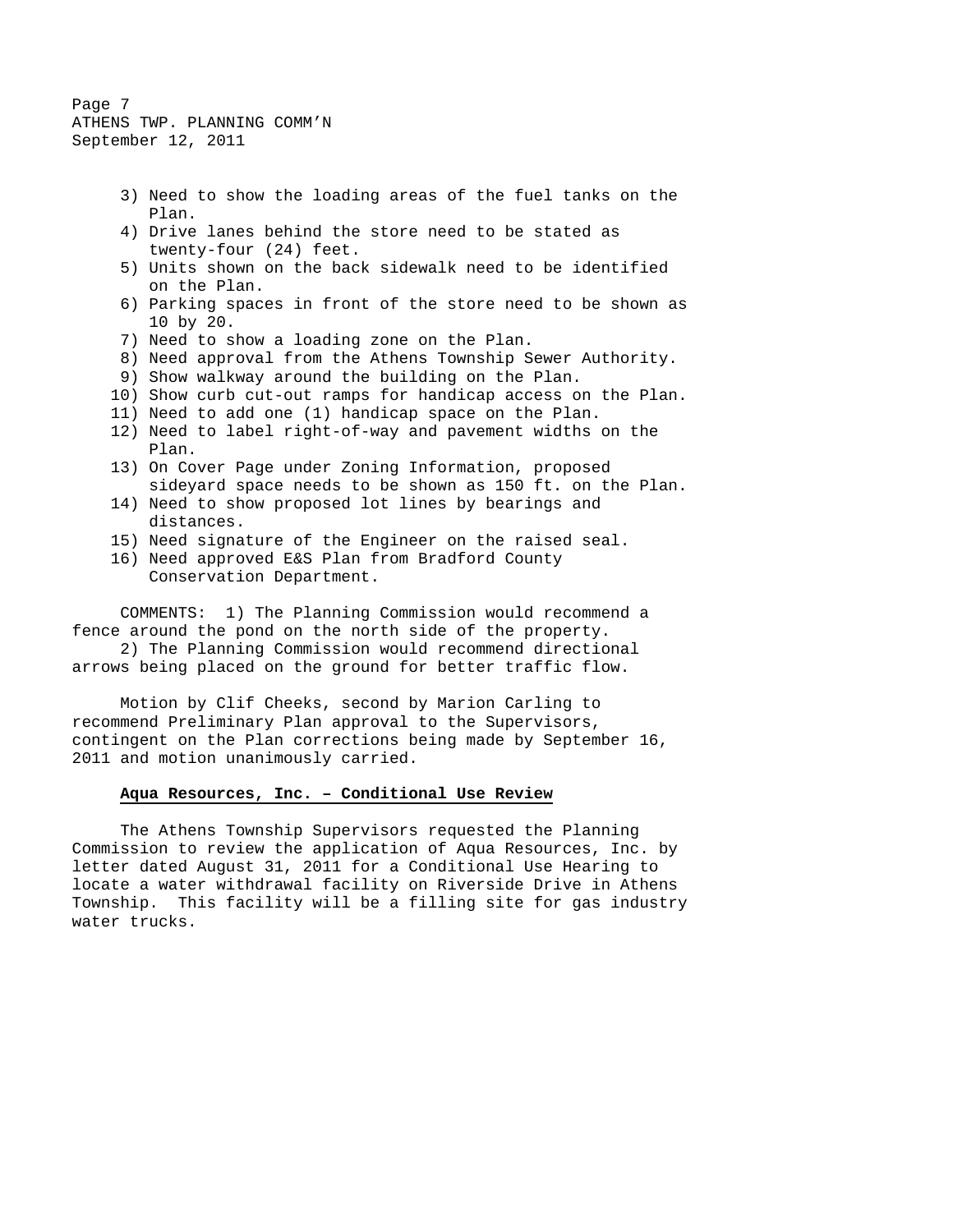3) Need to show the loading areas of the fuel tanks on the Plan.
4) Drive lanes behind the store need to be stated as twenty-four (24) feet.
5) Units shown on the back sidewalk need to be identified on the Plan.
6) Parking spaces in front of the store need to be shown as 10 by 20.
7) Need to show a loading zone on the Plan.
8) Need approval from the Athens Township Sewer Authority.
9) Show walkway around the building on the Plan.
10) Show curb cut-out ramps for handicap access on the Plan.
11) Need to add one (1) handicap space on the Plan.
12) Need to label right-of-way and pavement widths on the Plan.
13) On Cover Page under Zoning Information, proposed sideyard space needs to be shown as 150 ft. on the Plan.
14) Need to show proposed lot lines by bearings and distances.
15) Need signature of the Engineer on the raised seal.
16) Need approved E&S Plan from Bradford County Conservation Department.

COMMENTS: 1) The Planning Commission would recommend a fence around the pond on the north side of the property.
2) The Planning Commission would recommend directional arrows being placed on the ground for better traffic flow.

Motion by Clif Cheeks, second by Marion Carling to recommend Preliminary Plan approval to the Supervisors, contingent on the Plan corrections being made by September 16, 2011 and motion unanimously carried.

**Aqua Resources, Inc. – Conditional Use Review**

The Athens Township Supervisors requested the Planning Commission to review the application of Aqua Resources, Inc. by letter dated August 31, 2011 for a Conditional Use Hearing to locate a water withdrawal facility on Riverside Drive in Athens Township. This facility will be a filling site for gas industry water trucks.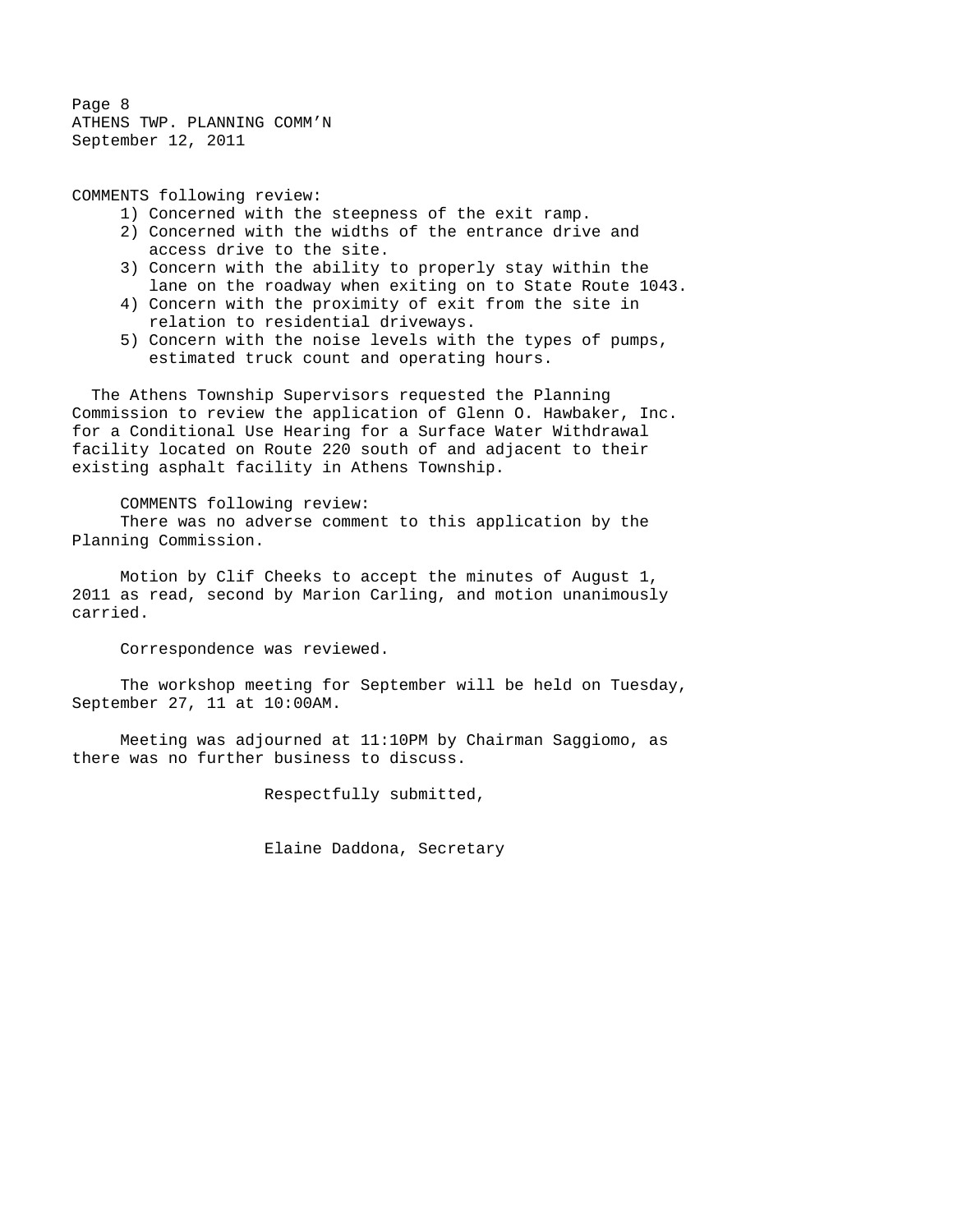COMMENTS following review:

1) Concerned with the steepness of the exit ramp.
2) Concerned with the widths of the entrance drive and access drive to the site.
3) Concern with the ability to properly stay within the lane on the roadway when exiting on to State Route 1043.
4) Concern with the proximity of exit from the site in relation to residential driveways.
5) Concern with the noise levels with the types of pumps, estimated truck count and operating hours.

The Athens Township Supervisors requested the Planning Commission to review the application of Glenn O. Hawbaker, Inc. for a Conditional Use Hearing for a Surface Water Withdrawal facility located on Route 220 south of and adjacent to their existing asphalt facility in Athens Township.

COMMENTS following review:
There was no adverse comment to this application by the Planning Commission.

Motion by Clif Cheeks to accept the minutes of August 1, 2011 as read, second by Marion Carling, and motion unanimously carried.

Correspondence was reviewed.

The workshop meeting for September will be held on Tuesday, September 27, 11 at 10:00AM.

Meeting was adjourned at 11:10PM by Chairman Saggiomo, as there was no further business to discuss.

Respectfully submitted,

Elaine Daddona, Secretary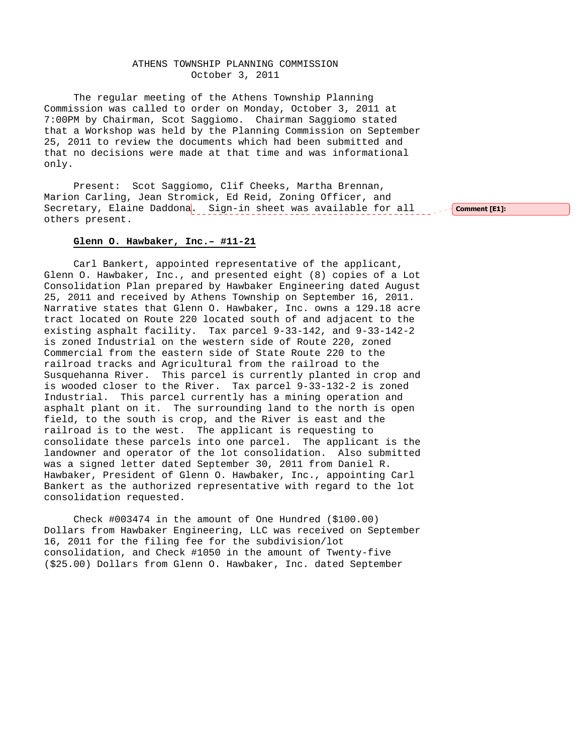ATHENS TOWNSHIP PLANNING COMMISSION
October 3, 2011

The regular meeting of the Athens Township Planning Commission was called to order on Monday, October 3, 2011 at 7:00PM by Chairman, Scot Saggiomo. Chairman Saggiomo stated that a Workshop was held by the Planning Commission on September 25, 2011 to review the documents which had been submitted and that no decisions were made at that time and was informational only.

Present: Scot Saggiomo, Clif Cheeks, Martha Brennan, Marion Carling, Jean Stromick, Ed Reid, Zoning Officer, and Secretary, Elaine Daddona. Sign-in sheet was available for all others present.

Comment [E1]:

**Glenn O. Hawbaker, Inc.– #11-21**

Carl Bankert, appointed representative of the applicant, Glenn O. Hawbaker, Inc., and presented eight (8) copies of a Lot Consolidation Plan prepared by Hawbaker Engineering dated August 25, 2011 and received by Athens Township on September 16, 2011. Narrative states that Glenn O. Hawbaker, Inc. owns a 129.18 acre tract located on Route 220 located south of and adjacent to the existing asphalt facility. Tax parcel 9-33-142, and 9-33-142-2 is zoned Industrial on the western side of Route 220, zoned Commercial from the eastern side of State Route 220 to the railroad tracks and Agricultural from the railroad to the Susquehanna River. This parcel is currently planted in crop and is wooded closer to the River. Tax parcel 9-33-132-2 is zoned Industrial. This parcel currently has a mining operation and asphalt plant on it. The surrounding land to the north is open field, to the south is crop, and the River is east and the railroad is to the west. The applicant is requesting to consolidate these parcels into one parcel. The applicant is the landowner and operator of the lot consolidation. Also submitted was a signed letter dated September 30, 2011 from Daniel R. Hawbaker, President of Glenn O. Hawbaker, Inc., appointing Carl Bankert as the authorized representative with regard to the lot consolidation requested.

Check #003474 in the amount of One Hundred ($100.00) Dollars from Hawbaker Engineering, LLC was received on September 16, 2011 for the filing fee for the subdivision/lot consolidation, and Check #1050 in the amount of Twenty-five ($25.00) Dollars from Glenn O. Hawbaker, Inc. dated September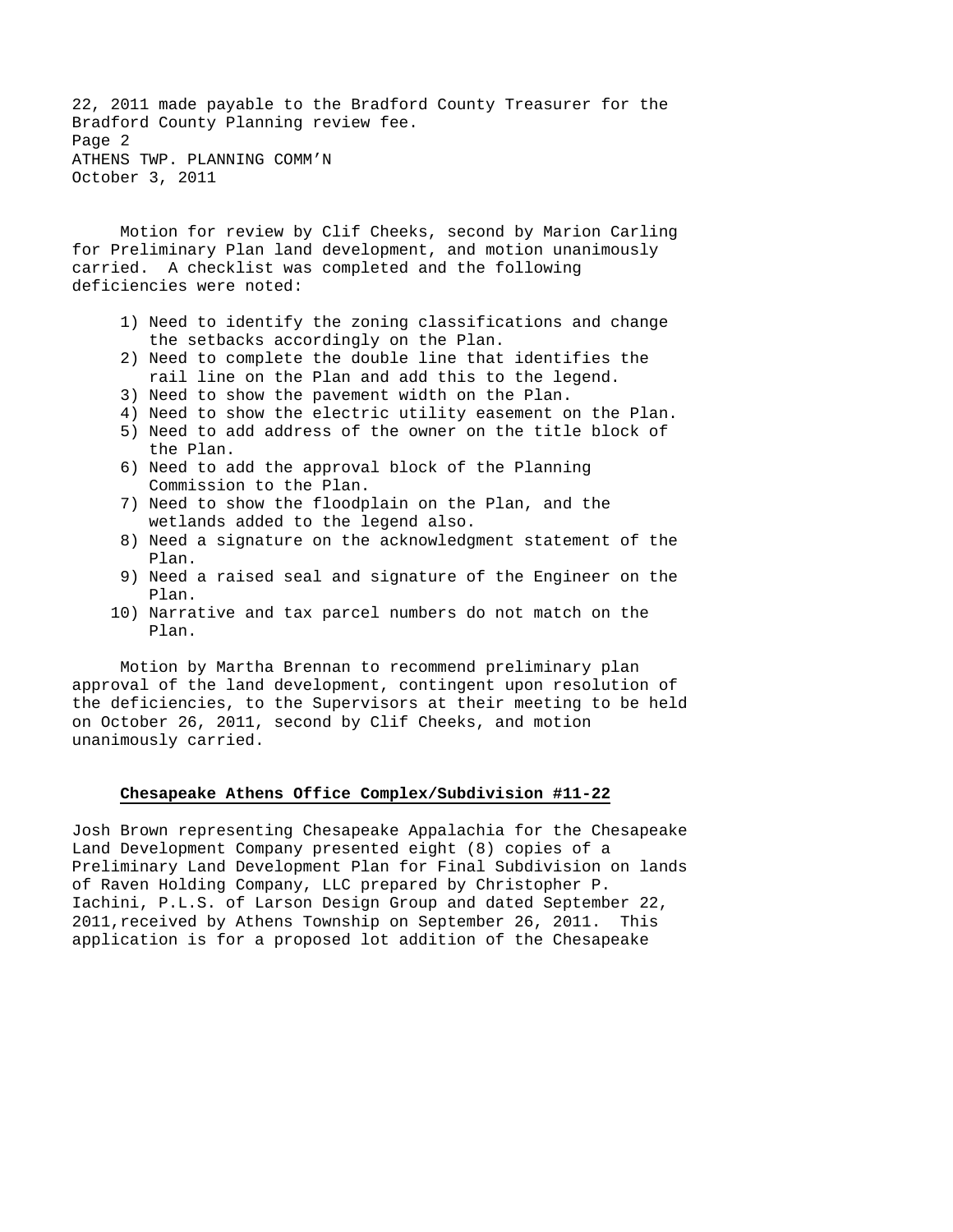22, 2011 made payable to the Bradford County Treasurer for the Bradford County Planning review fee.

Motion for review by Clif Cheeks, second by Marion Carling for Preliminary Plan land development, and motion unanimously carried. A checklist was completed and the following deficiencies were noted:

1) Need to identify the zoning classifications and change the setbacks accordingly on the Plan.
2) Need to complete the double line that identifies the rail line on the Plan and add this to the legend.
3) Need to show the pavement width on the Plan.
4) Need to show the electric utility easement on the Plan.
5) Need to add address of the owner on the title block of the Plan.
6) Need to add the approval block of the Planning Commission to the Plan.
7) Need to show the floodplain on the Plan, and the wetlands added to the legend also.
8) Need a signature on the acknowledgment statement of the Plan.
9) Need a raised seal and signature of the Engineer on the Plan.
10) Narrative and tax parcel numbers do not match on the Plan.

Motion by Martha Brennan to recommend preliminary plan approval of the land development, contingent upon resolution of the deficiencies, to the Supervisors at their meeting to be held on October 26, 2011, second by Clif Cheeks, and motion unanimously carried.

**Chesapeake Athens Office Complex/Subdivision #11-22**

Josh Brown representing Chesapeake Appalachia for the Chesapeake Land Development Company presented eight (8) copies of a Preliminary Land Development Plan for Final Subdivision on lands of Raven Holding Company, LLC prepared by Christopher P. Iachini, P.L.S. of Larson Design Group and dated September 22, 2011,received by Athens Township on September 26, 2011. This application is for a proposed lot addition of the Chesapeake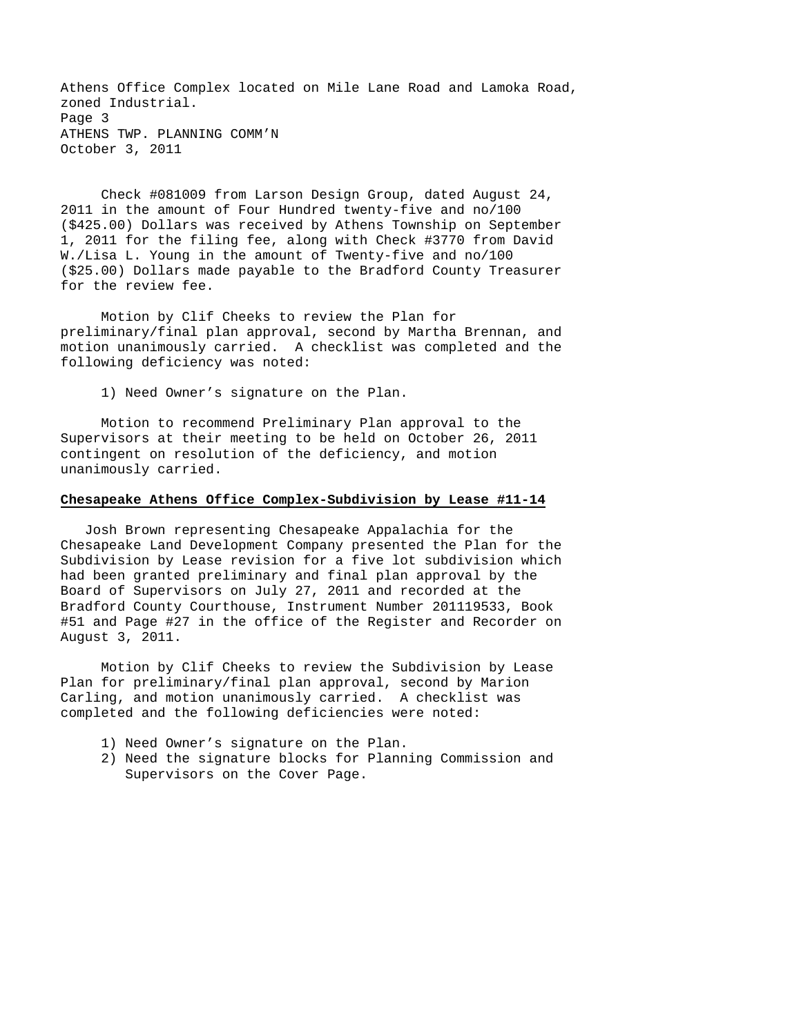Athens Office Complex located on Mile Lane Road and Lamoka Road, zoned Industrial.

Check #081009 from Larson Design Group, dated August 24, 2011 in the amount of Four Hundred twenty-five and no/100 ($425.00) Dollars was received by Athens Township on September 1, 2011 for the filing fee, along with Check #3770 from David W./Lisa L. Young in the amount of Twenty-five and no/100 ($25.00) Dollars made payable to the Bradford County Treasurer for the review fee.

Motion by Clif Cheeks to review the Plan for preliminary/final plan approval, second by Martha Brennan, and motion unanimously carried. A checklist was completed and the following deficiency was noted:

1) Need Owner's signature on the Plan.

Motion to recommend Preliminary Plan approval to the Supervisors at their meeting to be held on October 26, 2011 contingent on resolution of the deficiency, and motion unanimously carried.

**Chesapeake Athens Office Complex-Subdivision by Lease #11-14**

Josh Brown representing Chesapeake Appalachia for the Chesapeake Land Development Company presented the Plan for the Subdivision by Lease revision for a five lot subdivision which had been granted preliminary and final plan approval by the Board of Supervisors on July 27, 2011 and recorded at the Bradford County Courthouse, Instrument Number 201119533, Book #51 and Page #27 in the office of the Register and Recorder on August 3, 2011.

Motion by Clif Cheeks to review the Subdivision by Lease Plan for preliminary/final plan approval, second by Marion Carling, and motion unanimously carried. A checklist was completed and the following deficiencies were noted:

1) Need Owner's signature on the Plan.
2) Need the signature blocks for Planning Commission and Supervisors on the Cover Page.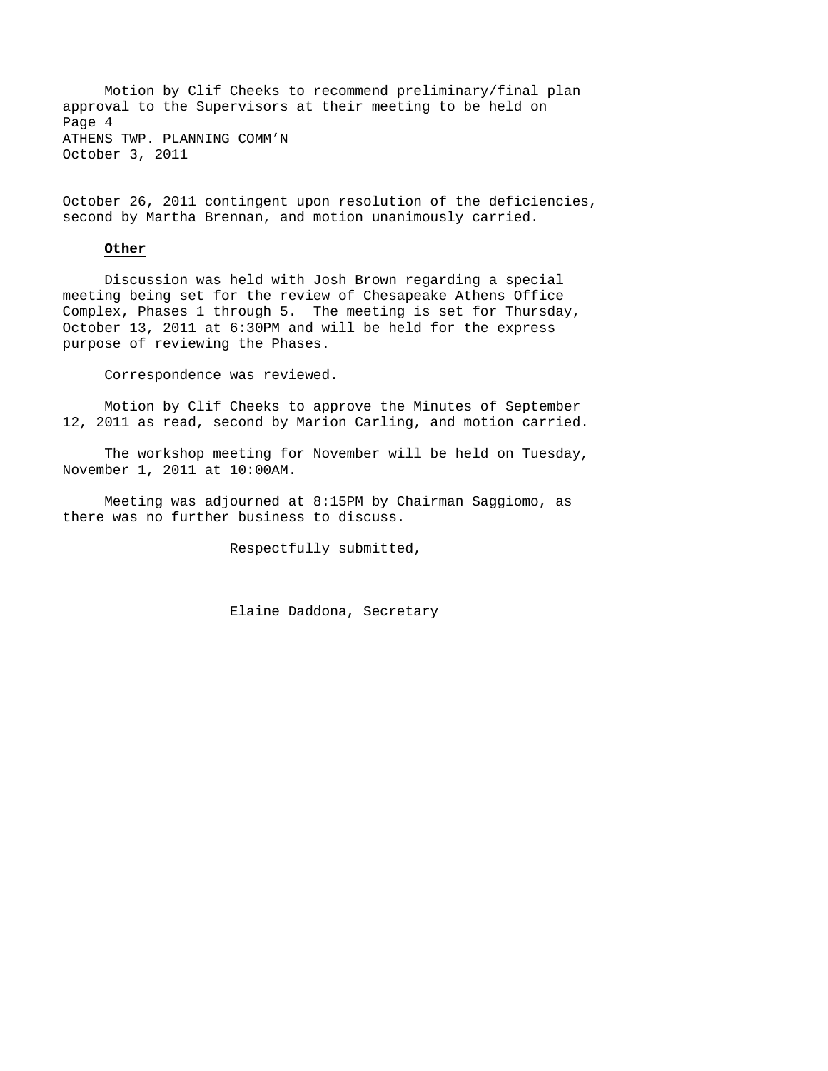Motion by Clif Cheeks to recommend preliminary/final plan approval to the Supervisors at their meeting to be held on October 26, 2011 contingent upon resolution of the deficiencies, second by Martha Brennan, and motion unanimously carried.

**Other**

Discussion was held with Josh Brown regarding a special meeting being set for the review of Chesapeake Athens Office Complex, Phases 1 through 5. The meeting is set for Thursday, October 13, 2011 at 6:30PM and will be held for the express purpose of reviewing the Phases.

Correspondence was reviewed.

Motion by Clif Cheeks to approve the Minutes of September 12, 2011 as read, second by Marion Carling, and motion carried.

The workshop meeting for November will be held on Tuesday, November 1, 2011 at 10:00AM.

Meeting was adjourned at 8:15PM by Chairman Saggiomo, as there was no further business to discuss.

Respectfully submitted,

Elaine Daddona, Secretary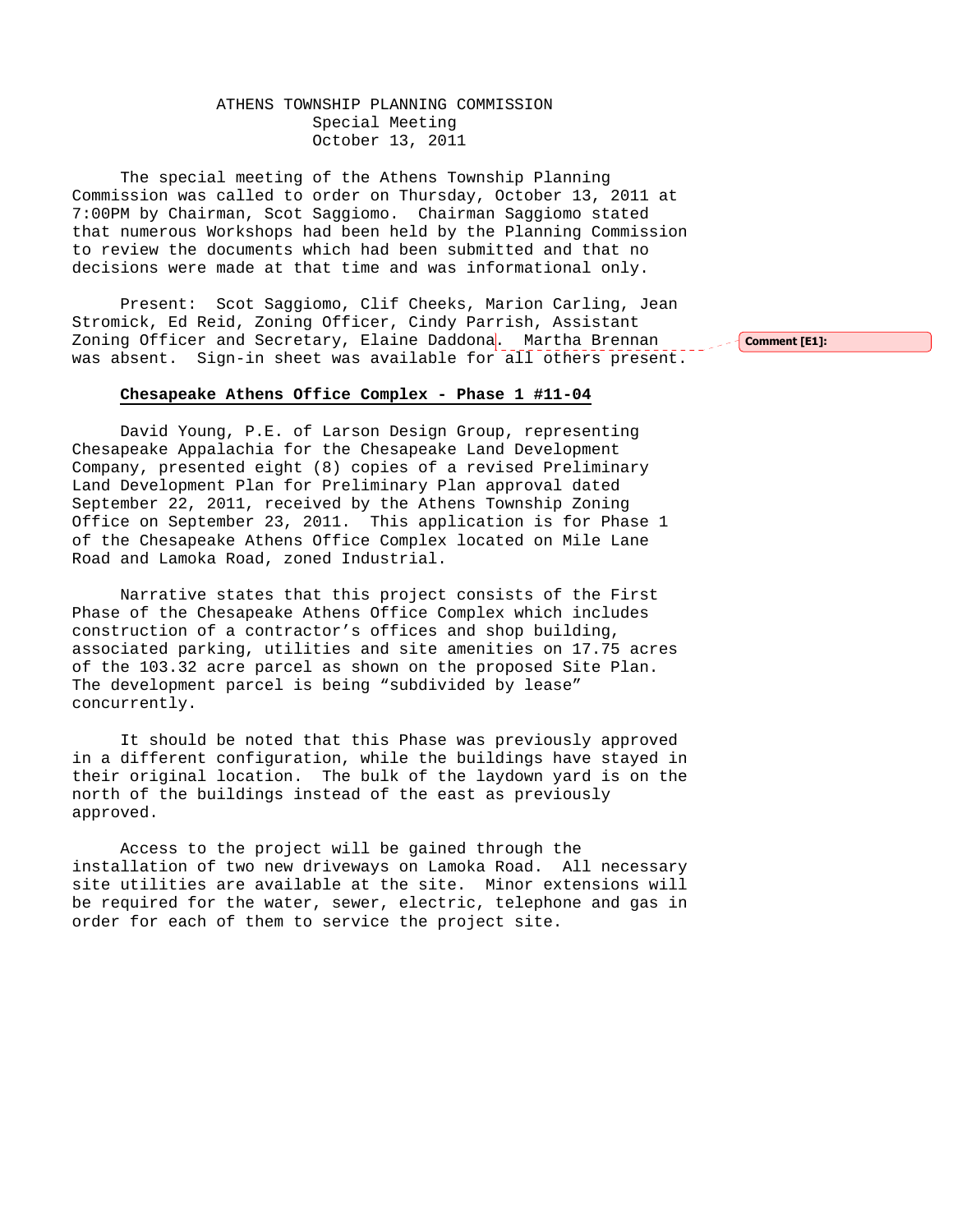ATHENS TOWNSHIP PLANNING COMMISSION
Special Meeting
October 13, 2011

The special meeting of the Athens Township Planning Commission was called to order on Thursday, October 13, 2011 at 7:00PM by Chairman, Scot Saggiomo. Chairman Saggiomo stated that numerous Workshops had been held by the Planning Commission to review the documents which had been submitted and that no decisions were made at that time and was informational only.

Present: Scot Saggiomo, Clif Cheeks, Marion Carling, Jean Stromick, Ed Reid, Zoning Officer, Cindy Parrish, Assistant Zoning Officer and Secretary, Elaine Daddona. Martha Brennan was absent. Sign-in sheet was available for all others present.

Comment [E1]:

**Chesapeake Athens Office Complex - Phase 1 #11-04**

David Young, P.E. of Larson Design Group, representing Chesapeake Appalachia for the Chesapeake Land Development Company, presented eight (8) copies of a revised Preliminary Land Development Plan for Preliminary Plan approval dated September 22, 2011, received by the Athens Township Zoning Office on September 23, 2011. This application is for Phase 1 of the Chesapeake Athens Office Complex located on Mile Lane Road and Lamoka Road, zoned Industrial.

Narrative states that this project consists of the First Phase of the Chesapeake Athens Office Complex which includes construction of a contractor's offices and shop building, associated parking, utilities and site amenities on 17.75 acres of the 103.32 acre parcel as shown on the proposed Site Plan. The development parcel is being "subdivided by lease" concurrently.

It should be noted that this Phase was previously approved in a different configuration, while the buildings have stayed in their original location. The bulk of the laydown yard is on the north of the buildings instead of the east as previously approved.

Access to the project will be gained through the installation of two new driveways on Lamoka Road. All necessary site utilities are available at the site. Minor extensions will be required for the water, sewer, electric, telephone and gas in order for each of them to service the project site.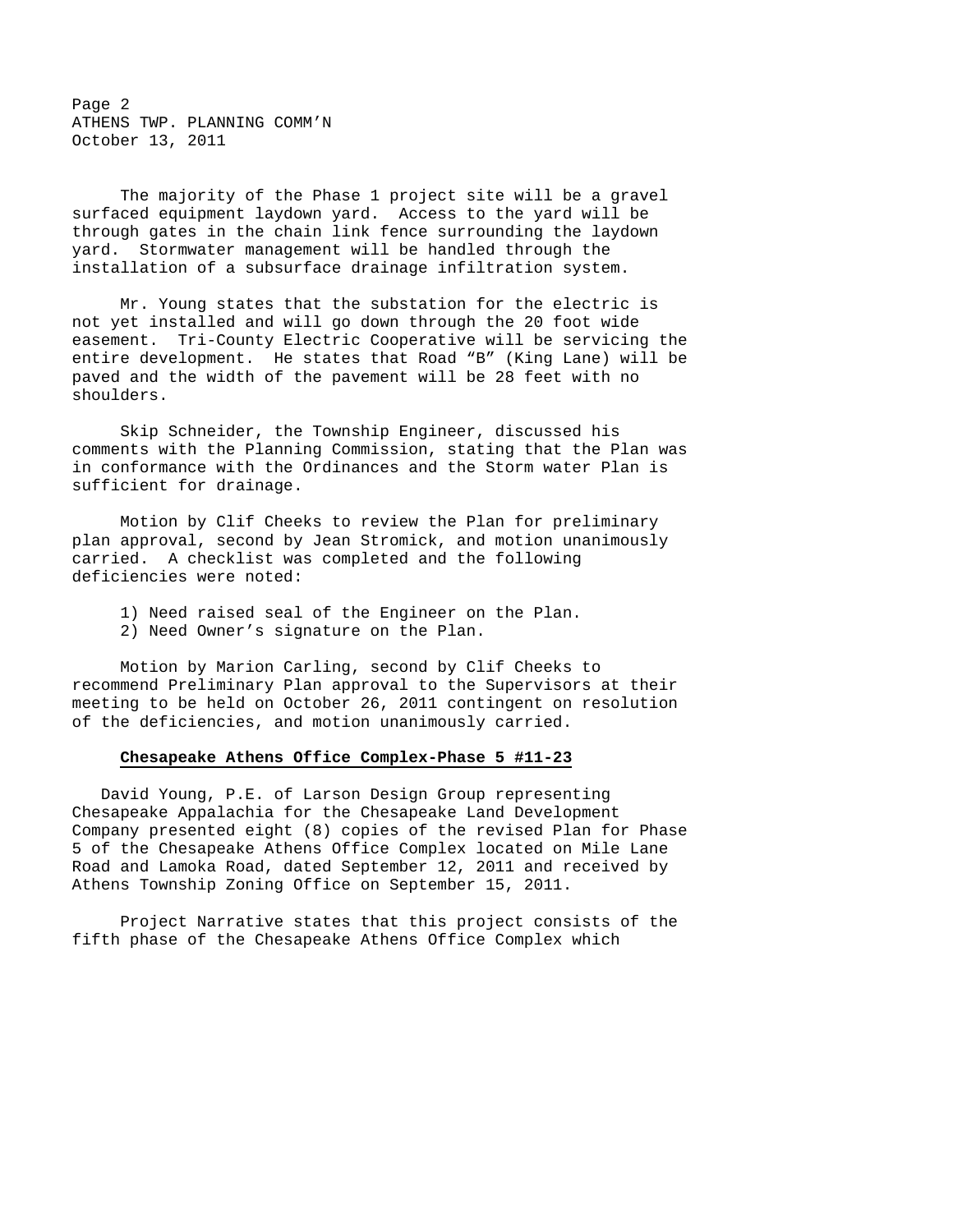The majority of the Phase 1 project site will be a gravel surfaced equipment laydown yard. Access to the yard will be through gates in the chain link fence surrounding the laydown yard. Stormwater management will be handled through the installation of a subsurface drainage infiltration system.

Mr. Young states that the substation for the electric is not yet installed and will go down through the 20 foot wide easement. Tri-County Electric Cooperative will be servicing the entire development. He states that Road "B" (King Lane) will be paved and the width of the pavement will be 28 feet with no shoulders.

Skip Schneider, the Township Engineer, discussed his comments with the Planning Commission, stating that the Plan was in conformance with the Ordinances and the Storm water Plan is sufficient for drainage.

Motion by Clif Cheeks to review the Plan for preliminary plan approval, second by Jean Stromick, and motion unanimously carried. A checklist was completed and the following deficiencies were noted:

1) Need raised seal of the Engineer on the Plan.
2) Need Owner's signature on the Plan.

Motion by Marion Carling, second by Clif Cheeks to recommend Preliminary Plan approval to the Supervisors at their meeting to be held on October 26, 2011 contingent on resolution of the deficiencies, and motion unanimously carried.

**Chesapeake Athens Office Complex-Phase 5 #11-23**

David Young, P.E. of Larson Design Group representing Chesapeake Appalachia for the Chesapeake Land Development Company presented eight (8) copies of the revised Plan for Phase 5 of the Chesapeake Athens Office Complex located on Mile Lane Road and Lamoka Road, dated September 12, 2011 and received by Athens Township Zoning Office on September 15, 2011.

Project Narrative states that this project consists of the fifth phase of the Chesapeake Athens Office Complex which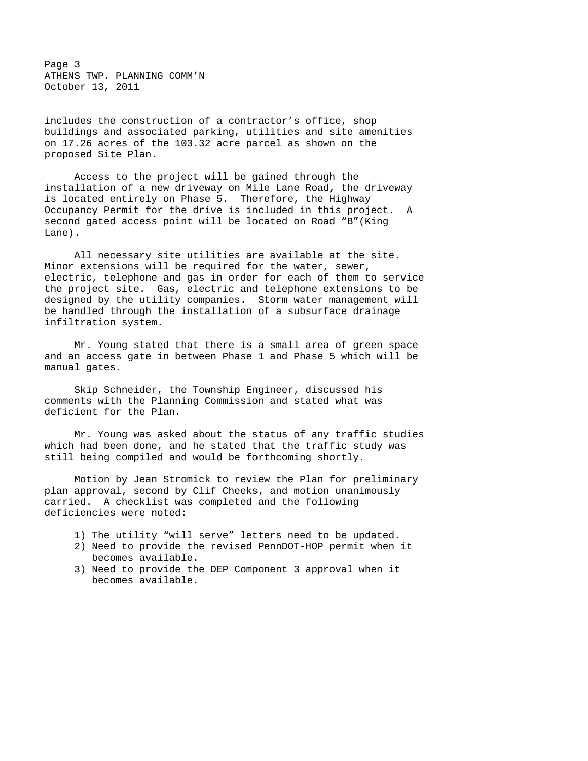includes the construction of a contractor's office, shop buildings and associated parking, utilities and site amenities on 17.26 acres of the 103.32 acre parcel as shown on the proposed Site Plan.

Access to the project will be gained through the installation of a new driveway on Mile Lane Road, the driveway is located entirely on Phase 5. Therefore, the Highway Occupancy Permit for the drive is included in this project. A second gated access point will be located on Road "B"(King Lane).

All necessary site utilities are available at the site. Minor extensions will be required for the water, sewer, electric, telephone and gas in order for each of them to service the project site. Gas, electric and telephone extensions to be designed by the utility companies. Storm water management will be handled through the installation of a subsurface drainage infiltration system.

Mr. Young stated that there is a small area of green space and an access gate in between Phase 1 and Phase 5 which will be manual gates.

Skip Schneider, the Township Engineer, discussed his comments with the Planning Commission and stated what was deficient for the Plan.

Mr. Young was asked about the status of any traffic studies which had been done, and he stated that the traffic study was still being compiled and would be forthcoming shortly.

Motion by Jean Stromick to review the Plan for preliminary plan approval, second by Clif Cheeks, and motion unanimously carried. A checklist was completed and the following deficiencies were noted:

1) The utility "will serve" letters need to be updated.
2) Need to provide the revised PennDOT-HOP permit when it becomes available.
3) Need to provide the DEP Component 3 approval when it becomes available.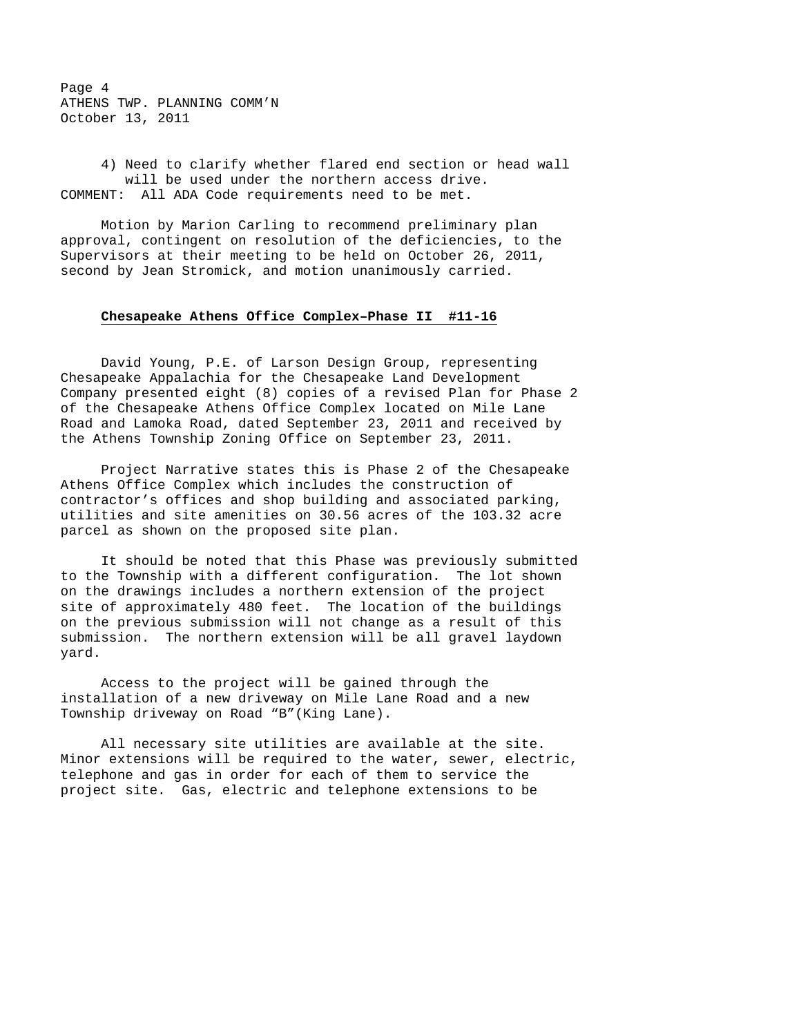4) Need to clarify whether flared end section or head wall will be used under the northern access drive.

COMMENT: All ADA Code requirements need to be met.

Motion by Marion Carling to recommend preliminary plan approval, contingent on resolution of the deficiencies, to the Supervisors at their meeting to be held on October 26, 2011, second by Jean Stromick, and motion unanimously carried.

**Chesapeake Athens Office Complex–Phase II #11-16**

David Young, P.E. of Larson Design Group, representing Chesapeake Appalachia for the Chesapeake Land Development Company presented eight (8) copies of a revised Plan for Phase 2 of the Chesapeake Athens Office Complex located on Mile Lane Road and Lamoka Road, dated September 23, 2011 and received by the Athens Township Zoning Office on September 23, 2011.

Project Narrative states this is Phase 2 of the Chesapeake Athens Office Complex which includes the construction of contractor's offices and shop building and associated parking, utilities and site amenities on 30.56 acres of the 103.32 acre parcel as shown on the proposed site plan.

It should be noted that this Phase was previously submitted to the Township with a different configuration. The lot shown on the drawings includes a northern extension of the project site of approximately 480 feet. The location of the buildings on the previous submission will not change as a result of this submission. The northern extension will be all gravel laydown yard.

Access to the project will be gained through the installation of a new driveway on Mile Lane Road and a new Township driveway on Road "B"(King Lane).

All necessary site utilities are available at the site. Minor extensions will be required to the water, sewer, electric, telephone and gas in order for each of them to service the project site. Gas, electric and telephone extensions to be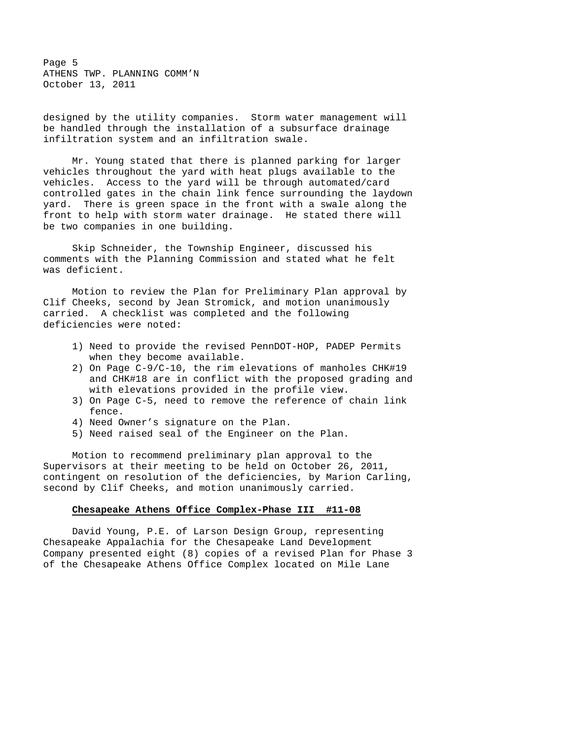designed by the utility companies. Storm water management will be handled through the installation of a subsurface drainage infiltration system and an infiltration swale.

Mr. Young stated that there is planned parking for larger vehicles throughout the yard with heat plugs available to the vehicles. Access to the yard will be through automated/card controlled gates in the chain link fence surrounding the laydown yard. There is green space in the front with a swale along the front to help with storm water drainage. He stated there will be two companies in one building.

Skip Schneider, the Township Engineer, discussed his comments with the Planning Commission and stated what he felt was deficient.

Motion to review the Plan for Preliminary Plan approval by Clif Cheeks, second by Jean Stromick, and motion unanimously carried. A checklist was completed and the following deficiencies were noted:

1) Need to provide the revised PennDOT-HOP, PADEP Permits when they become available.
2) On Page C-9/C-10, the rim elevations of manholes CHK#19 and CHK#18 are in conflict with the proposed grading and with elevations provided in the profile view.
3) On Page C-5, need to remove the reference of chain link fence.
4) Need Owner's signature on the Plan.
5) Need raised seal of the Engineer on the Plan.

Motion to recommend preliminary plan approval to the Supervisors at their meeting to be held on October 26, 2011, contingent on resolution of the deficiencies, by Marion Carling, second by Clif Cheeks, and motion unanimously carried.

**Chesapeake Athens Office Complex-Phase III #11-08**

David Young, P.E. of Larson Design Group, representing Chesapeake Appalachia for the Chesapeake Land Development Company presented eight (8) copies of a revised Plan for Phase 3 of the Chesapeake Athens Office Complex located on Mile Lane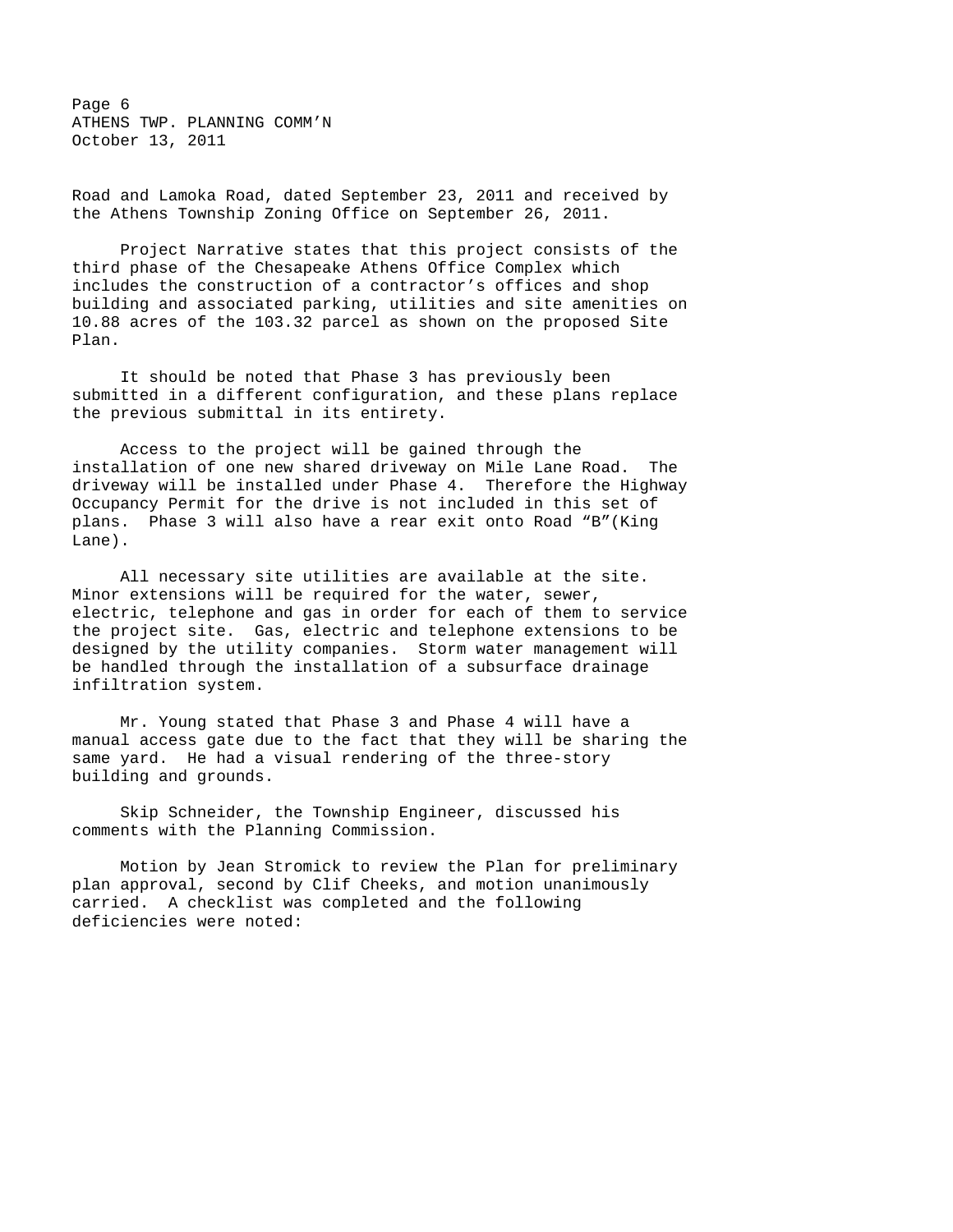Road and Lamoka Road, dated September 23, 2011 and received by the Athens Township Zoning Office on September 26, 2011.

Project Narrative states that this project consists of the third phase of the Chesapeake Athens Office Complex which includes the construction of a contractor's offices and shop building and associated parking, utilities and site amenities on 10.88 acres of the 103.32 parcel as shown on the proposed Site Plan.

It should be noted that Phase 3 has previously been submitted in a different configuration, and these plans replace the previous submittal in its entirety.

Access to the project will be gained through the installation of one new shared driveway on Mile Lane Road. The driveway will be installed under Phase 4. Therefore the Highway Occupancy Permit for the drive is not included in this set of plans. Phase 3 will also have a rear exit onto Road "B"(King Lane).

All necessary site utilities are available at the site. Minor extensions will be required for the water, sewer, electric, telephone and gas in order for each of them to service the project site. Gas, electric and telephone extensions to be designed by the utility companies. Storm water management will be handled through the installation of a subsurface drainage infiltration system.

Mr. Young stated that Phase 3 and Phase 4 will have a manual access gate due to the fact that they will be sharing the same yard. He had a visual rendering of the three-story building and grounds.

Skip Schneider, the Township Engineer, discussed his comments with the Planning Commission.

Motion by Jean Stromick to review the Plan for preliminary plan approval, second by Clif Cheeks, and motion unanimously carried. A checklist was completed and the following deficiencies were noted: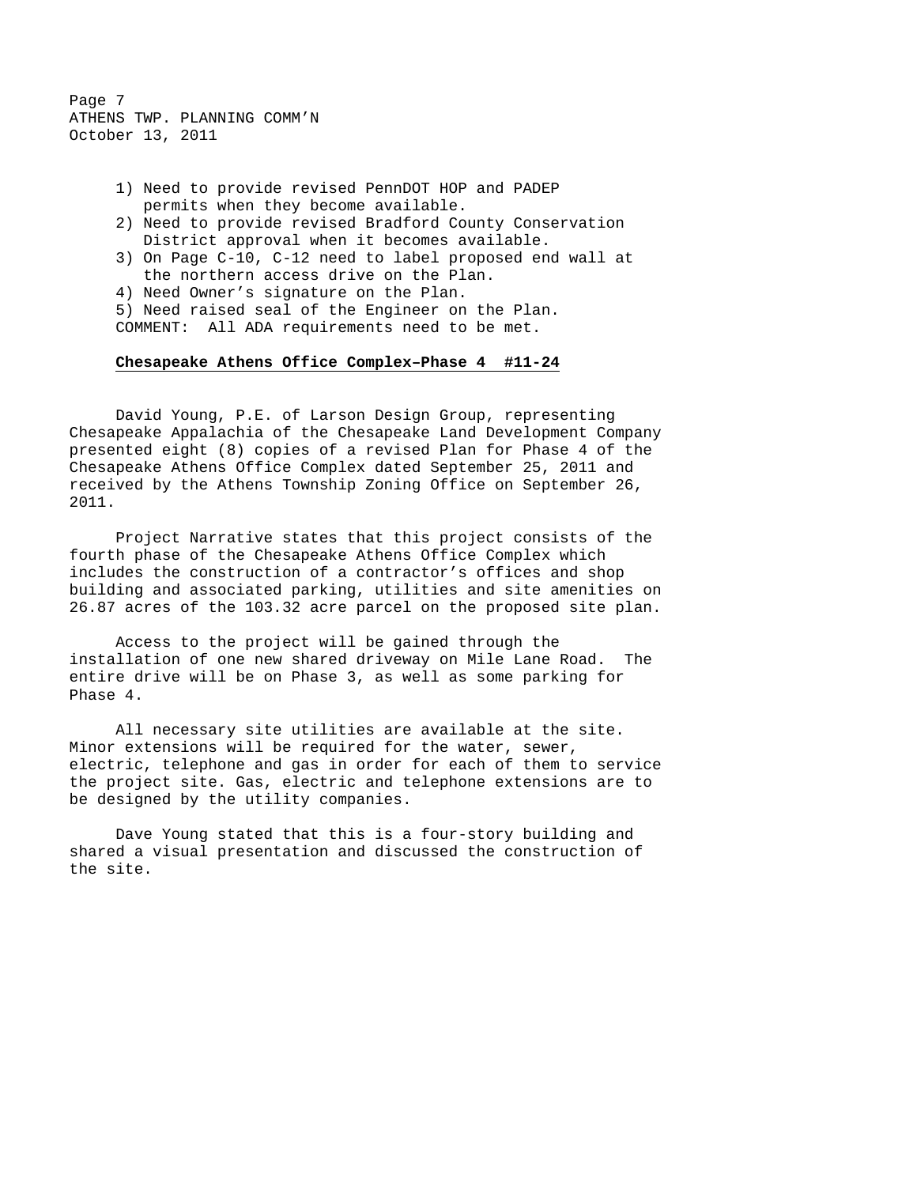1) Need to provide revised PennDOT HOP and PADEP permits when they become available.
2) Need to provide revised Bradford County Conservation District approval when it becomes available.
3) On Page C-10, C-12 need to label proposed end wall at the northern access drive on the Plan.
4) Need Owner's signature on the Plan.
5) Need raised seal of the Engineer on the Plan.

COMMENT: All ADA requirements need to be met.

**Chesapeake Athens Office Complex–Phase 4 #11-24**

David Young, P.E. of Larson Design Group, representing Chesapeake Appalachia of the Chesapeake Land Development Company presented eight (8) copies of a revised Plan for Phase 4 of the Chesapeake Athens Office Complex dated September 25, 2011 and received by the Athens Township Zoning Office on September 26, 2011.

Project Narrative states that this project consists of the fourth phase of the Chesapeake Athens Office Complex which includes the construction of a contractor's offices and shop building and associated parking, utilities and site amenities on 26.87 acres of the 103.32 acre parcel on the proposed site plan.

Access to the project will be gained through the installation of one new shared driveway on Mile Lane Road. The entire drive will be on Phase 3, as well as some parking for Phase 4.

All necessary site utilities are available at the site. Minor extensions will be required for the water, sewer, electric, telephone and gas in order for each of them to service the project site. Gas, electric and telephone extensions are to be designed by the utility companies.

Dave Young stated that this is a four-story building and shared a visual presentation and discussed the construction of the site.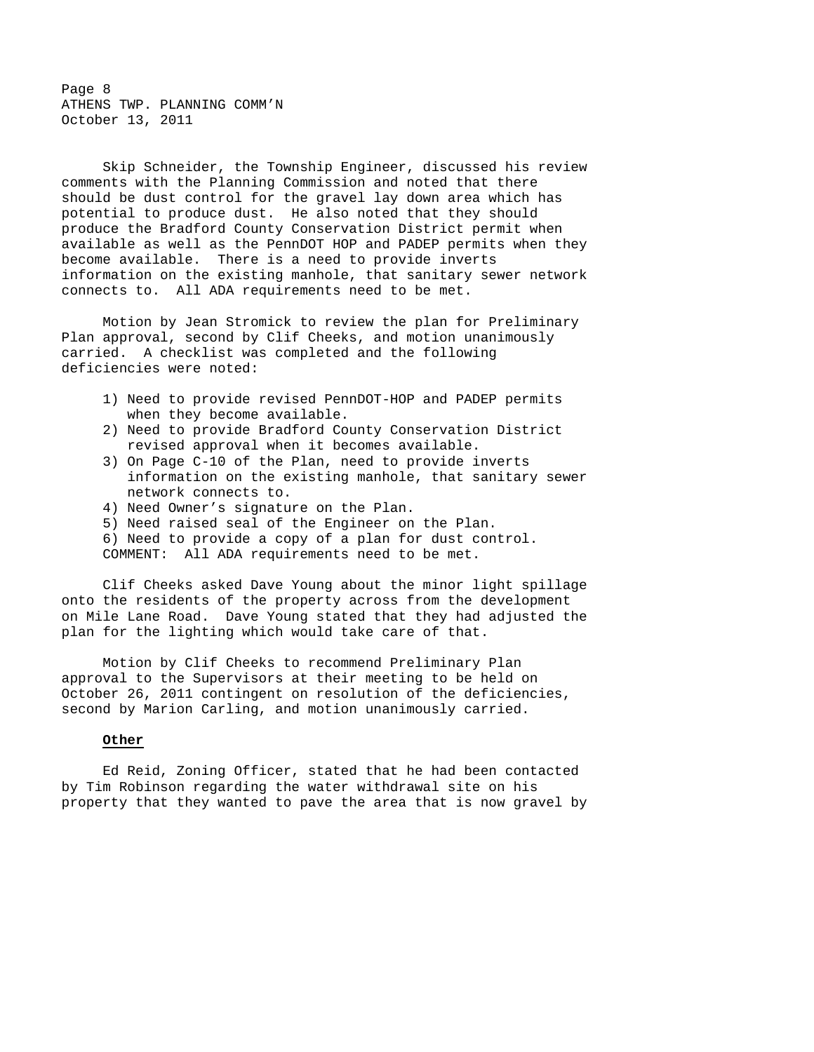Skip Schneider, the Township Engineer, discussed his review comments with the Planning Commission and noted that there should be dust control for the gravel lay down area which has potential to produce dust. He also noted that they should produce the Bradford County Conservation District permit when available as well as the PennDOT HOP and PADEP permits when they become available. There is a need to provide inverts information on the existing manhole, that sanitary sewer network connects to. All ADA requirements need to be met.

Motion by Jean Stromick to review the plan for Preliminary Plan approval, second by Clif Cheeks, and motion unanimously carried. A checklist was completed and the following deficiencies were noted:

1) Need to provide revised PennDOT-HOP and PADEP permits when they become available.
2) Need to provide Bradford County Conservation District revised approval when it becomes available.
3) On Page C-10 of the Plan, need to provide inverts information on the existing manhole, that sanitary sewer network connects to.
4) Need Owner's signature on the Plan.
5) Need raised seal of the Engineer on the Plan.
6) Need to provide a copy of a plan for dust control.

COMMENT: All ADA requirements need to be met.

Clif Cheeks asked Dave Young about the minor light spillage onto the residents of the property across from the development on Mile Lane Road. Dave Young stated that they had adjusted the plan for the lighting which would take care of that.

Motion by Clif Cheeks to recommend Preliminary Plan approval to the Supervisors at their meeting to be held on October 26, 2011 contingent on resolution of the deficiencies, second by Marion Carling, and motion unanimously carried.

**Other**

Ed Reid, Zoning Officer, stated that he had been contacted by Tim Robinson regarding the water withdrawal site on his property that they wanted to pave the area that is now gravel by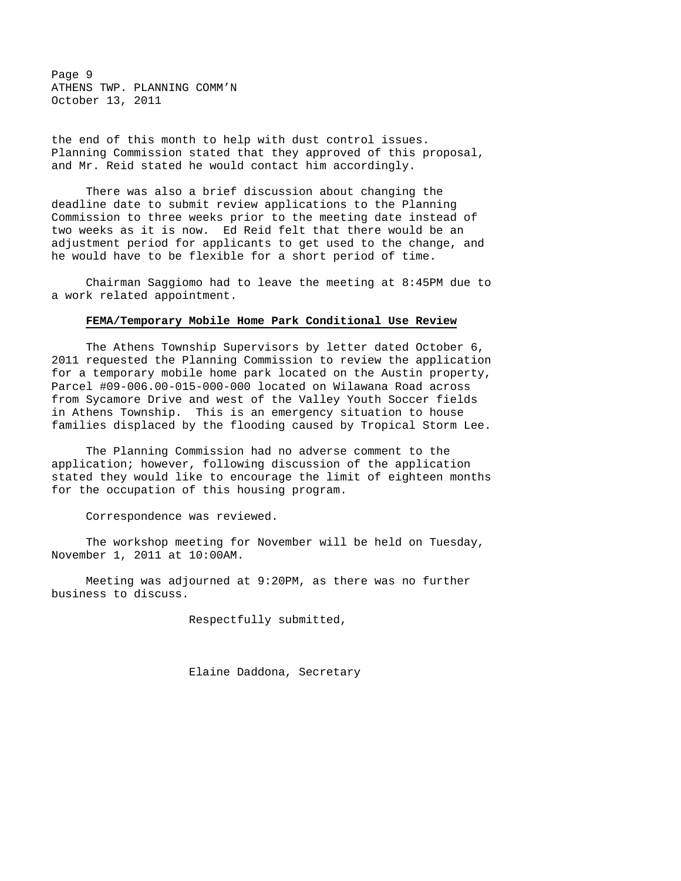the end of this month to help with dust control issues. Planning Commission stated that they approved of this proposal, and Mr. Reid stated he would contact him accordingly.

There was also a brief discussion about changing the deadline date to submit review applications to the Planning Commission to three weeks prior to the meeting date instead of two weeks as it is now. Ed Reid felt that there would be an adjustment period for applicants to get used to the change, and he would have to be flexible for a short period of time.

Chairman Saggiomo had to leave the meeting at 8:45PM due to a work related appointment.

**FEMA/Temporary Mobile Home Park Conditional Use Review**

The Athens Township Supervisors by letter dated October 6, 2011 requested the Planning Commission to review the application for a temporary mobile home park located on the Austin property, Parcel #09-006.00-015-000-000 located on Wilawana Road across from Sycamore Drive and west of the Valley Youth Soccer fields in Athens Township. This is an emergency situation to house families displaced by the flooding caused by Tropical Storm Lee.

The Planning Commission had no adverse comment to the application; however, following discussion of the application stated they would like to encourage the limit of eighteen months for the occupation of this housing program.

Correspondence was reviewed.

The workshop meeting for November will be held on Tuesday, November 1, 2011 at 10:00AM.

Meeting was adjourned at 9:20PM, as there was no further business to discuss.

Respectfully submitted,

Elaine Daddona, Secretary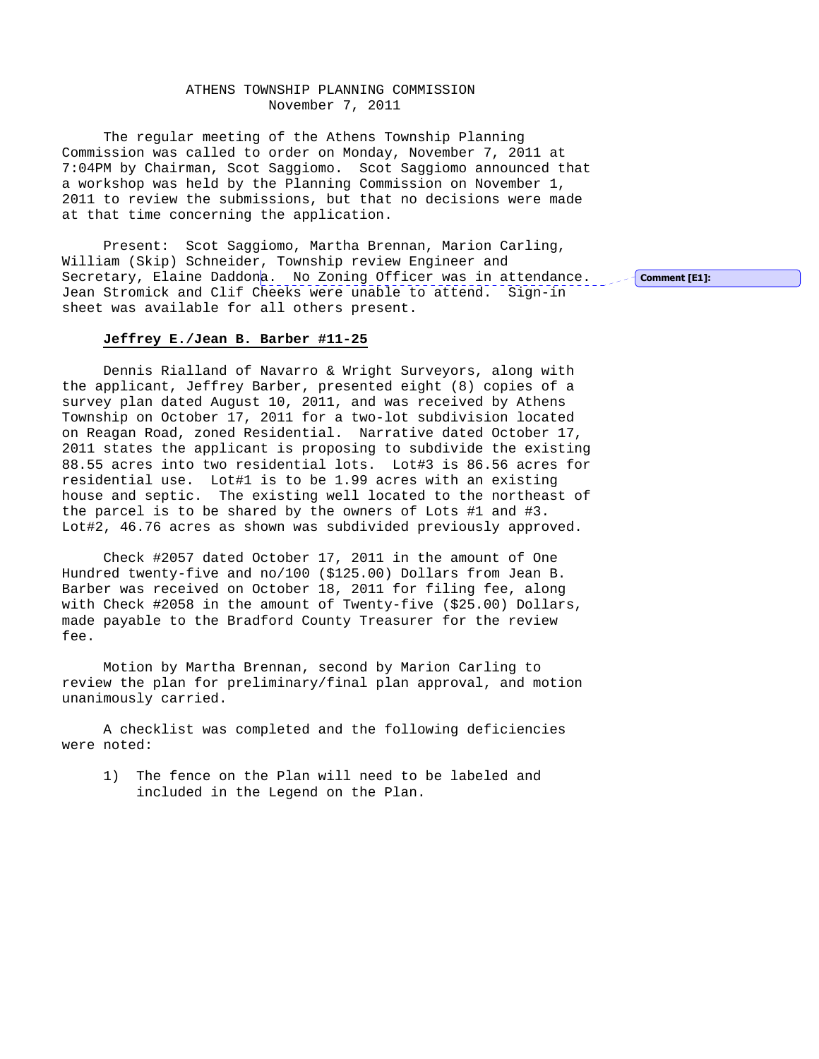ATHENS TOWNSHIP PLANNING COMMISSION
November 7, 2011

The regular meeting of the Athens Township Planning Commission was called to order on Monday, November 7, 2011 at 7:04PM by Chairman, Scot Saggiomo. Scot Saggiomo announced that a workshop was held by the Planning Commission on November 1, 2011 to review the submissions, but that no decisions were made at that time concerning the application.

Present: Scot Saggiomo, Martha Brennan, Marion Carling, William (Skip) Schneider, Township review Engineer and Secretary, Elaine Daddona. No Zoning Officer was in attendance. Jean Stromick and Clif Cheeks were unable to attend. Sign-in sheet was available for all others present.

Comment [E1]:

**Jeffrey E./Jean B. Barber #11-25**

Dennis Rialland of Navarro & Wright Surveyors, along with the applicant, Jeffrey Barber, presented eight (8) copies of a survey plan dated August 10, 2011, and was received by Athens Township on October 17, 2011 for a two-lot subdivision located on Reagan Road, zoned Residential. Narrative dated October 17, 2011 states the applicant is proposing to subdivide the existing 88.55 acres into two residential lots. Lot#3 is 86.56 acres for residential use. Lot#1 is to be 1.99 acres with an existing house and septic. The existing well located to the northeast of the parcel is to be shared by the owners of Lots #1 and #3. Lot#2, 46.76 acres as shown was subdivided previously approved.

Check #2057 dated October 17, 2011 in the amount of One Hundred twenty-five and no/100 ($125.00) Dollars from Jean B. Barber was received on October 18, 2011 for filing fee, along with Check #2058 in the amount of Twenty-five ($25.00) Dollars, made payable to the Bradford County Treasurer for the review fee.

Motion by Martha Brennan, second by Marion Carling to review the plan for preliminary/final plan approval, and motion unanimously carried.

A checklist was completed and the following deficiencies were noted:

1) The fence on the Plan will need to be labeled and included in the Legend on the Plan.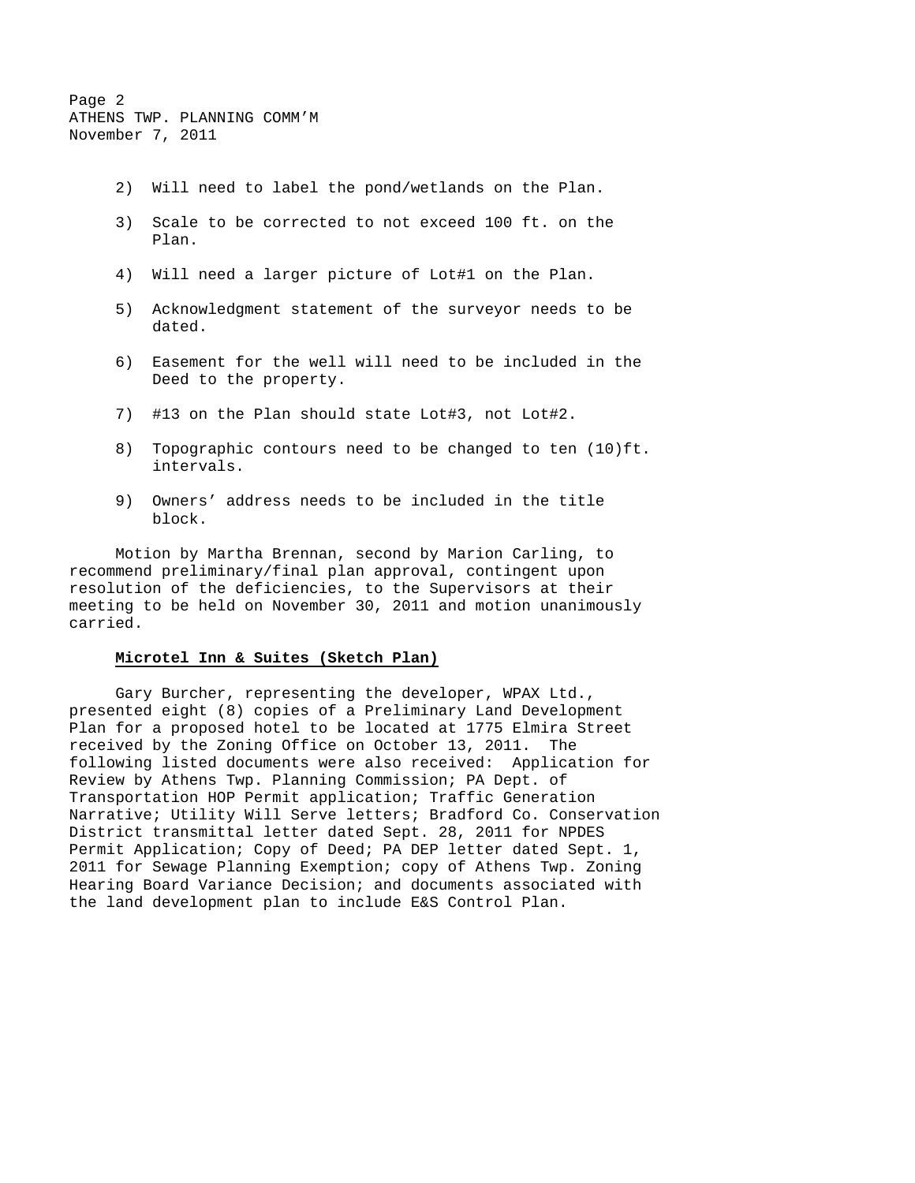2) Will need to label the pond/wetlands on the Plan.

3) Scale to be corrected to not exceed 100 ft. on the Plan.

4) Will need a larger picture of Lot#1 on the Plan.

5) Acknowledgment statement of the surveyor needs to be dated.

6) Easement for the well will need to be included in the Deed to the property.

7) #13 on the Plan should state Lot#3, not Lot#2.

8) Topographic contours need to be changed to ten (10)ft. intervals.

9) Owners' address needs to be included in the title block.

Motion by Martha Brennan, second by Marion Carling, to recommend preliminary/final plan approval, contingent upon resolution of the deficiencies, to the Supervisors at their meeting to be held on November 30, 2011 and motion unanimously carried.

**Microtel Inn & Suites (Sketch Plan)**

Gary Burcher, representing the developer, WPAX Ltd., presented eight (8) copies of a Preliminary Land Development Plan for a proposed hotel to be located at 1775 Elmira Street received by the Zoning Office on October 13, 2011. The following listed documents were also received: Application for Review by Athens Twp. Planning Commission; PA Dept. of Transportation HOP Permit application; Traffic Generation Narrative; Utility Will Serve letters; Bradford Co. Conservation District transmittal letter dated Sept. 28, 2011 for NPDES Permit Application; Copy of Deed; PA DEP letter dated Sept. 1, 2011 for Sewage Planning Exemption; copy of Athens Twp. Zoning Hearing Board Variance Decision; and documents associated with the land development plan to include E&S Control Plan.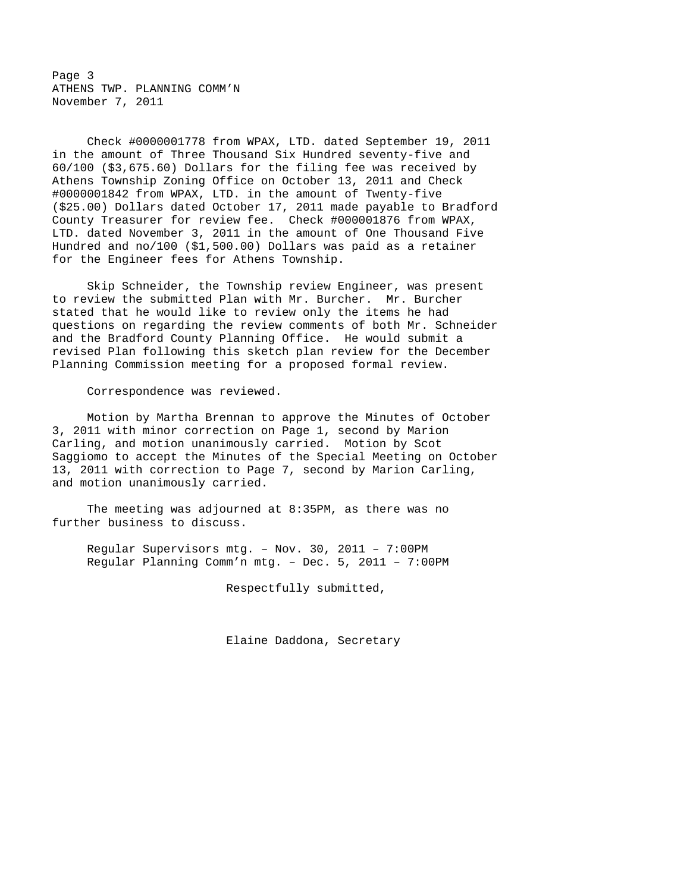Check #0000001778 from WPAX, LTD. dated September 19, 2011 in the amount of Three Thousand Six Hundred seventy-five and 60/100 ($3,675.60) Dollars for the filing fee was received by Athens Township Zoning Office on October 13, 2011 and Check #0000001842 from WPAX, LTD. in the amount of Twenty-five ($25.00) Dollars dated October 17, 2011 made payable to Bradford County Treasurer for review fee. Check #000001876 from WPAX, LTD. dated November 3, 2011 in the amount of One Thousand Five Hundred and no/100 ($1,500.00) Dollars was paid as a retainer for the Engineer fees for Athens Township.

Skip Schneider, the Township review Engineer, was present to review the submitted Plan with Mr. Burcher. Mr. Burcher stated that he would like to review only the items he had questions on regarding the review comments of both Mr. Schneider and the Bradford County Planning Office. He would submit a revised Plan following this sketch plan review for the December Planning Commission meeting for a proposed formal review.

Correspondence was reviewed.

Motion by Martha Brennan to approve the Minutes of October 3, 2011 with minor correction on Page 1, second by Marion Carling, and motion unanimously carried. Motion by Scot Saggiomo to accept the Minutes of the Special Meeting on October 13, 2011 with correction to Page 7, second by Marion Carling, and motion unanimously carried.

The meeting was adjourned at 8:35PM, as there was no further business to discuss.

Regular Supervisors mtg. – Nov. 30, 2011 – 7:00PM
Regular Planning Comm'n mtg. – Dec. 5, 2011 – 7:00PM

Respectfully submitted,

Elaine Daddona, Secretary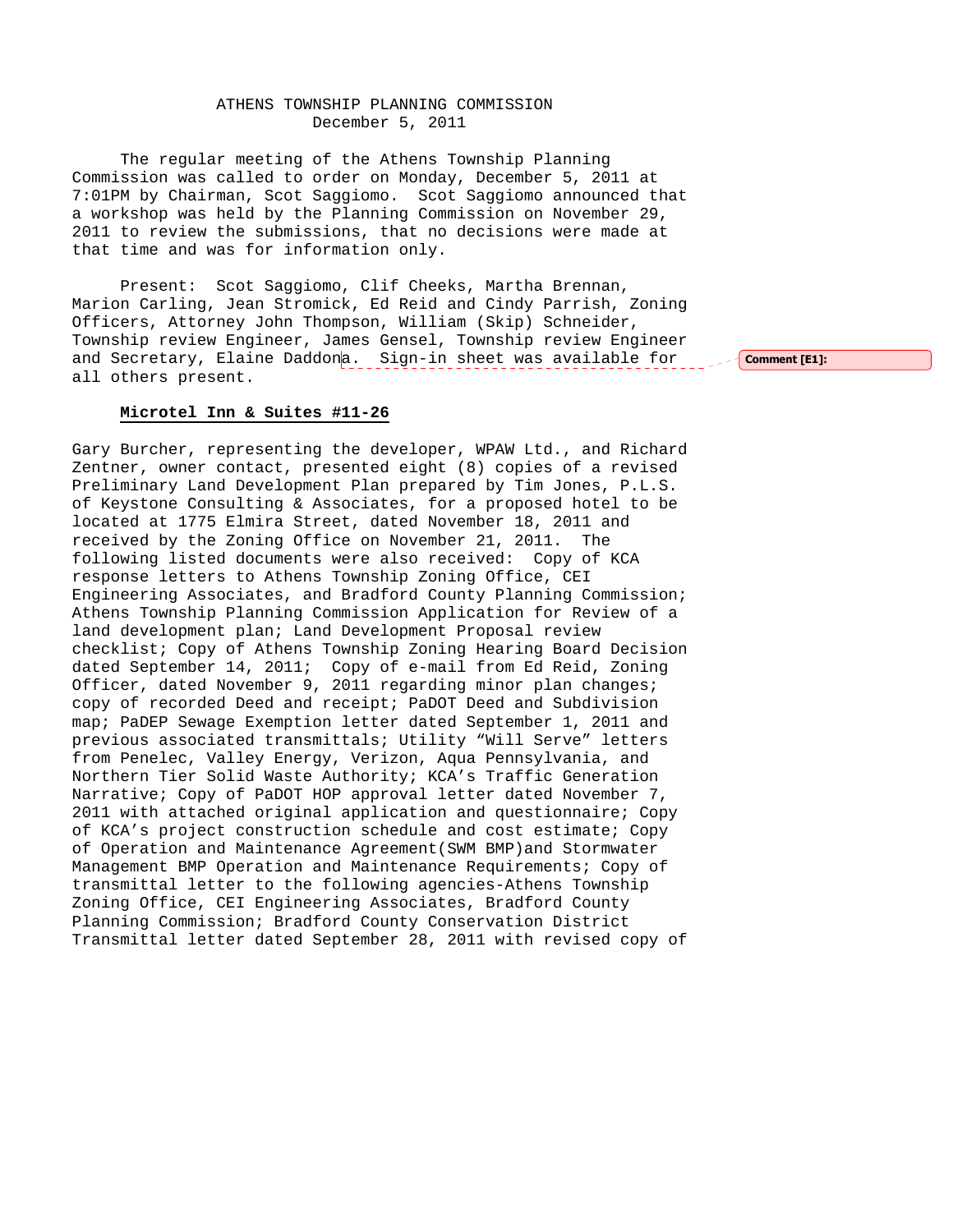ATHENS TOWNSHIP PLANNING COMMISSION
December 5, 2011

The regular meeting of the Athens Township Planning Commission was called to order on Monday, December 5, 2011 at 7:01PM by Chairman, Scot Saggiomo. Scot Saggiomo announced that a workshop was held by the Planning Commission on November 29, 2011 to review the submissions, that no decisions were made at that time and was for information only.

Present: Scot Saggiomo, Clif Cheeks, Martha Brennan, Marion Carling, Jean Stromick, Ed Reid and Cindy Parrish, Zoning Officers, Attorney John Thompson, William (Skip) Schneider, Township review Engineer, James Gensel, Township review Engineer and Secretary, Elaine Daddona. Sign-in sheet was available for all others present.

Comment [E1]:

**Microtel Inn & Suites #11-26**

Gary Burcher, representing the developer, WPAW Ltd., and Richard Zentner, owner contact, presented eight (8) copies of a revised Preliminary Land Development Plan prepared by Tim Jones, P.L.S. of Keystone Consulting & Associates, for a proposed hotel to be located at 1775 Elmira Street, dated November 18, 2011 and received by the Zoning Office on November 21, 2011. The following listed documents were also received: Copy of KCA response letters to Athens Township Zoning Office, CEI Engineering Associates, and Bradford County Planning Commission; Athens Township Planning Commission Application for Review of a land development plan; Land Development Proposal review checklist; Copy of Athens Township Zoning Hearing Board Decision dated September 14, 2011; Copy of e-mail from Ed Reid, Zoning Officer, dated November 9, 2011 regarding minor plan changes; copy of recorded Deed and receipt; PaDOT Deed and Subdivision map; PaDEP Sewage Exemption letter dated September 1, 2011 and previous associated transmittals; Utility "Will Serve" letters from Penelec, Valley Energy, Verizon, Aqua Pennsylvania, and Northern Tier Solid Waste Authority; KCA's Traffic Generation Narrative; Copy of PaDOT HOP approval letter dated November 7, 2011 with attached original application and questionnaire; Copy of KCA's project construction schedule and cost estimate; Copy of Operation and Maintenance Agreement(SWM BMP)and Stormwater Management BMP Operation and Maintenance Requirements; Copy of transmittal letter to the following agencies-Athens Township Zoning Office, CEI Engineering Associates, Bradford County Planning Commission; Bradford County Conservation District Transmittal letter dated September 28, 2011 with revised copy of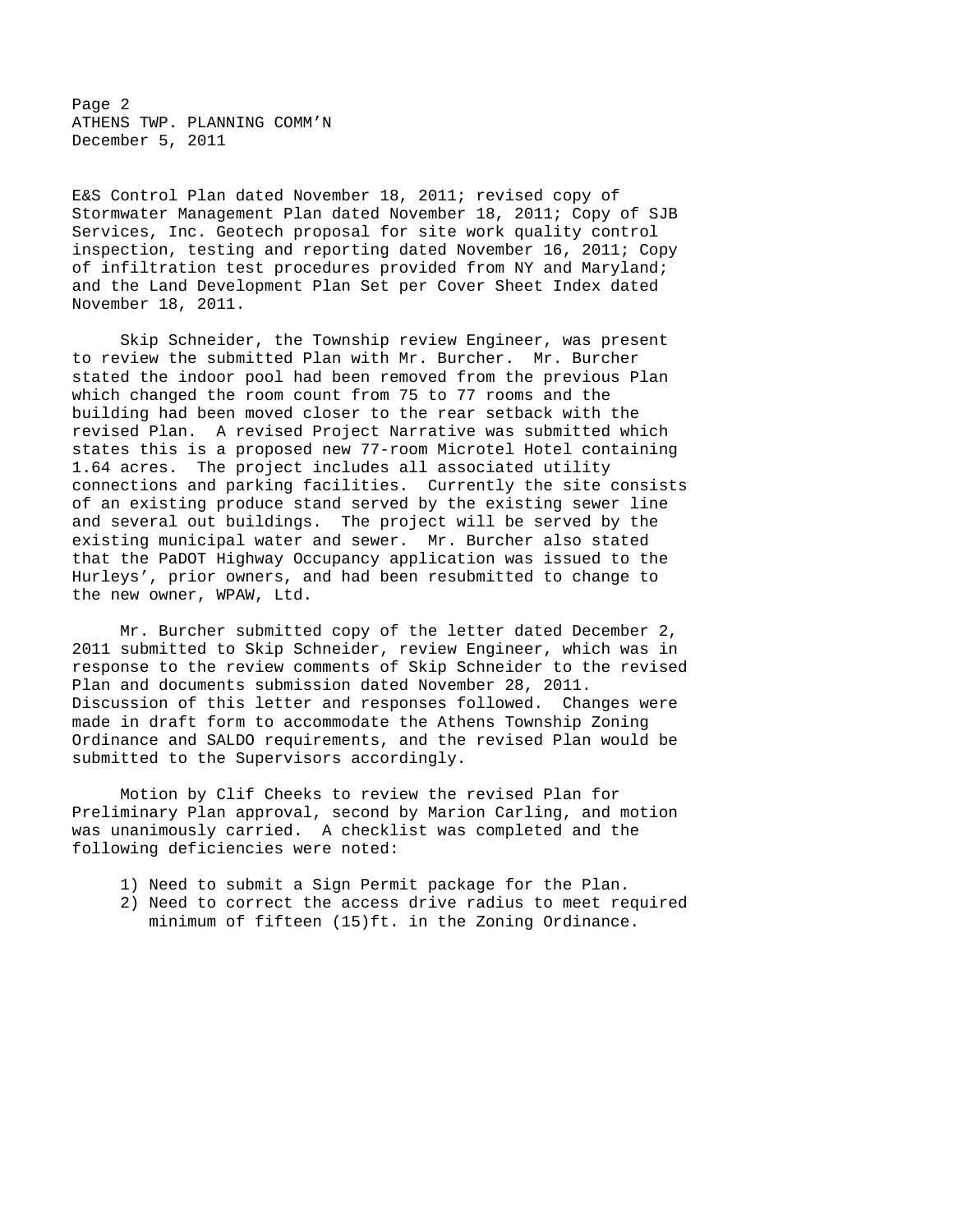E&S Control Plan dated November 18, 2011; revised copy of Stormwater Management Plan dated November 18, 2011; Copy of SJB Services, Inc. Geotech proposal for site work quality control inspection, testing and reporting dated November 16, 2011; Copy of infiltration test procedures provided from NY and Maryland; and the Land Development Plan Set per Cover Sheet Index dated November 18, 2011.

Skip Schneider, the Township review Engineer, was present to review the submitted Plan with Mr. Burcher. Mr. Burcher stated the indoor pool had been removed from the previous Plan which changed the room count from 75 to 77 rooms and the building had been moved closer to the rear setback with the revised Plan. A revised Project Narrative was submitted which states this is a proposed new 77-room Microtel Hotel containing 1.64 acres. The project includes all associated utility connections and parking facilities. Currently the site consists of an existing produce stand served by the existing sewer line and several out buildings. The project will be served by the existing municipal water and sewer. Mr. Burcher also stated that the PaDOT Highway Occupancy application was issued to the Hurleys', prior owners, and had been resubmitted to change to the new owner, WPAW, Ltd.

Mr. Burcher submitted copy of the letter dated December 2, 2011 submitted to Skip Schneider, review Engineer, which was in response to the review comments of Skip Schneider to the revised Plan and documents submission dated November 28, 2011. Discussion of this letter and responses followed. Changes were made in draft form to accommodate the Athens Township Zoning Ordinance and SALDO requirements, and the revised Plan would be submitted to the Supervisors accordingly.

Motion by Clif Cheeks to review the revised Plan for Preliminary Plan approval, second by Marion Carling, and motion was unanimously carried. A checklist was completed and the following deficiencies were noted:

1) Need to submit a Sign Permit package for the Plan.
2) Need to correct the access drive radius to meet required minimum of fifteen (15)ft. in the Zoning Ordinance.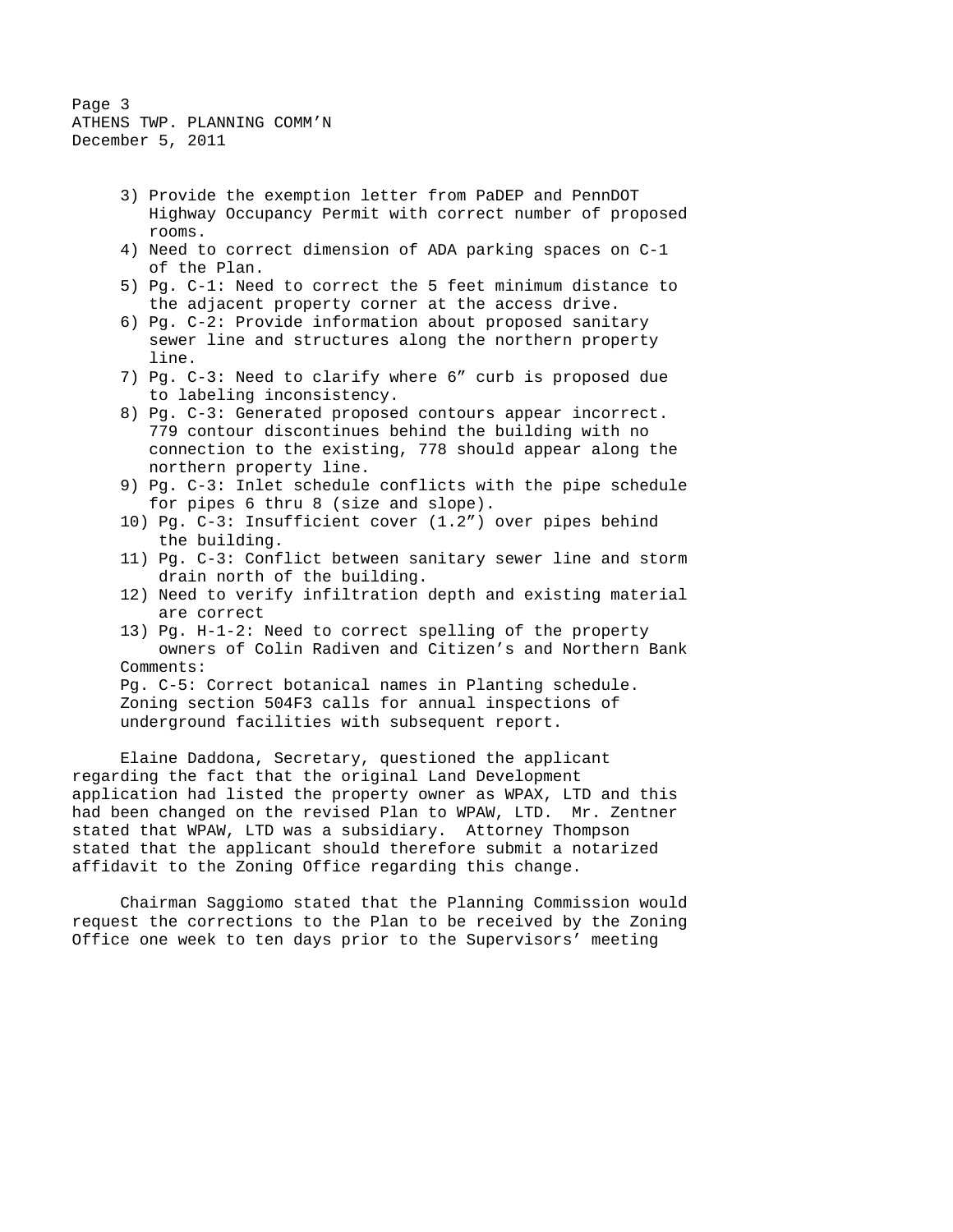3) Provide the exemption letter from PaDEP and PennDOT Highway Occupancy Permit with correct number of proposed rooms.
4) Need to correct dimension of ADA parking spaces on C-1 of the Plan.
5) Pg. C-1: Need to correct the 5 feet minimum distance to the adjacent property corner at the access drive.
6) Pg. C-2: Provide information about proposed sanitary sewer line and structures along the northern property line.
7) Pg. C-3: Need to clarify where 6" curb is proposed due to labeling inconsistency.
8) Pg. C-3: Generated proposed contours appear incorrect. 779 contour discontinues behind the building with no connection to the existing, 778 should appear along the northern property line.
9) Pg. C-3: Inlet schedule conflicts with the pipe schedule for pipes 6 thru 8 (size and slope).
10) Pg. C-3: Insufficient cover (1.2") over pipes behind the building.
11) Pg. C-3: Conflict between sanitary sewer line and storm drain north of the building.
12) Need to verify infiltration depth and existing material are correct
13) Pg. H-1-2: Need to correct spelling of the property owners of Colin Radiven and Citizen's and Northern Bank

Comments:
Pg. C-5: Correct botanical names in Planting schedule.
Zoning section 504F3 calls for annual inspections of underground facilities with subsequent report.

Elaine Daddona, Secretary, questioned the applicant regarding the fact that the original Land Development application had listed the property owner as WPAX, LTD and this had been changed on the revised Plan to WPAW, LTD. Mr. Zentner stated that WPAW, LTD was a subsidiary. Attorney Thompson stated that the applicant should therefore submit a notarized affidavit to the Zoning Office regarding this change.

Chairman Saggiomo stated that the Planning Commission would request the corrections to the Plan to be received by the Zoning Office one week to ten days prior to the Supervisors' meeting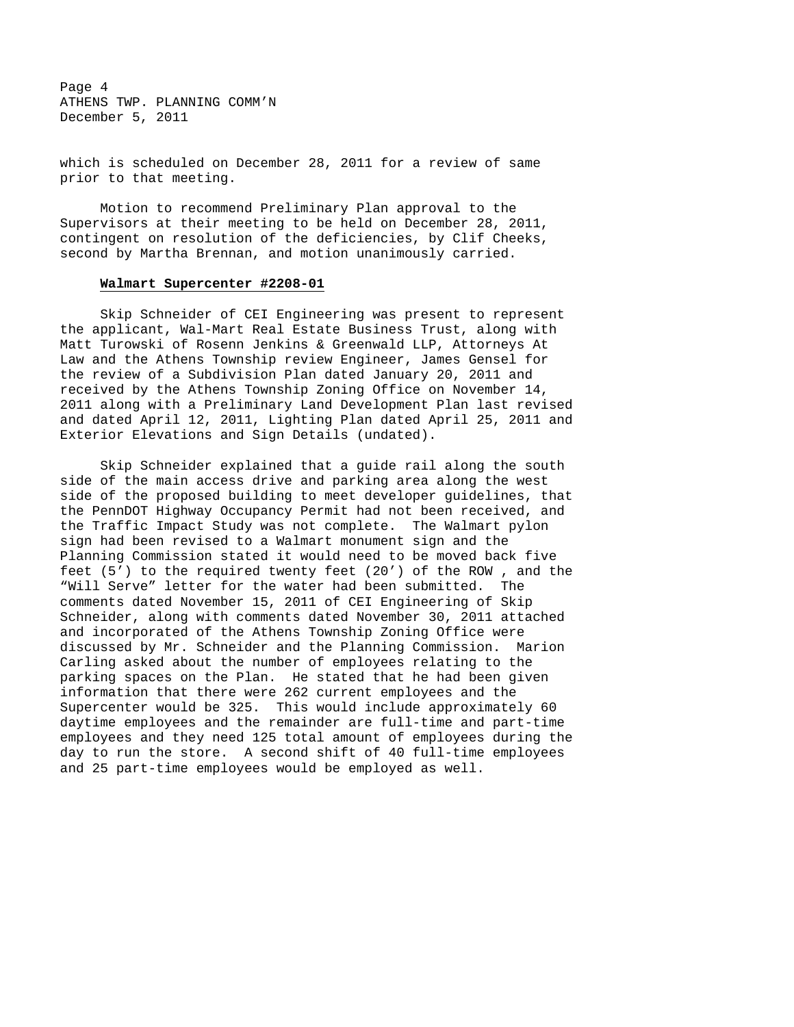which is scheduled on December 28, 2011 for a review of same prior to that meeting.

Motion to recommend Preliminary Plan approval to the Supervisors at their meeting to be held on December 28, 2011, contingent on resolution of the deficiencies, by Clif Cheeks, second by Martha Brennan, and motion unanimously carried.

**Walmart Supercenter #2208-01**

Skip Schneider of CEI Engineering was present to represent the applicant, Wal-Mart Real Estate Business Trust, along with Matt Turowski of Rosenn Jenkins & Greenwald LLP, Attorneys At Law and the Athens Township review Engineer, James Gensel for the review of a Subdivision Plan dated January 20, 2011 and received by the Athens Township Zoning Office on November 14, 2011 along with a Preliminary Land Development Plan last revised and dated April 12, 2011, Lighting Plan dated April 25, 2011 and Exterior Elevations and Sign Details (undated).

Skip Schneider explained that a guide rail along the south side of the main access drive and parking area along the west side of the proposed building to meet developer guidelines, that the PennDOT Highway Occupancy Permit had not been received, and the Traffic Impact Study was not complete. The Walmart pylon sign had been revised to a Walmart monument sign and the Planning Commission stated it would need to be moved back five feet (5') to the required twenty feet (20') of the ROW , and the "Will Serve" letter for the water had been submitted. The comments dated November 15, 2011 of CEI Engineering of Skip Schneider, along with comments dated November 30, 2011 attached and incorporated of the Athens Township Zoning Office were discussed by Mr. Schneider and the Planning Commission. Marion Carling asked about the number of employees relating to the parking spaces on the Plan. He stated that he had been given information that there were 262 current employees and the Supercenter would be 325. This would include approximately 60 daytime employees and the remainder are full-time and part-time employees and they need 125 total amount of employees during the day to run the store. A second shift of 40 full-time employees and 25 part-time employees would be employed as well.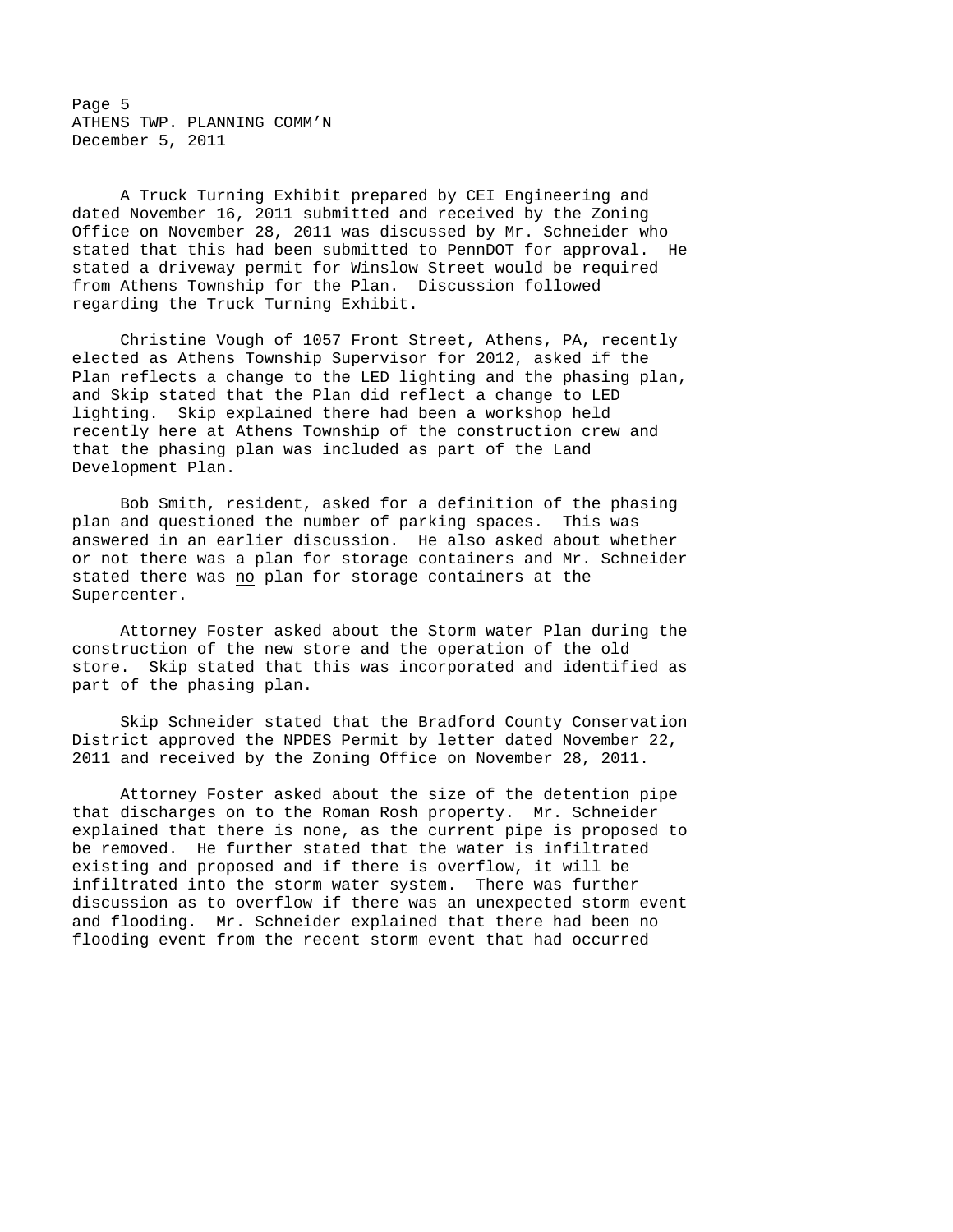A Truck Turning Exhibit prepared by CEI Engineering and dated November 16, 2011 submitted and received by the Zoning Office on November 28, 2011 was discussed by Mr. Schneider who stated that this had been submitted to PennDOT for approval. He stated a driveway permit for Winslow Street would be required from Athens Township for the Plan. Discussion followed regarding the Truck Turning Exhibit.

Christine Vough of 1057 Front Street, Athens, PA, recently elected as Athens Township Supervisor for 2012, asked if the Plan reflects a change to the LED lighting and the phasing plan, and Skip stated that the Plan did reflect a change to LED lighting. Skip explained there had been a workshop held recently here at Athens Township of the construction crew and that the phasing plan was included as part of the Land Development Plan.

Bob Smith, resident, asked for a definition of the phasing plan and questioned the number of parking spaces. This was answered in an earlier discussion. He also asked about whether or not there was a plan for storage containers and Mr. Schneider stated there was <u>no</u> plan for storage containers at the Supercenter.

Attorney Foster asked about the Storm water Plan during the construction of the new store and the operation of the old store. Skip stated that this was incorporated and identified as part of the phasing plan.

Skip Schneider stated that the Bradford County Conservation District approved the NPDES Permit by letter dated November 22, 2011 and received by the Zoning Office on November 28, 2011.

Attorney Foster asked about the size of the detention pipe that discharges on to the Roman Rosh property. Mr. Schneider explained that there is none, as the current pipe is proposed to be removed. He further stated that the water is infiltrated existing and proposed and if there is overflow, it will be infiltrated into the storm water system. There was further discussion as to overflow if there was an unexpected storm event and flooding. Mr. Schneider explained that there had been no flooding event from the recent storm event that had occurred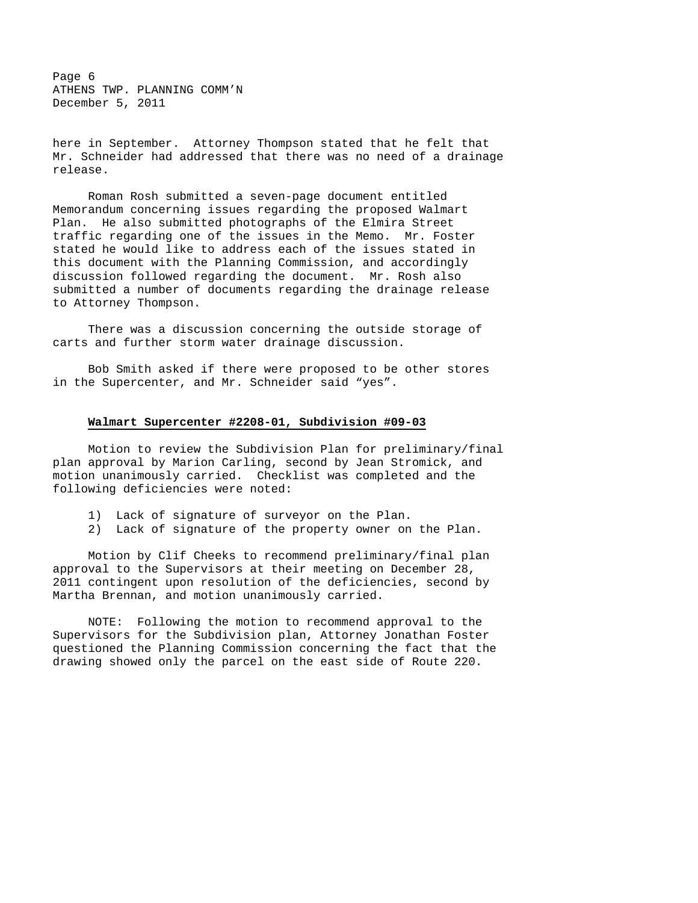here in September. Attorney Thompson stated that he felt that Mr. Schneider had addressed that there was no need of a drainage release.

Roman Rosh submitted a seven-page document entitled Memorandum concerning issues regarding the proposed Walmart Plan. He also submitted photographs of the Elmira Street traffic regarding one of the issues in the Memo. Mr. Foster stated he would like to address each of the issues stated in this document with the Planning Commission, and accordingly discussion followed regarding the document. Mr. Rosh also submitted a number of documents regarding the drainage release to Attorney Thompson.

There was a discussion concerning the outside storage of carts and further storm water drainage discussion.

Bob Smith asked if there were proposed to be other stores in the Supercenter, and Mr. Schneider said "yes".

**Walmart Supercenter #2208-01, Subdivision #09-03**

Motion to review the Subdivision Plan for preliminary/final plan approval by Marion Carling, second by Jean Stromick, and motion unanimously carried. Checklist was completed and the following deficiencies were noted:

1) Lack of signature of surveyor on the Plan.
2) Lack of signature of the property owner on the Plan.

Motion by Clif Cheeks to recommend preliminary/final plan approval to the Supervisors at their meeting on December 28, 2011 contingent upon resolution of the deficiencies, second by Martha Brennan, and motion unanimously carried.

NOTE: Following the motion to recommend approval to the Supervisors for the Subdivision plan, Attorney Jonathan Foster questioned the Planning Commission concerning the fact that the drawing showed only the parcel on the east side of Route 220.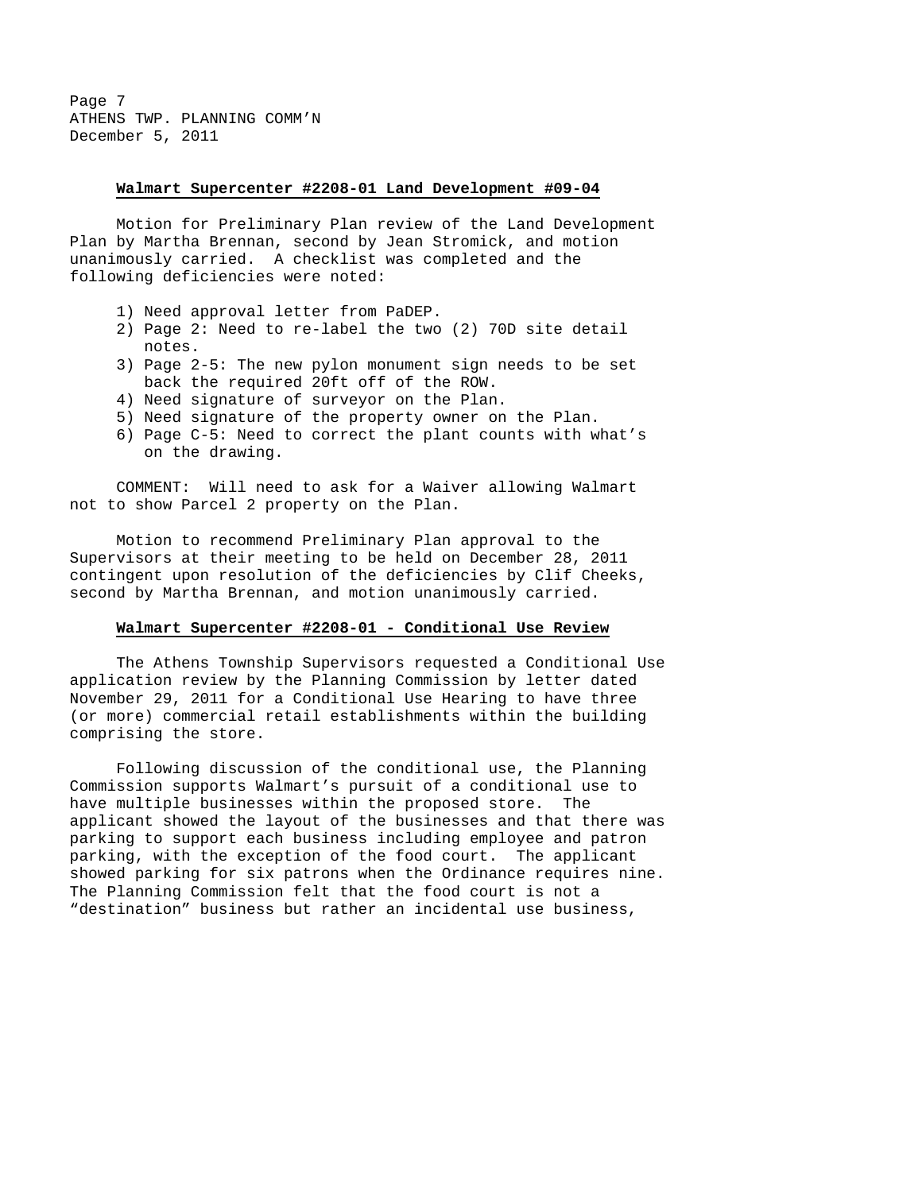**Walmart Supercenter #2208-01 Land Development #09-04**

Motion for Preliminary Plan review of the Land Development Plan by Martha Brennan, second by Jean Stromick, and motion unanimously carried. A checklist was completed and the following deficiencies were noted:

1) Need approval letter from PaDEP.
2) Page 2: Need to re-label the two (2) 70D site detail notes.
3) Page 2-5: The new pylon monument sign needs to be set back the required 20ft off of the ROW.
4) Need signature of surveyor on the Plan.
5) Need signature of the property owner on the Plan.
6) Page C-5: Need to correct the plant counts with what's on the drawing.

COMMENT: Will need to ask for a Waiver allowing Walmart not to show Parcel 2 property on the Plan.

Motion to recommend Preliminary Plan approval to the Supervisors at their meeting to be held on December 28, 2011 contingent upon resolution of the deficiencies by Clif Cheeks, second by Martha Brennan, and motion unanimously carried.

**Walmart Supercenter #2208-01 - Conditional Use Review**

The Athens Township Supervisors requested a Conditional Use application review by the Planning Commission by letter dated November 29, 2011 for a Conditional Use Hearing to have three (or more) commercial retail establishments within the building comprising the store.

Following discussion of the conditional use, the Planning Commission supports Walmart's pursuit of a conditional use to have multiple businesses within the proposed store. The applicant showed the layout of the businesses and that there was parking to support each business including employee and patron parking, with the exception of the food court. The applicant showed parking for six patrons when the Ordinance requires nine. The Planning Commission felt that the food court is not a "destination" business but rather an incidental use business,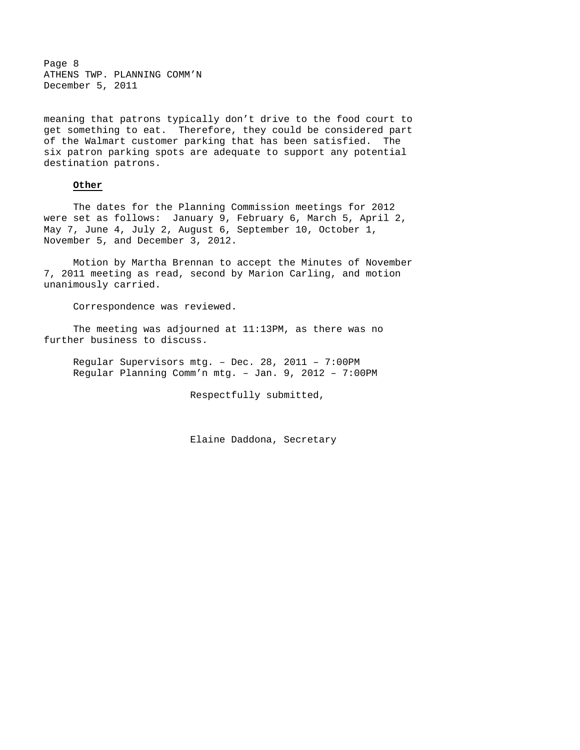meaning that patrons typically don't drive to the food court to get something to eat. Therefore, they could be considered part of the Walmart customer parking that has been satisfied. The six patron parking spots are adequate to support any potential destination patrons.

**Other**

The dates for the Planning Commission meetings for 2012 were set as follows: January 9, February 6, March 5, April 2, May 7, June 4, July 2, August 6, September 10, October 1, November 5, and December 3, 2012.

Motion by Martha Brennan to accept the Minutes of November 7, 2011 meeting as read, second by Marion Carling, and motion unanimously carried.

Correspondence was reviewed.

The meeting was adjourned at 11:13PM, as there was no further business to discuss.

Regular Supervisors mtg. – Dec. 28, 2011 – 7:00PM
Regular Planning Comm'n mtg. – Jan. 9, 2012 – 7:00PM

Respectfully submitted,

Elaine Daddona, Secretary